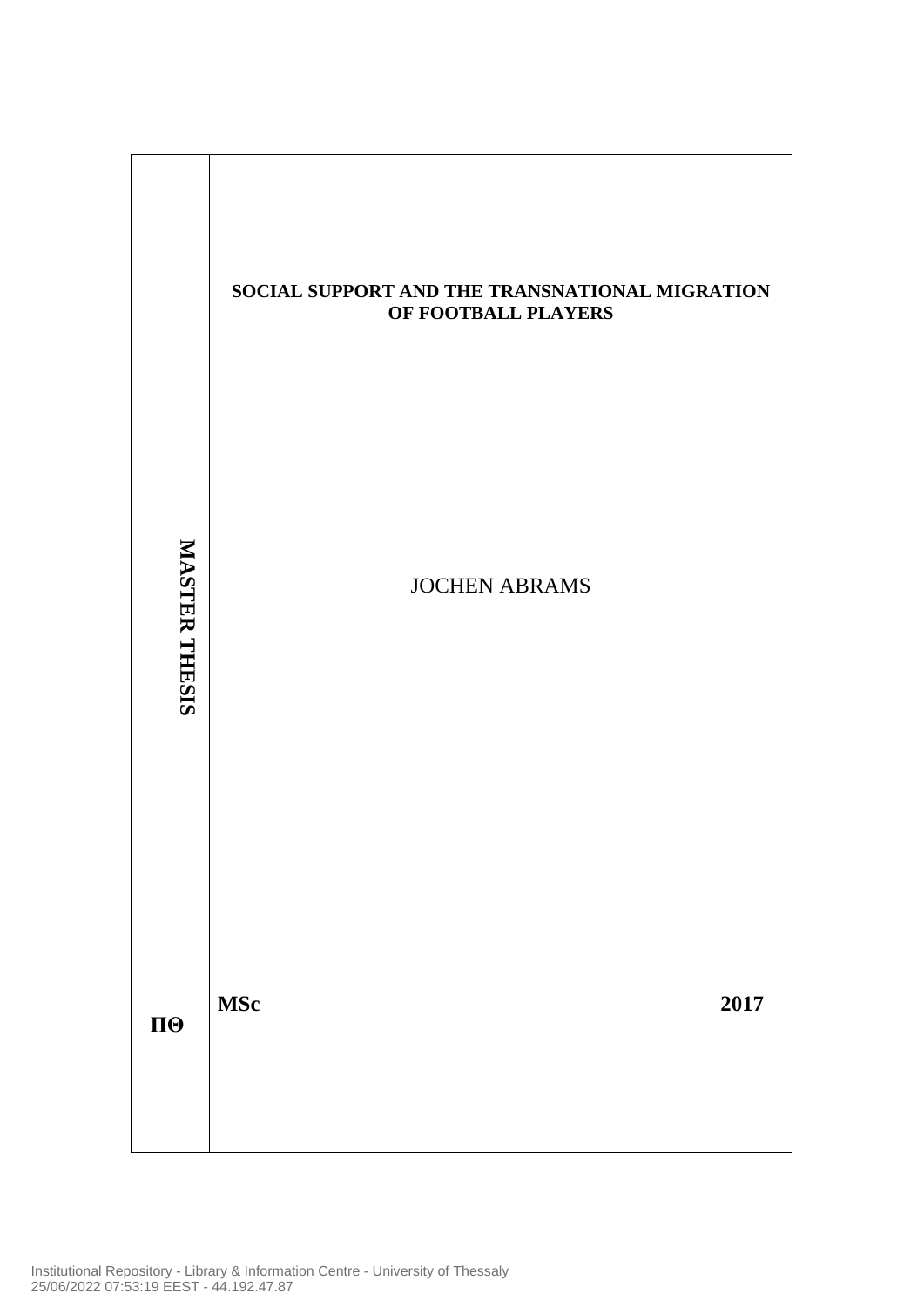**MASTER THESIS**

# SOCIAL SUPPORT AND THE TRANSNATIONAL MIGRATION OF FOOTBALL PLAYERS

JOCHEN ABRAMS

**MSc** **2017**

**ΠΘ**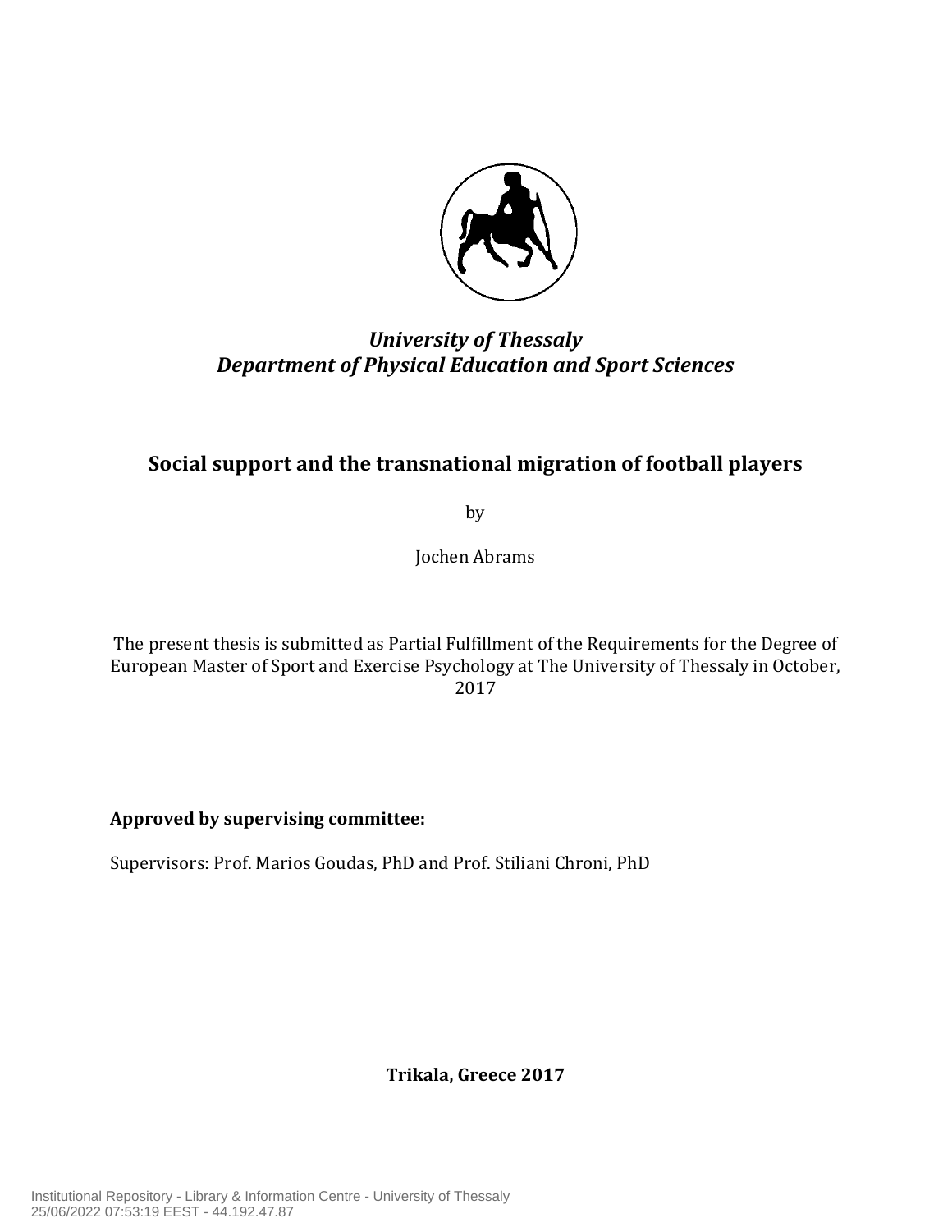*University of Thessaly*
*Department of Physical Education and Sport Sciences*

# Social support and the transnational migration of football players

by

Jochen Abrams

The present thesis is submitted as Partial Fulfillment of the Requirements for the Degree of European Master of Sport and Exercise Psychology at The University of Thessaly in October, 2017

**Approved by supervising committee:**

Supervisors: Prof. Marios Goudas, PhD and Prof. Stiliani Chroni, PhD

**Trikala, Greece 2017**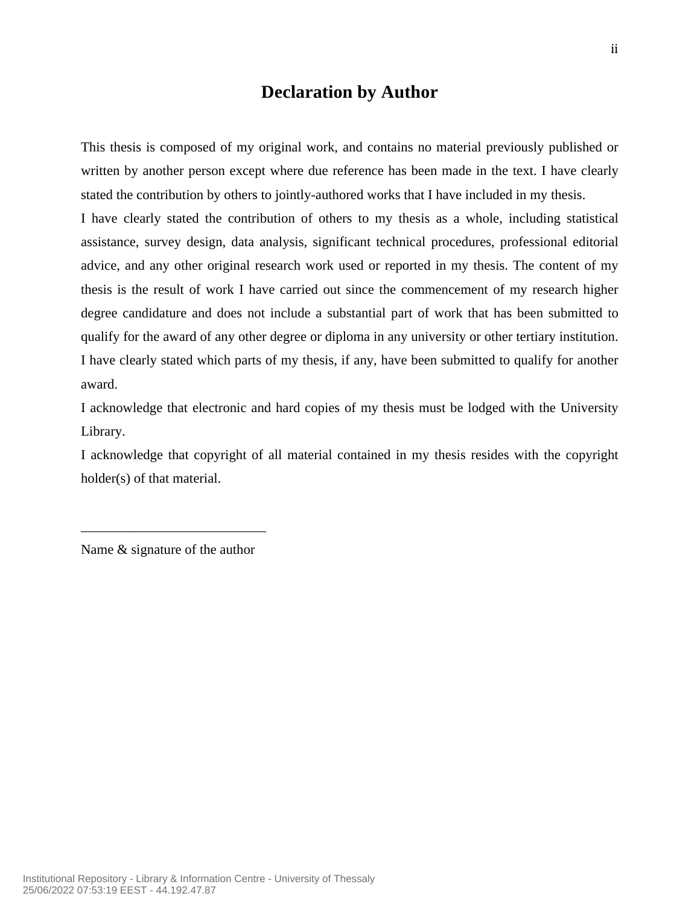# Declaration by Author

This thesis is composed of my original work, and contains no material previously published or written by another person except where due reference has been made in the text. I have clearly stated the contribution by others to jointly-authored works that I have included in my thesis.

I have clearly stated the contribution of others to my thesis as a whole, including statistical assistance, survey design, data analysis, significant technical procedures, professional editorial advice, and any other original research work used or reported in my thesis. The content of my thesis is the result of work I have carried out since the commencement of my research higher degree candidature and does not include a substantial part of work that has been submitted to qualify for the award of any other degree or diploma in any university or other tertiary institution. I have clearly stated which parts of my thesis, if any, have been submitted to qualify for another award.

I acknowledge that electronic and hard copies of my thesis must be lodged with the University Library.

I acknowledge that copyright of all material contained in my thesis resides with the copyright holder(s) of that material.

___________________________

Name & signature of the author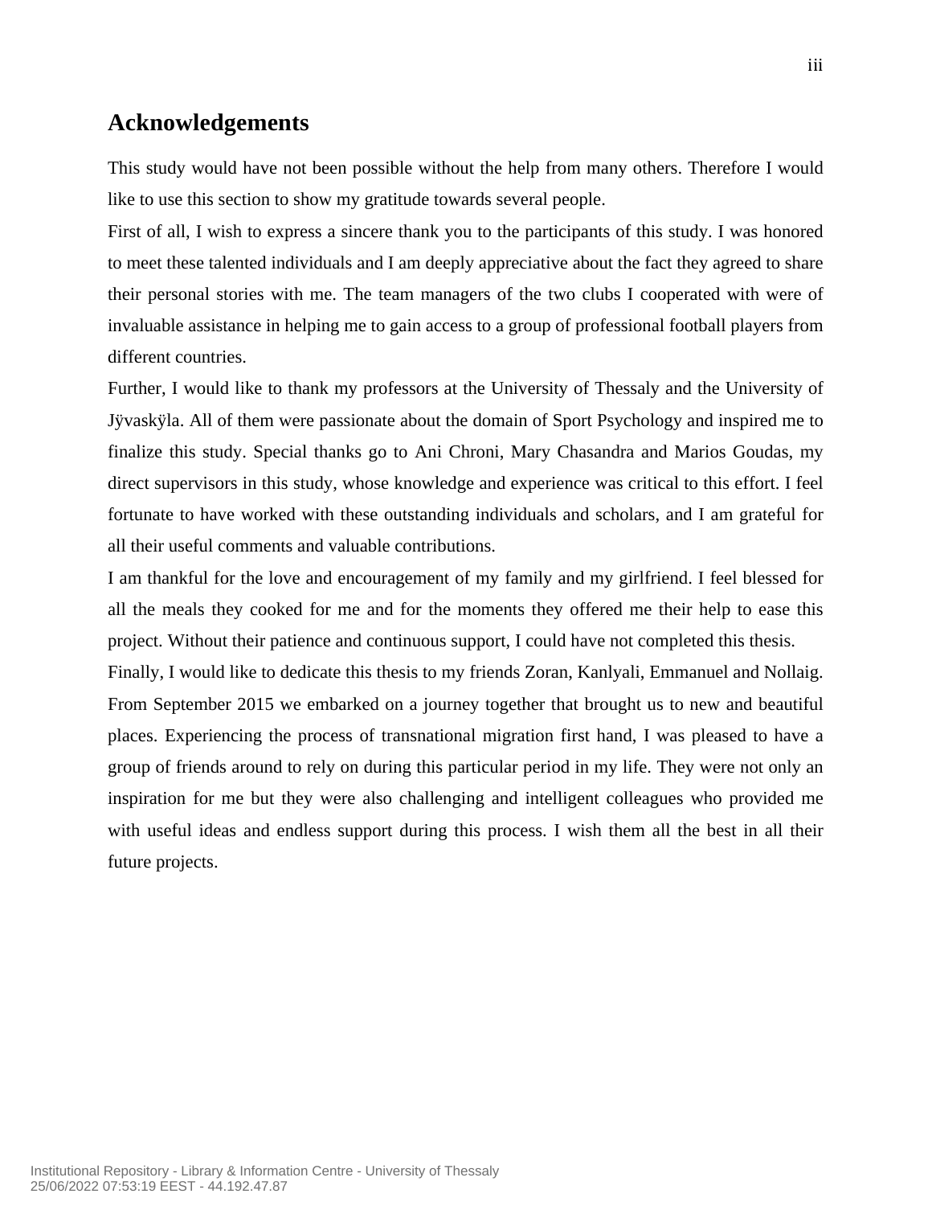## Acknowledgements

This study would have not been possible without the help from many others. Therefore I would like to use this section to show my gratitude towards several people.

First of all, I wish to express a sincere thank you to the participants of this study. I was honored to meet these talented individuals and I am deeply appreciative about the fact they agreed to share their personal stories with me. The team managers of the two clubs I cooperated with were of invaluable assistance in helping me to gain access to a group of professional football players from different countries.

Further, I would like to thank my professors at the University of Thessaly and the University of Jÿvaskÿla. All of them were passionate about the domain of Sport Psychology and inspired me to finalize this study. Special thanks go to Ani Chroni, Mary Chasandra and Marios Goudas, my direct supervisors in this study, whose knowledge and experience was critical to this effort. I feel fortunate to have worked with these outstanding individuals and scholars, and I am grateful for all their useful comments and valuable contributions.

I am thankful for the love and encouragement of my family and my girlfriend. I feel blessed for all the meals they cooked for me and for the moments they offered me their help to ease this project. Without their patience and continuous support, I could have not completed this thesis.

Finally, I would like to dedicate this thesis to my friends Zoran, Kanlyali, Emmanuel and Nollaig. From September 2015 we embarked on a journey together that brought us to new and beautiful places. Experiencing the process of transnational migration first hand, I was pleased to have a group of friends around to rely on during this particular period in my life. They were not only an inspiration for me but they were also challenging and intelligent colleagues who provided me with useful ideas and endless support during this process. I wish them all the best in all their future projects.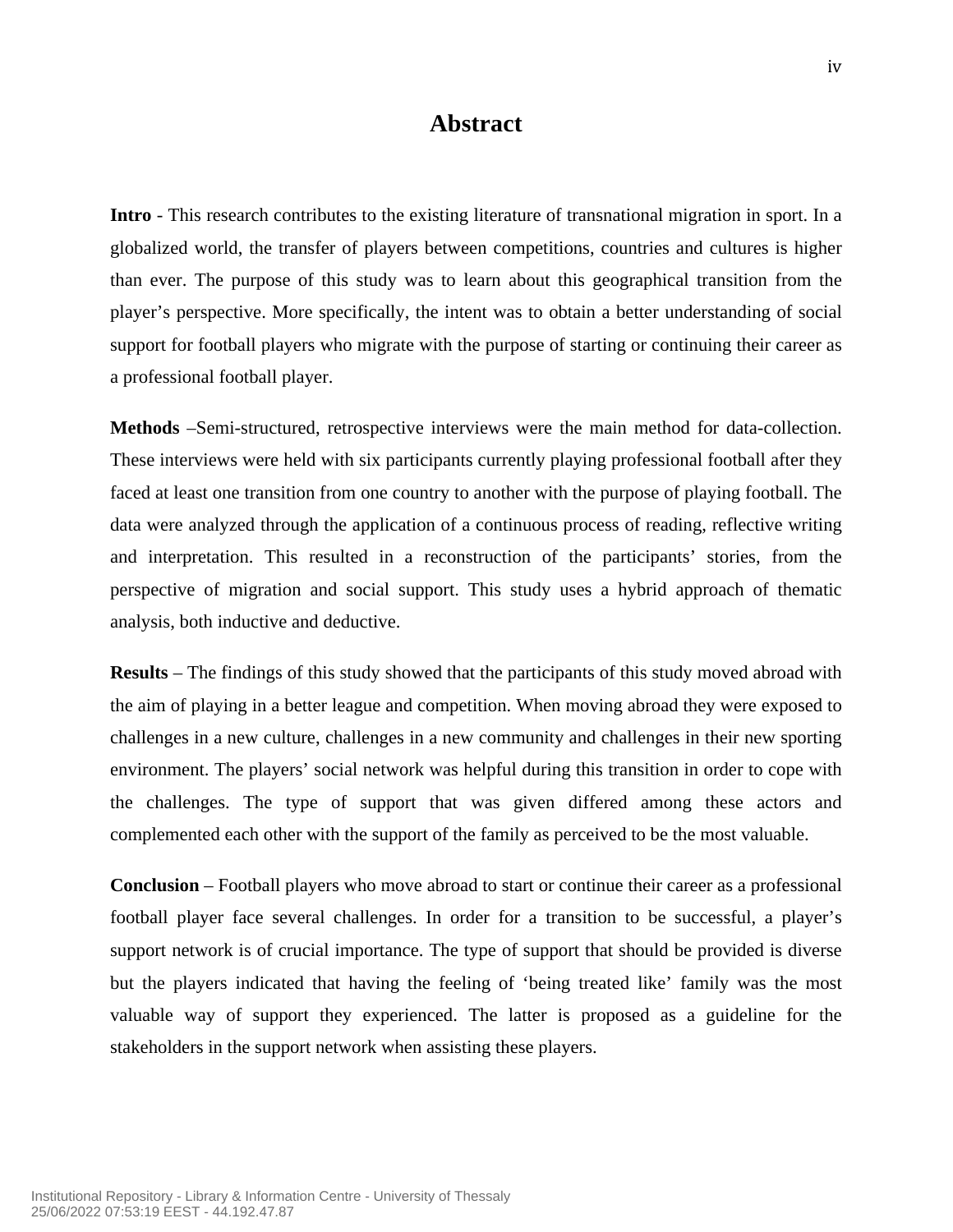# Abstract

**Intro** - This research contributes to the existing literature of transnational migration in sport. In a globalized world, the transfer of players between competitions, countries and cultures is higher than ever. The purpose of this study was to learn about this geographical transition from the player's perspective. More specifically, the intent was to obtain a better understanding of social support for football players who migrate with the purpose of starting or continuing their career as a professional football player.

**Methods** –Semi-structured, retrospective interviews were the main method for data-collection. These interviews were held with six participants currently playing professional football after they faced at least one transition from one country to another with the purpose of playing football. The data were analyzed through the application of a continuous process of reading, reflective writing and interpretation. This resulted in a reconstruction of the participants' stories, from the perspective of migration and social support. This study uses a hybrid approach of thematic analysis, both inductive and deductive.

**Results** – The findings of this study showed that the participants of this study moved abroad with the aim of playing in a better league and competition. When moving abroad they were exposed to challenges in a new culture, challenges in a new community and challenges in their new sporting environment. The players' social network was helpful during this transition in order to cope with the challenges. The type of support that was given differed among these actors and complemented each other with the support of the family as perceived to be the most valuable.

**Conclusion** – Football players who move abroad to start or continue their career as a professional football player face several challenges. In order for a transition to be successful, a player's support network is of crucial importance. The type of support that should be provided is diverse but the players indicated that having the feeling of 'being treated like' family was the most valuable way of support they experienced. The latter is proposed as a guideline for the stakeholders in the support network when assisting these players.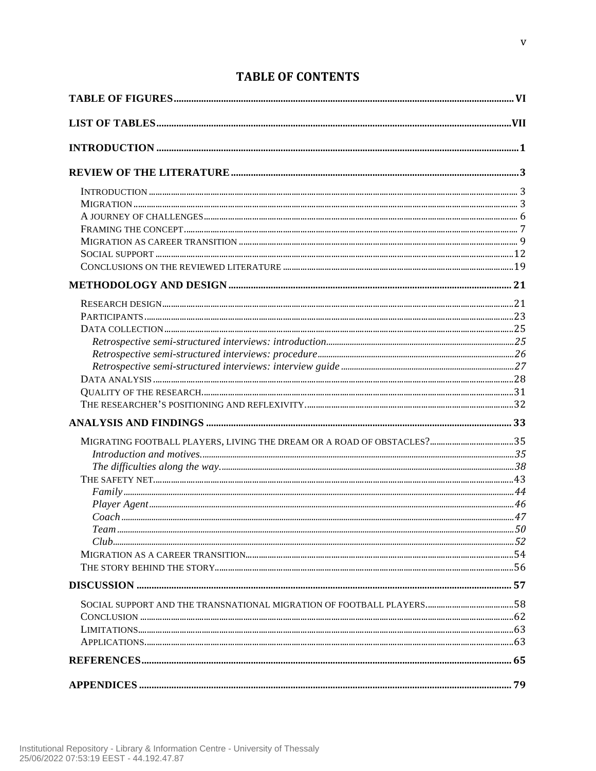# TABLE OF CONTENTS

**TABLE OF FIGURES** ..... VI

**LIST OF TABLES** ..... VII

**INTRODUCTION** ..... 1

**REVIEW OF THE LITERATURE** ..... 3

- INTRODUCTION ..... 3
- MIGRATION ..... 3
- A JOURNEY OF CHALLENGES ..... 6
- FRAMING THE CONCEPT ..... 7
- MIGRATION AS CAREER TRANSITION ..... 9
- SOCIAL SUPPORT ..... 12
- CONCLUSIONS ON THE REVIEWED LITERATURE ..... 19

**METHODOLOGY AND DESIGN** ..... 21

- RESEARCH DESIGN ..... 21
- PARTICIPANTS ..... 23
- DATA COLLECTION ..... 25
  - *Retrospective semi-structured interviews: introduction* ..... 25
  - *Retrospective semi-structured interviews: procedure* ..... 26
  - *Retrospective semi-structured interviews: interview guide* ..... 27
- DATA ANALYSIS ..... 28
- QUALITY OF THE RESEARCH ..... 31
- THE RESEARCHER'S POSITIONING AND REFLEXIVITY ..... 32

**ANALYSIS AND FINDINGS** ..... 33

- MIGRATING FOOTBALL PLAYERS, LIVING THE DREAM OR A ROAD OF OBSTACLES? ..... 35
  - *Introduction and motives.* ..... 35
  - *The difficulties along the way.* ..... 38
- THE SAFETY NET ..... 43
  - *Family* ..... 44
  - *Player Agent* ..... 46
  - *Coach* ..... 47
  - *Team* ..... 50
  - *Club* ..... 52
- MIGRATION AS A CAREER TRANSITION ..... 54
- THE STORY BEHIND THE STORY ..... 56

**DISCUSSION** ..... 57

- SOCIAL SUPPORT AND THE TRANSNATIONAL MIGRATION OF FOOTBALL PLAYERS ..... 58
- CONCLUSION ..... 62
- LIMITATIONS ..... 63
- APPLICATIONS ..... 63

**REFERENCES** ..... 65

**APPENDICES** ..... 79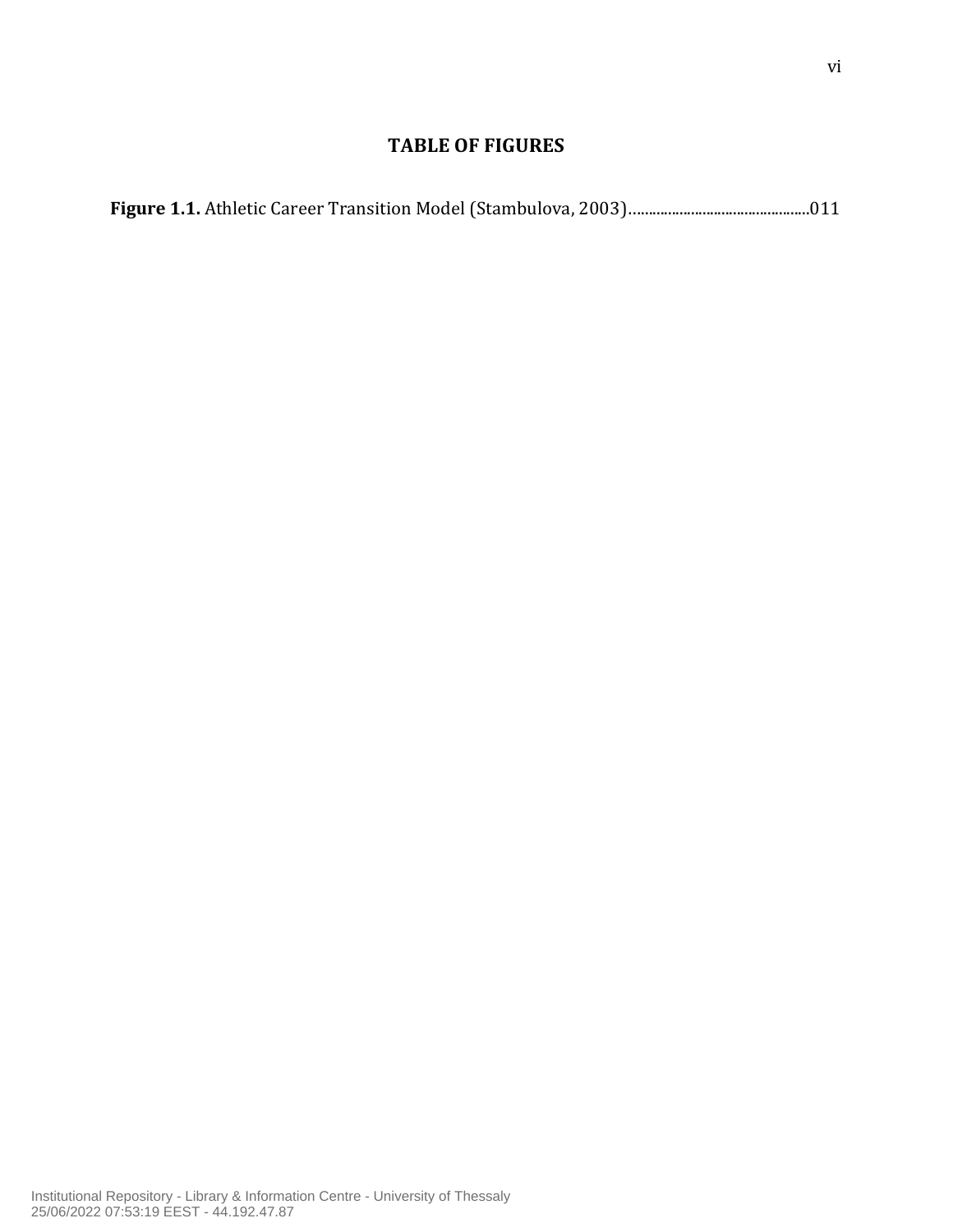# TABLE OF FIGURES

**Figure 1.1.** Athletic Career Transition Model (Stambulova, 2003)..............................................011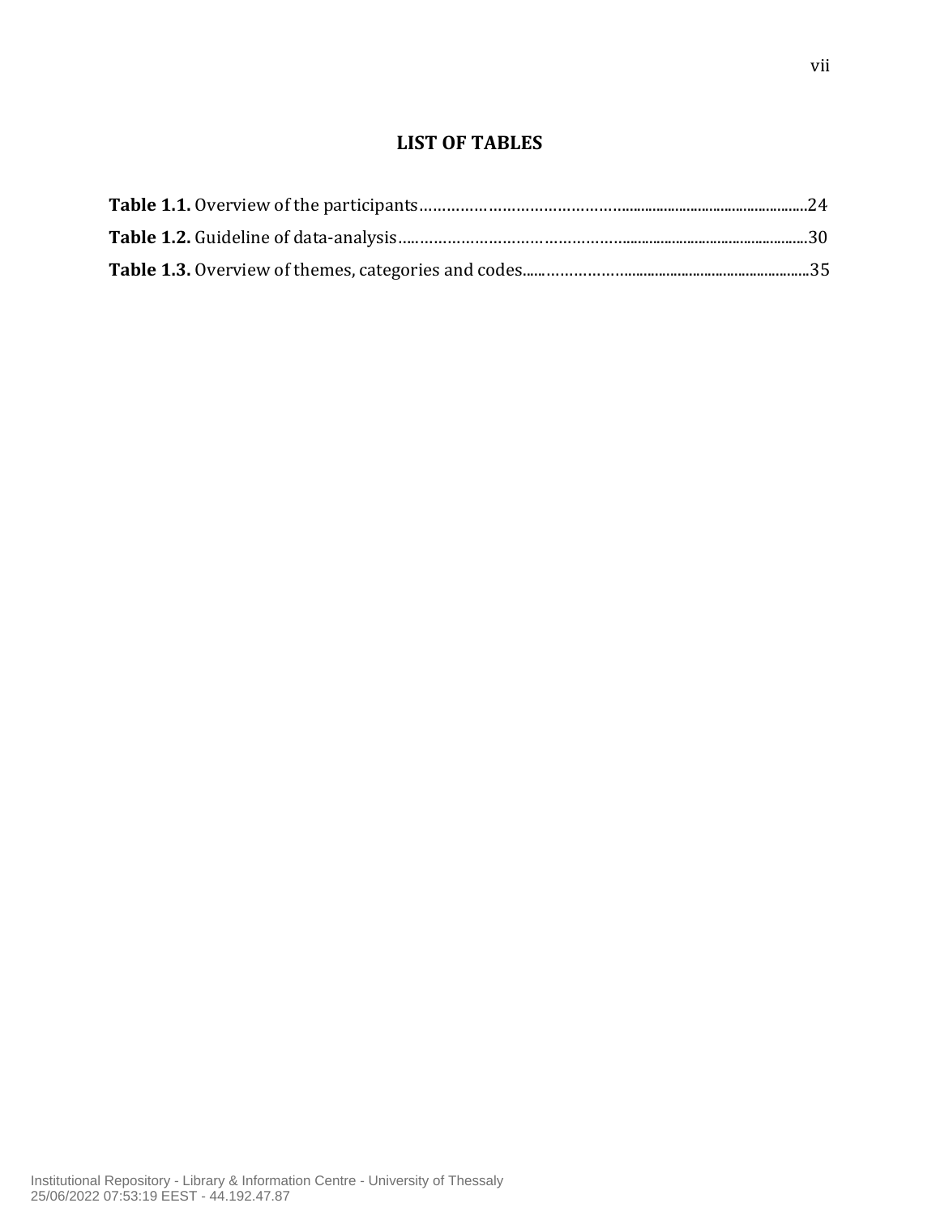## LIST OF TABLES

**Table 1.1.** Overview of the participants....................................................................................24

**Table 1.2.** Guideline of data-analysis.........................................................................................30

**Table 1.3.** Overview of themes, categories and codes..............................................................35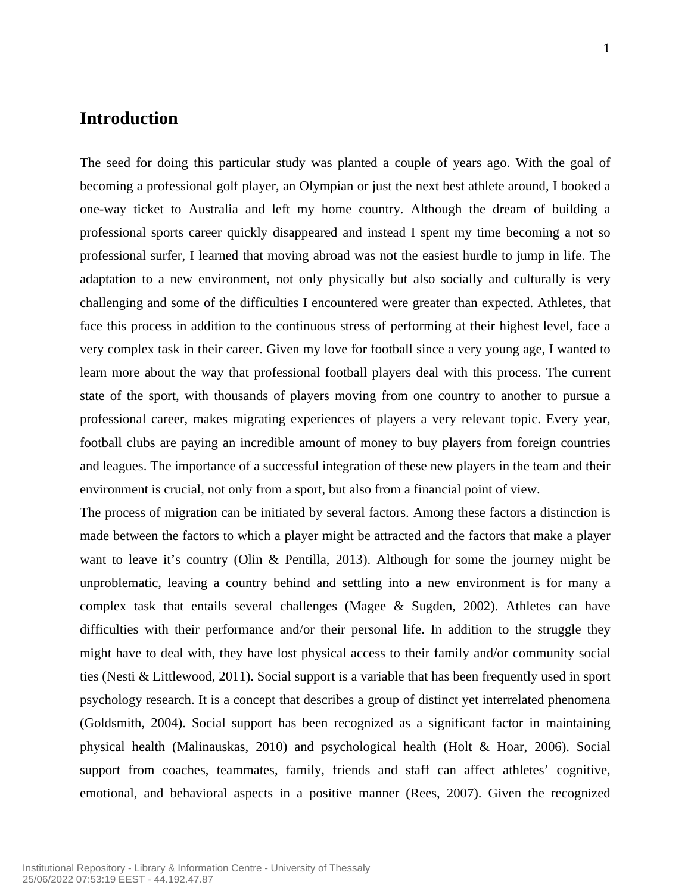# Introduction

The seed for doing this particular study was planted a couple of years ago. With the goal of becoming a professional golf player, an Olympian or just the next best athlete around, I booked a one-way ticket to Australia and left my home country. Although the dream of building a professional sports career quickly disappeared and instead I spent my time becoming a not so professional surfer, I learned that moving abroad was not the easiest hurdle to jump in life. The adaptation to a new environment, not only physically but also socially and culturally is very challenging and some of the difficulties I encountered were greater than expected. Athletes, that face this process in addition to the continuous stress of performing at their highest level, face a very complex task in their career. Given my love for football since a very young age, I wanted to learn more about the way that professional football players deal with this process. The current state of the sport, with thousands of players moving from one country to another to pursue a professional career, makes migrating experiences of players a very relevant topic. Every year, football clubs are paying an incredible amount of money to buy players from foreign countries and leagues. The importance of a successful integration of these new players in the team and their environment is crucial, not only from a sport, but also from a financial point of view.

The process of migration can be initiated by several factors. Among these factors a distinction is made between the factors to which a player might be attracted and the factors that make a player want to leave it's country (Olin & Pentilla, 2013). Although for some the journey might be unproblematic, leaving a country behind and settling into a new environment is for many a complex task that entails several challenges (Magee & Sugden, 2002). Athletes can have difficulties with their performance and/or their personal life. In addition to the struggle they might have to deal with, they have lost physical access to their family and/or community social ties (Nesti & Littlewood, 2011). Social support is a variable that has been frequently used in sport psychology research. It is a concept that describes a group of distinct yet interrelated phenomena (Goldsmith, 2004). Social support has been recognized as a significant factor in maintaining physical health (Malinauskas, 2010) and psychological health (Holt & Hoar, 2006). Social support from coaches, teammates, family, friends and staff can affect athletes' cognitive, emotional, and behavioral aspects in a positive manner (Rees, 2007). Given the recognized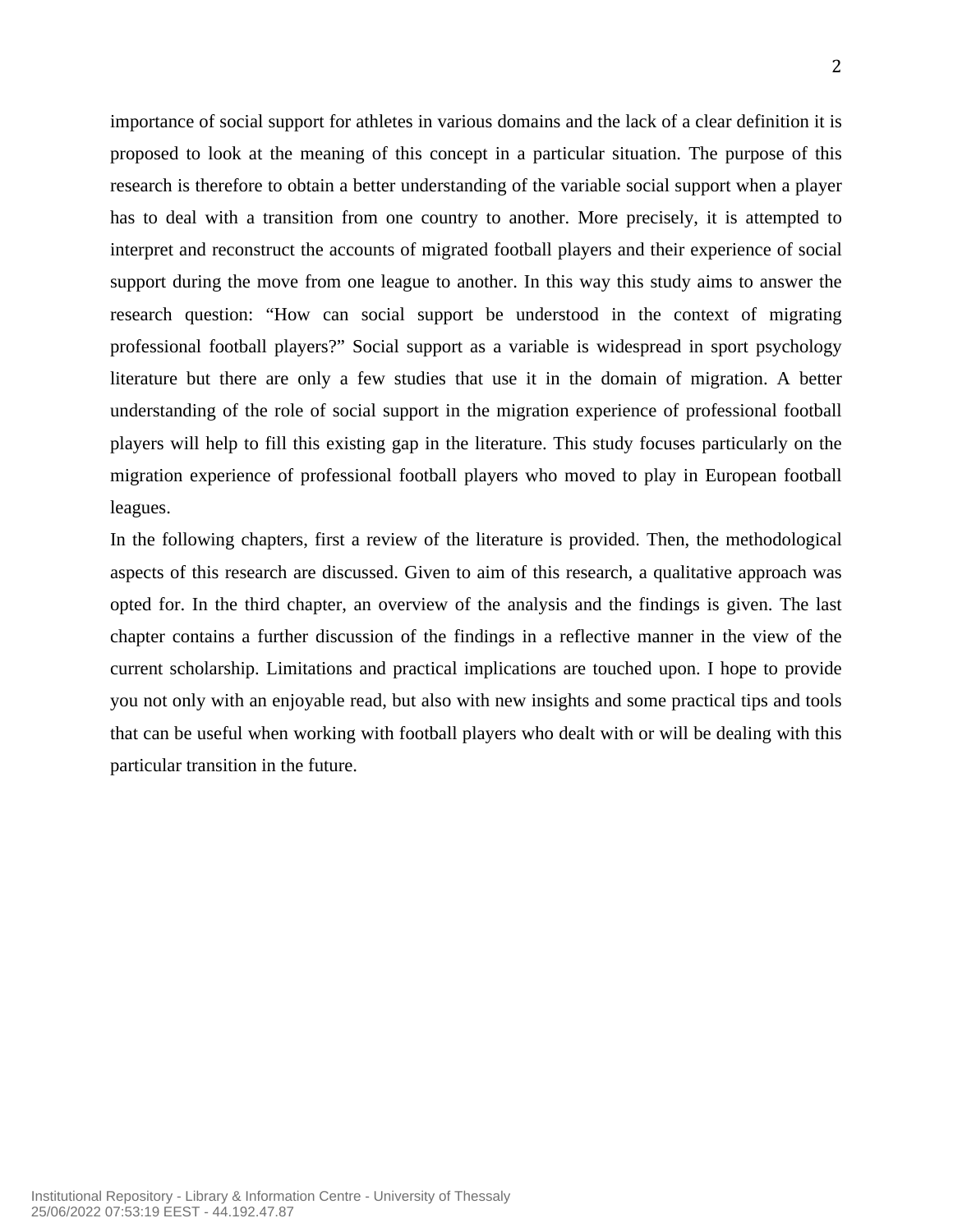importance of social support for athletes in various domains and the lack of a clear definition it is proposed to look at the meaning of this concept in a particular situation. The purpose of this research is therefore to obtain a better understanding of the variable social support when a player has to deal with a transition from one country to another. More precisely, it is attempted to interpret and reconstruct the accounts of migrated football players and their experience of social support during the move from one league to another. In this way this study aims to answer the research question: "How can social support be understood in the context of migrating professional football players?" Social support as a variable is widespread in sport psychology literature but there are only a few studies that use it in the domain of migration. A better understanding of the role of social support in the migration experience of professional football players will help to fill this existing gap in the literature. This study focuses particularly on the migration experience of professional football players who moved to play in European football leagues.

In the following chapters, first a review of the literature is provided. Then, the methodological aspects of this research are discussed. Given to aim of this research, a qualitative approach was opted for. In the third chapter, an overview of the analysis and the findings is given. The last chapter contains a further discussion of the findings in a reflective manner in the view of the current scholarship. Limitations and practical implications are touched upon. I hope to provide you not only with an enjoyable read, but also with new insights and some practical tips and tools that can be useful when working with football players who dealt with or will be dealing with this particular transition in the future.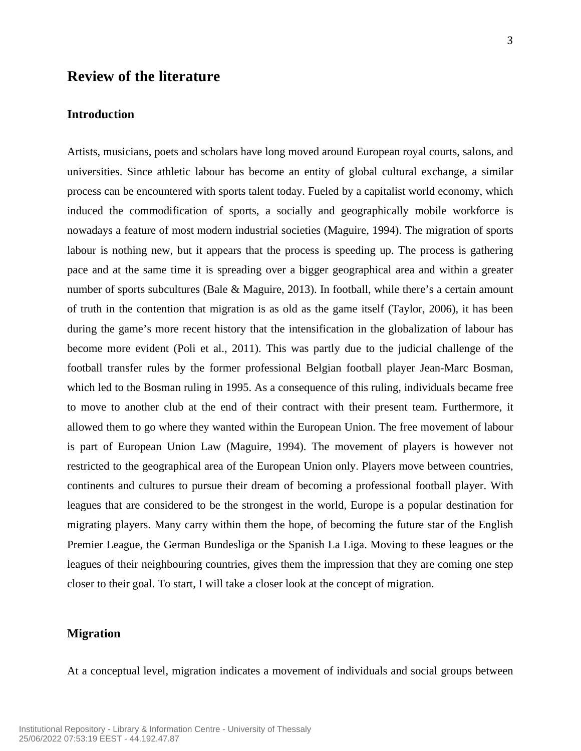## Review of the literature

### Introduction

Artists, musicians, poets and scholars have long moved around European royal courts, salons, and universities. Since athletic labour has become an entity of global cultural exchange, a similar process can be encountered with sports talent today. Fueled by a capitalist world economy, which induced the commodification of sports, a socially and geographically mobile workforce is nowadays a feature of most modern industrial societies (Maguire, 1994). The migration of sports labour is nothing new, but it appears that the process is speeding up. The process is gathering pace and at the same time it is spreading over a bigger geographical area and within a greater number of sports subcultures (Bale & Maguire, 2013). In football, while there's a certain amount of truth in the contention that migration is as old as the game itself (Taylor, 2006), it has been during the game's more recent history that the intensification in the globalization of labour has become more evident (Poli et al., 2011). This was partly due to the judicial challenge of the football transfer rules by the former professional Belgian football player Jean-Marc Bosman, which led to the Bosman ruling in 1995. As a consequence of this ruling, individuals became free to move to another club at the end of their contract with their present team. Furthermore, it allowed them to go where they wanted within the European Union. The free movement of labour is part of European Union Law (Maguire, 1994). The movement of players is however not restricted to the geographical area of the European Union only. Players move between countries, continents and cultures to pursue their dream of becoming a professional football player. With leagues that are considered to be the strongest in the world, Europe is a popular destination for migrating players. Many carry within them the hope, of becoming the future star of the English Premier League, the German Bundesliga or the Spanish La Liga. Moving to these leagues or the leagues of their neighbouring countries, gives them the impression that they are coming one step closer to their goal. To start, I will take a closer look at the concept of migration.

### Migration

At a conceptual level, migration indicates a movement of individuals and social groups between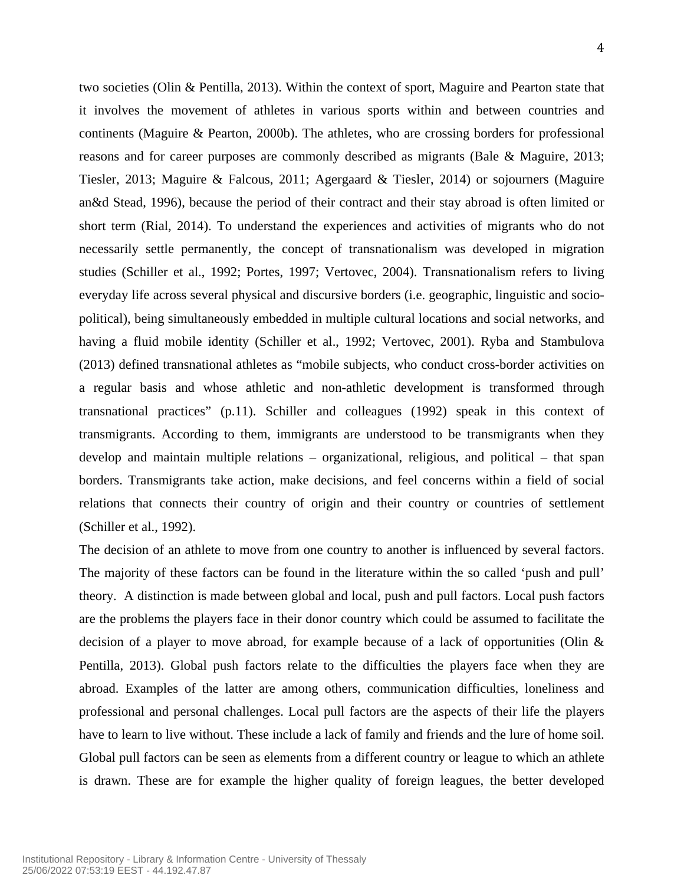two societies (Olin & Pentilla, 2013). Within the context of sport, Maguire and Pearton state that it involves the movement of athletes in various sports within and between countries and continents (Maguire & Pearton, 2000b). The athletes, who are crossing borders for professional reasons and for career purposes are commonly described as migrants (Bale & Maguire, 2013; Tiesler, 2013; Maguire & Falcous, 2011; Agergaard & Tiesler, 2014) or sojourners (Maguire an&d Stead, 1996), because the period of their contract and their stay abroad is often limited or short term (Rial, 2014). To understand the experiences and activities of migrants who do not necessarily settle permanently, the concept of transnationalism was developed in migration studies (Schiller et al., 1992; Portes, 1997; Vertovec, 2004). Transnationalism refers to living everyday life across several physical and discursive borders (i.e. geographic, linguistic and socio-political), being simultaneously embedded in multiple cultural locations and social networks, and having a fluid mobile identity (Schiller et al., 1992; Vertovec, 2001). Ryba and Stambulova (2013) defined transnational athletes as "mobile subjects, who conduct cross-border activities on a regular basis and whose athletic and non-athletic development is transformed through transnational practices" (p.11). Schiller and colleagues (1992) speak in this context of transmigrants. According to them, immigrants are understood to be transmigrants when they develop and maintain multiple relations – organizational, religious, and political – that span borders. Transmigrants take action, make decisions, and feel concerns within a field of social relations that connects their country of origin and their country or countries of settlement (Schiller et al., 1992).

The decision of an athlete to move from one country to another is influenced by several factors. The majority of these factors can be found in the literature within the so called 'push and pull' theory. A distinction is made between global and local, push and pull factors. Local push factors are the problems the players face in their donor country which could be assumed to facilitate the decision of a player to move abroad, for example because of a lack of opportunities (Olin & Pentilla, 2013). Global push factors relate to the difficulties the players face when they are abroad. Examples of the latter are among others, communication difficulties, loneliness and professional and personal challenges. Local pull factors are the aspects of their life the players have to learn to live without. These include a lack of family and friends and the lure of home soil. Global pull factors can be seen as elements from a different country or league to which an athlete is drawn. These are for example the higher quality of foreign leagues, the better developed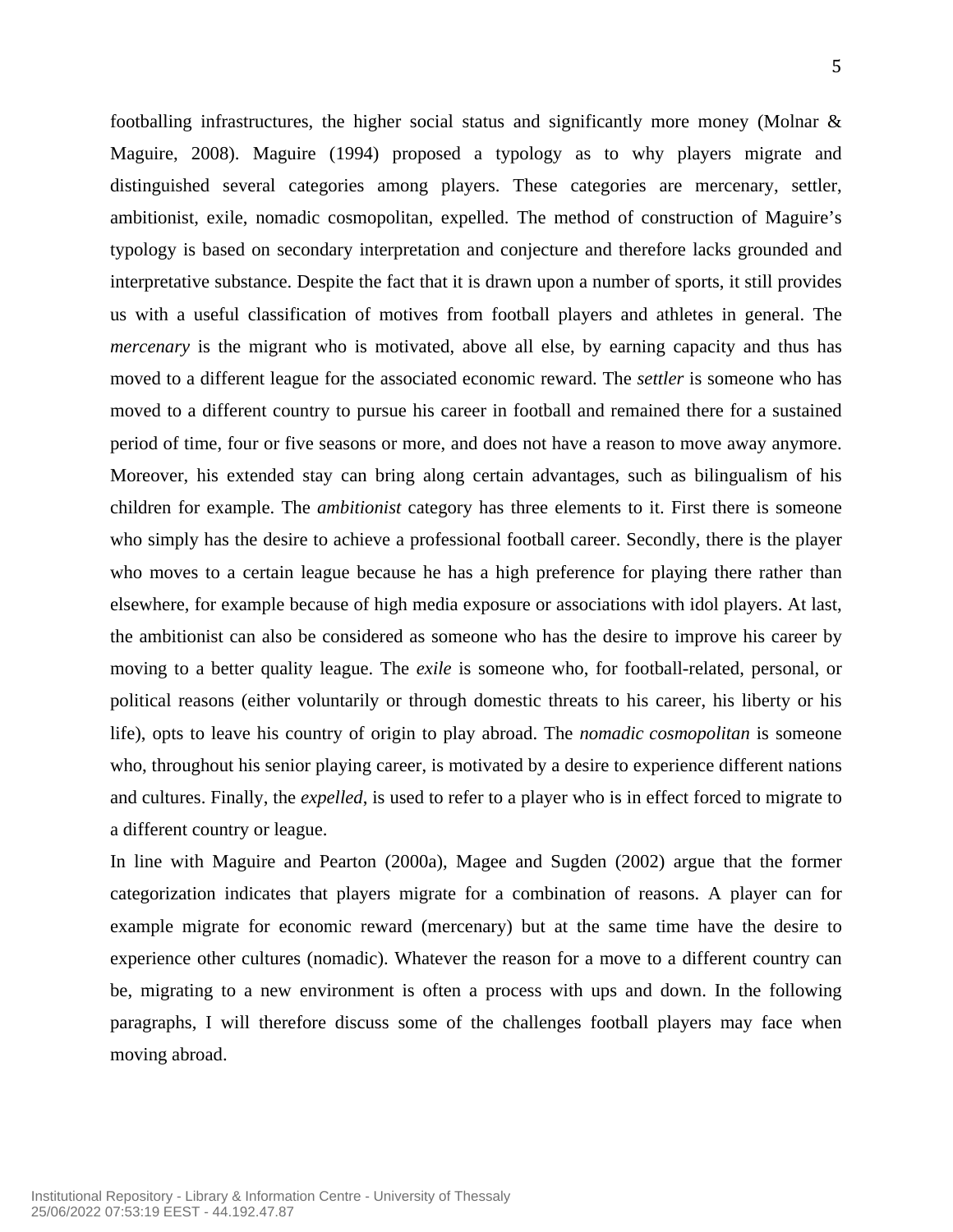footballing infrastructures, the higher social status and significantly more money (Molnar & Maguire, 2008). Maguire (1994) proposed a typology as to why players migrate and distinguished several categories among players. These categories are mercenary, settler, ambitionist, exile, nomadic cosmopolitan, expelled. The method of construction of Maguire's typology is based on secondary interpretation and conjecture and therefore lacks grounded and interpretative substance. Despite the fact that it is drawn upon a number of sports, it still provides us with a useful classification of motives from football players and athletes in general. The *mercenary* is the migrant who is motivated, above all else, by earning capacity and thus has moved to a different league for the associated economic reward. The *settler* is someone who has moved to a different country to pursue his career in football and remained there for a sustained period of time, four or five seasons or more, and does not have a reason to move away anymore. Moreover, his extended stay can bring along certain advantages, such as bilingualism of his children for example. The *ambitionist* category has three elements to it. First there is someone who simply has the desire to achieve a professional football career. Secondly, there is the player who moves to a certain league because he has a high preference for playing there rather than elsewhere, for example because of high media exposure or associations with idol players. At last, the ambitionist can also be considered as someone who has the desire to improve his career by moving to a better quality league. The *exile* is someone who, for football-related, personal, or political reasons (either voluntarily or through domestic threats to his career, his liberty or his life), opts to leave his country of origin to play abroad. The *nomadic cosmopolitan* is someone who, throughout his senior playing career, is motivated by a desire to experience different nations and cultures. Finally, the *expelled*, is used to refer to a player who is in effect forced to migrate to a different country or league.

In line with Maguire and Pearton (2000a), Magee and Sugden (2002) argue that the former categorization indicates that players migrate for a combination of reasons. A player can for example migrate for economic reward (mercenary) but at the same time have the desire to experience other cultures (nomadic). Whatever the reason for a move to a different country can be, migrating to a new environment is often a process with ups and down. In the following paragraphs, I will therefore discuss some of the challenges football players may face when moving abroad.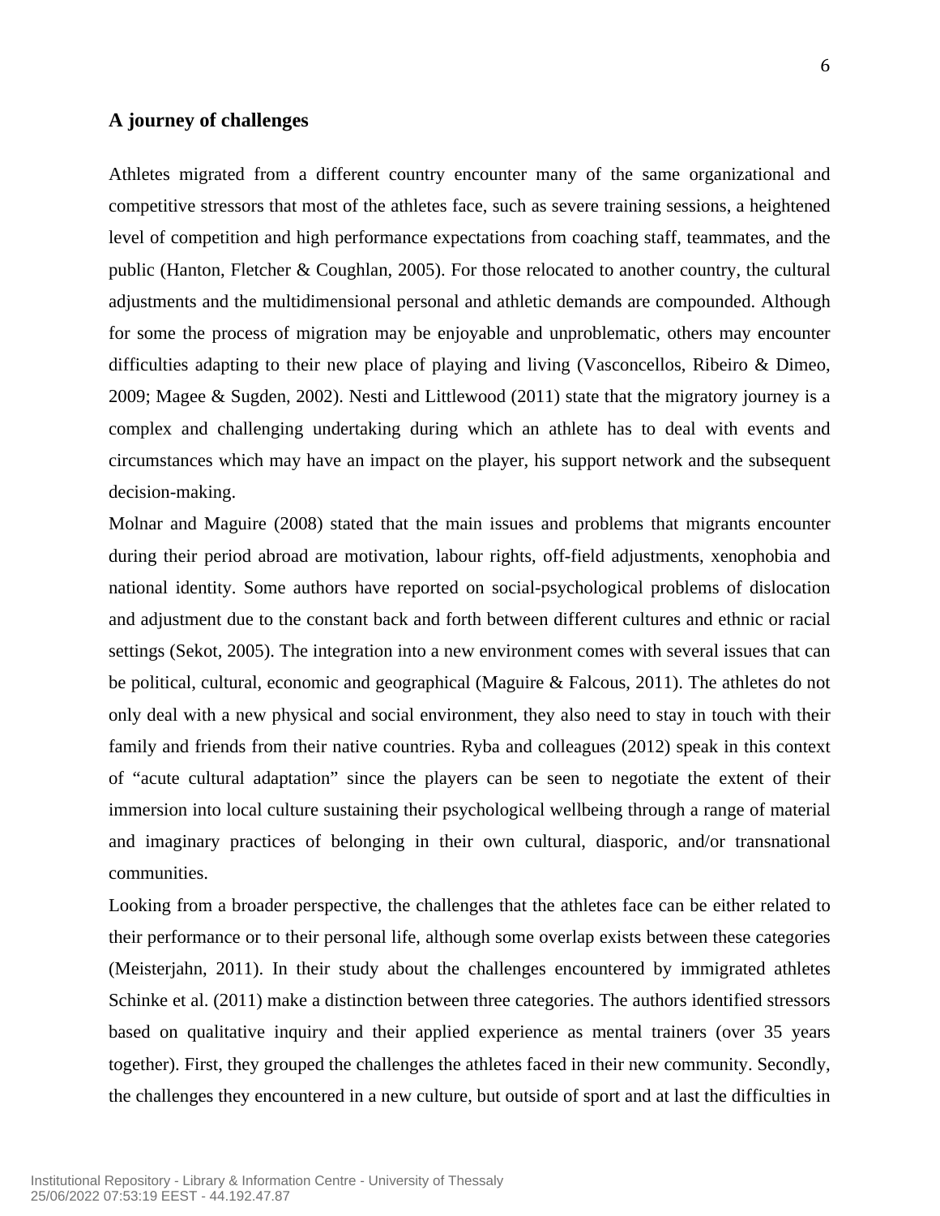## A journey of challenges

Athletes migrated from a different country encounter many of the same organizational and competitive stressors that most of the athletes face, such as severe training sessions, a heightened level of competition and high performance expectations from coaching staff, teammates, and the public (Hanton, Fletcher & Coughlan, 2005). For those relocated to another country, the cultural adjustments and the multidimensional personal and athletic demands are compounded. Although for some the process of migration may be enjoyable and unproblematic, others may encounter difficulties adapting to their new place of playing and living (Vasconcellos, Ribeiro & Dimeo, 2009; Magee & Sugden, 2002). Nesti and Littlewood (2011) state that the migratory journey is a complex and challenging undertaking during which an athlete has to deal with events and circumstances which may have an impact on the player, his support network and the subsequent decision-making.

Molnar and Maguire (2008) stated that the main issues and problems that migrants encounter during their period abroad are motivation, labour rights, off-field adjustments, xenophobia and national identity. Some authors have reported on social-psychological problems of dislocation and adjustment due to the constant back and forth between different cultures and ethnic or racial settings (Sekot, 2005). The integration into a new environment comes with several issues that can be political, cultural, economic and geographical (Maguire & Falcous, 2011). The athletes do not only deal with a new physical and social environment, they also need to stay in touch with their family and friends from their native countries. Ryba and colleagues (2012) speak in this context of "acute cultural adaptation" since the players can be seen to negotiate the extent of their immersion into local culture sustaining their psychological wellbeing through a range of material and imaginary practices of belonging in their own cultural, diasporic, and/or transnational communities.

Looking from a broader perspective, the challenges that the athletes face can be either related to their performance or to their personal life, although some overlap exists between these categories (Meisterjahn, 2011). In their study about the challenges encountered by immigrated athletes Schinke et al. (2011) make a distinction between three categories. The authors identified stressors based on qualitative inquiry and their applied experience as mental trainers (over 35 years together). First, they grouped the challenges the athletes faced in their new community. Secondly, the challenges they encountered in a new culture, but outside of sport and at last the difficulties in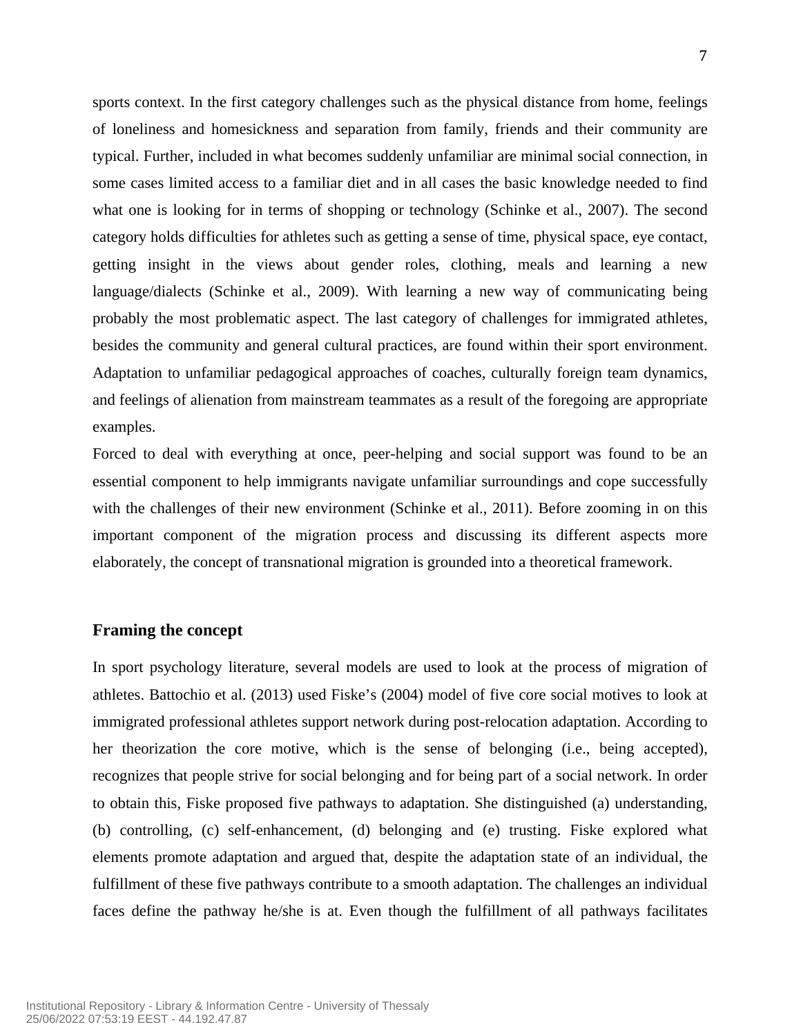sports context. In the first category challenges such as the physical distance from home, feelings of loneliness and homesickness and separation from family, friends and their community are typical. Further, included in what becomes suddenly unfamiliar are minimal social connection, in some cases limited access to a familiar diet and in all cases the basic knowledge needed to find what one is looking for in terms of shopping or technology (Schinke et al., 2007). The second category holds difficulties for athletes such as getting a sense of time, physical space, eye contact, getting insight in the views about gender roles, clothing, meals and learning a new language/dialects (Schinke et al., 2009). With learning a new way of communicating being probably the most problematic aspect. The last category of challenges for immigrated athletes, besides the community and general cultural practices, are found within their sport environment. Adaptation to unfamiliar pedagogical approaches of coaches, culturally foreign team dynamics, and feelings of alienation from mainstream teammates as a result of the foregoing are appropriate examples.

Forced to deal with everything at once, peer-helping and social support was found to be an essential component to help immigrants navigate unfamiliar surroundings and cope successfully with the challenges of their new environment (Schinke et al., 2011). Before zooming in on this important component of the migration process and discussing its different aspects more elaborately, the concept of transnational migration is grounded into a theoretical framework.

## Framing the concept

In sport psychology literature, several models are used to look at the process of migration of athletes. Battochio et al. (2013) used Fiske's (2004) model of five core social motives to look at immigrated professional athletes support network during post-relocation adaptation. According to her theorization the core motive, which is the sense of belonging (i.e., being accepted), recognizes that people strive for social belonging and for being part of a social network. In order to obtain this, Fiske proposed five pathways to adaptation. She distinguished (a) understanding, (b) controlling, (c) self-enhancement, (d) belonging and (e) trusting. Fiske explored what elements promote adaptation and argued that, despite the adaptation state of an individual, the fulfillment of these five pathways contribute to a smooth adaptation. The challenges an individual faces define the pathway he/she is at. Even though the fulfillment of all pathways facilitates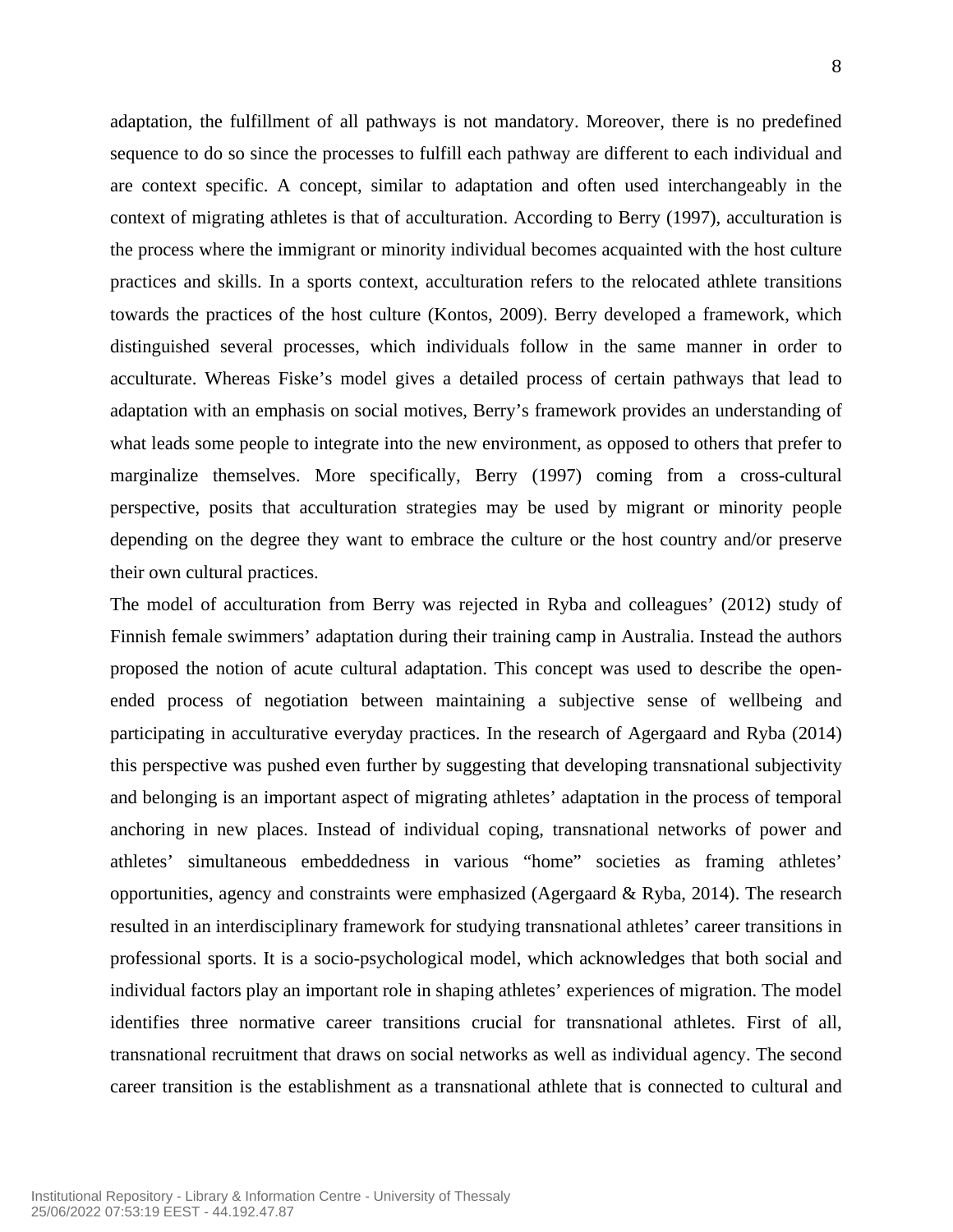adaptation, the fulfillment of all pathways is not mandatory. Moreover, there is no predefined sequence to do so since the processes to fulfill each pathway are different to each individual and are context specific. A concept, similar to adaptation and often used interchangeably in the context of migrating athletes is that of acculturation. According to Berry (1997), acculturation is the process where the immigrant or minority individual becomes acquainted with the host culture practices and skills. In a sports context, acculturation refers to the relocated athlete transitions towards the practices of the host culture (Kontos, 2009). Berry developed a framework, which distinguished several processes, which individuals follow in the same manner in order to acculturate. Whereas Fiske's model gives a detailed process of certain pathways that lead to adaptation with an emphasis on social motives, Berry's framework provides an understanding of what leads some people to integrate into the new environment, as opposed to others that prefer to marginalize themselves. More specifically, Berry (1997) coming from a cross-cultural perspective, posits that acculturation strategies may be used by migrant or minority people depending on the degree they want to embrace the culture or the host country and/or preserve their own cultural practices.

The model of acculturation from Berry was rejected in Ryba and colleagues' (2012) study of Finnish female swimmers' adaptation during their training camp in Australia. Instead the authors proposed the notion of acute cultural adaptation. This concept was used to describe the open-ended process of negotiation between maintaining a subjective sense of wellbeing and participating in acculturative everyday practices. In the research of Agergaard and Ryba (2014) this perspective was pushed even further by suggesting that developing transnational subjectivity and belonging is an important aspect of migrating athletes' adaptation in the process of temporal anchoring in new places. Instead of individual coping, transnational networks of power and athletes' simultaneous embeddedness in various "home" societies as framing athletes' opportunities, agency and constraints were emphasized (Agergaard & Ryba, 2014). The research resulted in an interdisciplinary framework for studying transnational athletes' career transitions in professional sports. It is a socio-psychological model, which acknowledges that both social and individual factors play an important role in shaping athletes' experiences of migration. The model identifies three normative career transitions crucial for transnational athletes. First of all, transnational recruitment that draws on social networks as well as individual agency. The second career transition is the establishment as a transnational athlete that is connected to cultural and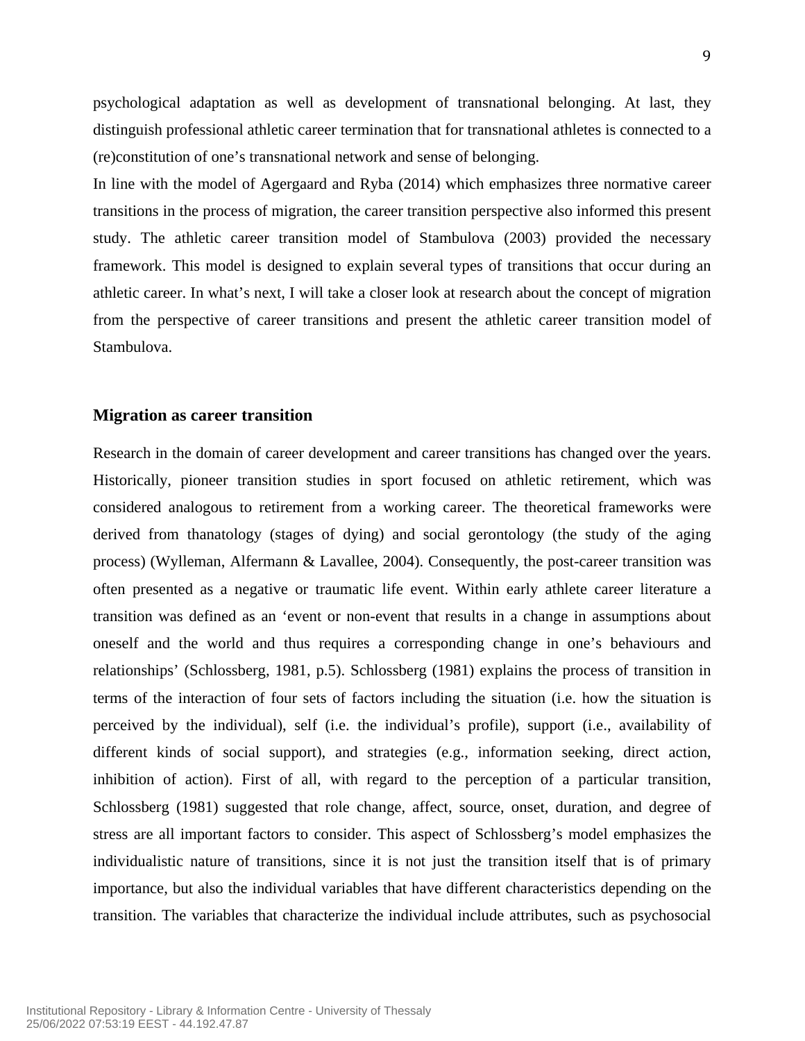psychological adaptation as well as development of transnational belonging. At last, they distinguish professional athletic career termination that for transnational athletes is connected to a (re)constitution of one's transnational network and sense of belonging.

In line with the model of Agergaard and Ryba (2014) which emphasizes three normative career transitions in the process of migration, the career transition perspective also informed this present study. The athletic career transition model of Stambulova (2003) provided the necessary framework. This model is designed to explain several types of transitions that occur during an athletic career. In what's next, I will take a closer look at research about the concept of migration from the perspective of career transitions and present the athletic career transition model of Stambulova.

## Migration as career transition

Research in the domain of career development and career transitions has changed over the years. Historically, pioneer transition studies in sport focused on athletic retirement, which was considered analogous to retirement from a working career. The theoretical frameworks were derived from thanatology (stages of dying) and social gerontology (the study of the aging process) (Wylleman, Alfermann & Lavallee, 2004). Consequently, the post-career transition was often presented as a negative or traumatic life event. Within early athlete career literature a transition was defined as an 'event or non-event that results in a change in assumptions about oneself and the world and thus requires a corresponding change in one's behaviours and relationships' (Schlossberg, 1981, p.5). Schlossberg (1981) explains the process of transition in terms of the interaction of four sets of factors including the situation (i.e. how the situation is perceived by the individual), self (i.e. the individual's profile), support (i.e., availability of different kinds of social support), and strategies (e.g., information seeking, direct action, inhibition of action). First of all, with regard to the perception of a particular transition, Schlossberg (1981) suggested that role change, affect, source, onset, duration, and degree of stress are all important factors to consider. This aspect of Schlossberg's model emphasizes the individualistic nature of transitions, since it is not just the transition itself that is of primary importance, but also the individual variables that have different characteristics depending on the transition. The variables that characterize the individual include attributes, such as psychosocial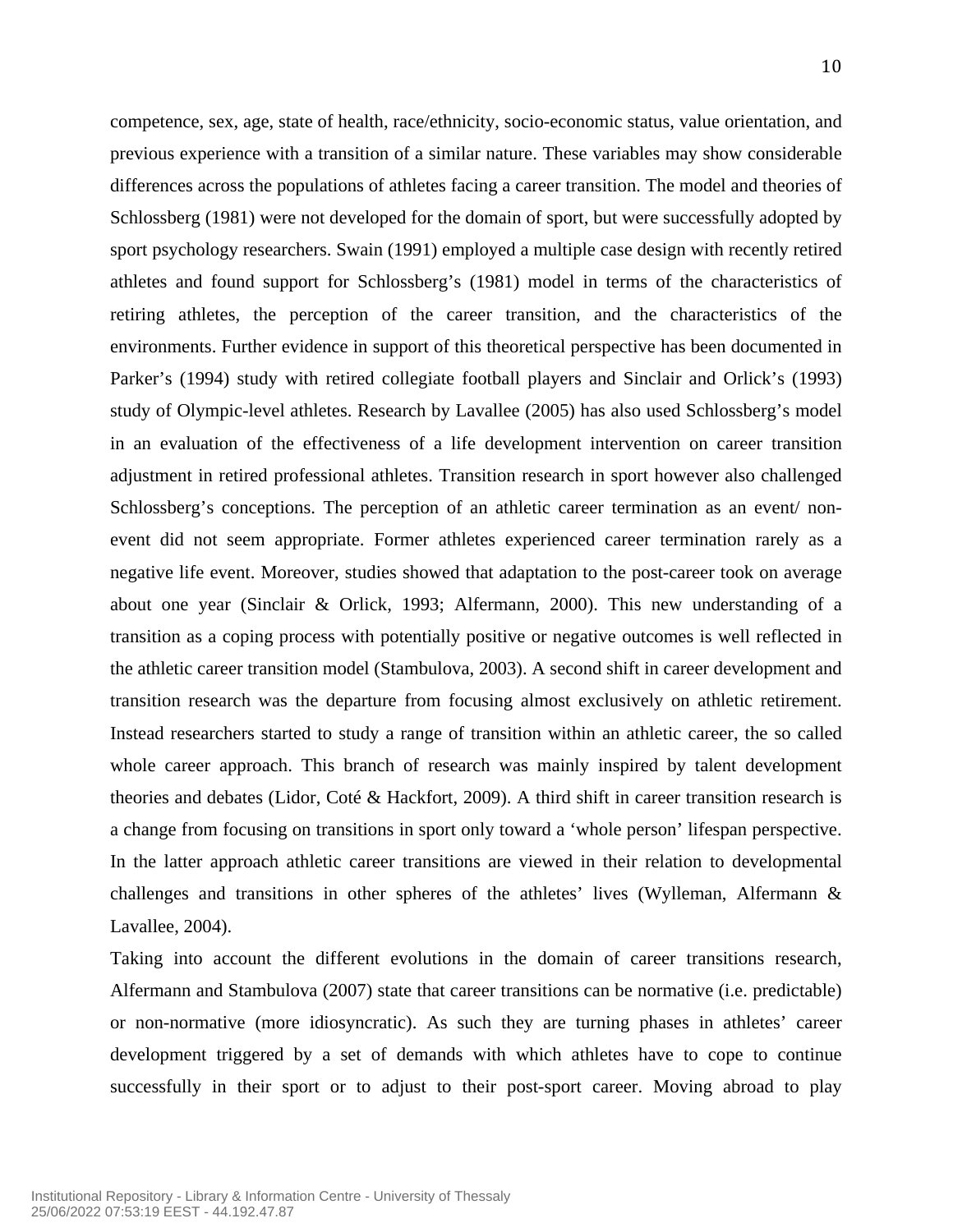competence, sex, age, state of health, race/ethnicity, socio-economic status, value orientation, and previous experience with a transition of a similar nature. These variables may show considerable differences across the populations of athletes facing a career transition. The model and theories of Schlossberg (1981) were not developed for the domain of sport, but were successfully adopted by sport psychology researchers. Swain (1991) employed a multiple case design with recently retired athletes and found support for Schlossberg's (1981) model in terms of the characteristics of retiring athletes, the perception of the career transition, and the characteristics of the environments. Further evidence in support of this theoretical perspective has been documented in Parker's (1994) study with retired collegiate football players and Sinclair and Orlick's (1993) study of Olympic-level athletes. Research by Lavallee (2005) has also used Schlossberg's model in an evaluation of the effectiveness of a life development intervention on career transition adjustment in retired professional athletes. Transition research in sport however also challenged Schlossberg's conceptions. The perception of an athletic career termination as an event/ non-event did not seem appropriate. Former athletes experienced career termination rarely as a negative life event. Moreover, studies showed that adaptation to the post-career took on average about one year (Sinclair & Orlick, 1993; Alfermann, 2000). This new understanding of a transition as a coping process with potentially positive or negative outcomes is well reflected in the athletic career transition model (Stambulova, 2003). A second shift in career development and transition research was the departure from focusing almost exclusively on athletic retirement. Instead researchers started to study a range of transition within an athletic career, the so called whole career approach. This branch of research was mainly inspired by talent development theories and debates (Lidor, Coté & Hackfort, 2009). A third shift in career transition research is a change from focusing on transitions in sport only toward a 'whole person' lifespan perspective. In the latter approach athletic career transitions are viewed in their relation to developmental challenges and transitions in other spheres of the athletes' lives (Wylleman, Alfermann & Lavallee, 2004).

Taking into account the different evolutions in the domain of career transitions research, Alfermann and Stambulova (2007) state that career transitions can be normative (i.e. predictable) or non-normative (more idiosyncratic). As such they are turning phases in athletes' career development triggered by a set of demands with which athletes have to cope to continue successfully in their sport or to adjust to their post-sport career. Moving abroad to play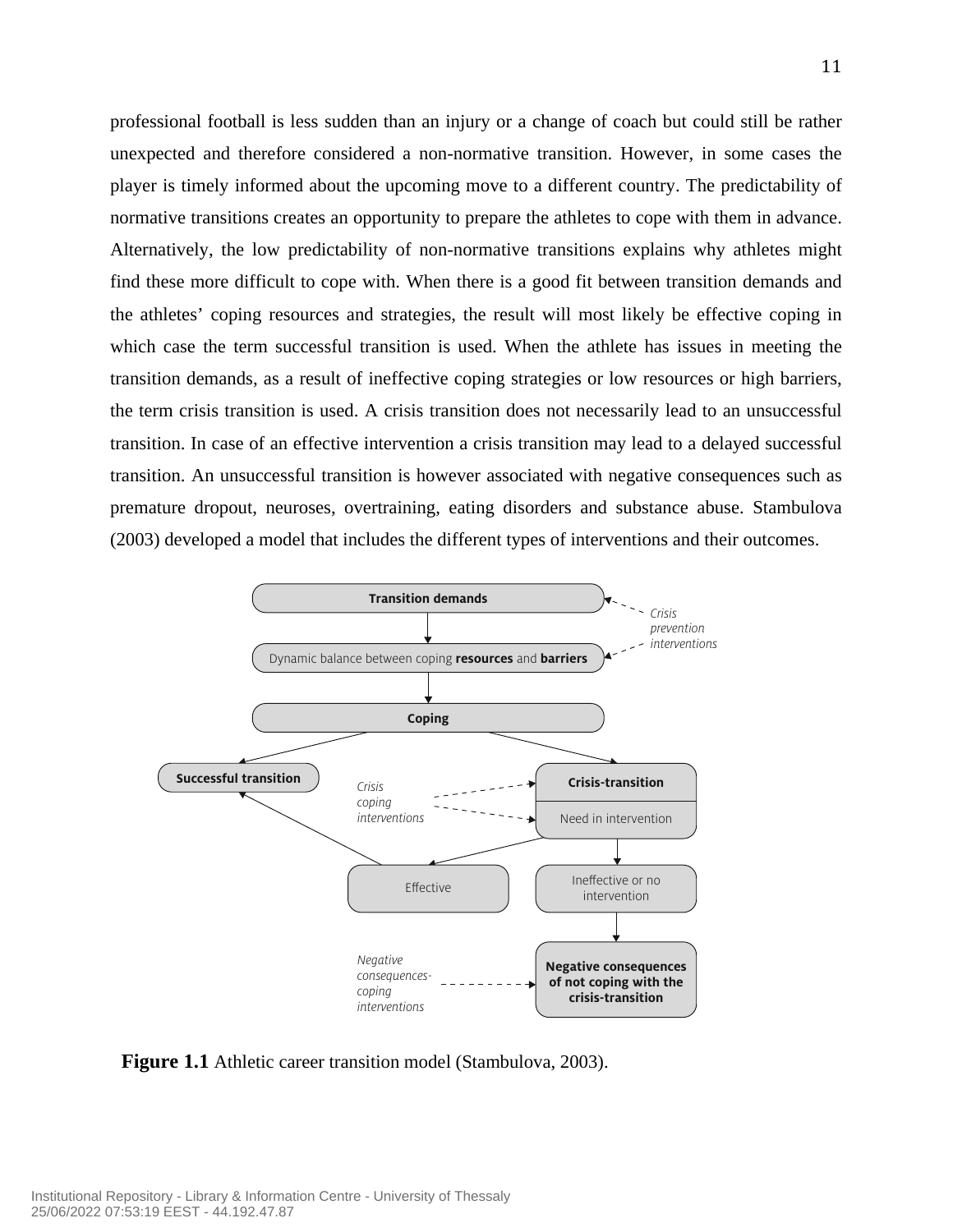professional football is less sudden than an injury or a change of coach but could still be rather unexpected and therefore considered a non-normative transition. However, in some cases the player is timely informed about the upcoming move to a different country. The predictability of normative transitions creates an opportunity to prepare the athletes to cope with them in advance. Alternatively, the low predictability of non-normative transitions explains why athletes might find these more difficult to cope with. When there is a good fit between transition demands and the athletes' coping resources and strategies, the result will most likely be effective coping in which case the term successful transition is used. When the athlete has issues in meeting the transition demands, as a result of ineffective coping strategies or low resources or high barriers, the term crisis transition is used. A crisis transition does not necessarily lead to an unsuccessful transition. In case of an effective intervention a crisis transition may lead to a delayed successful transition. An unsuccessful transition is however associated with negative consequences such as premature dropout, neuroses, overtraining, eating disorders and substance abuse. Stambulova (2003) developed a model that includes the different types of interventions and their outcomes.

**Figure 1.1** Athletic career transition model (Stambulova, 2003).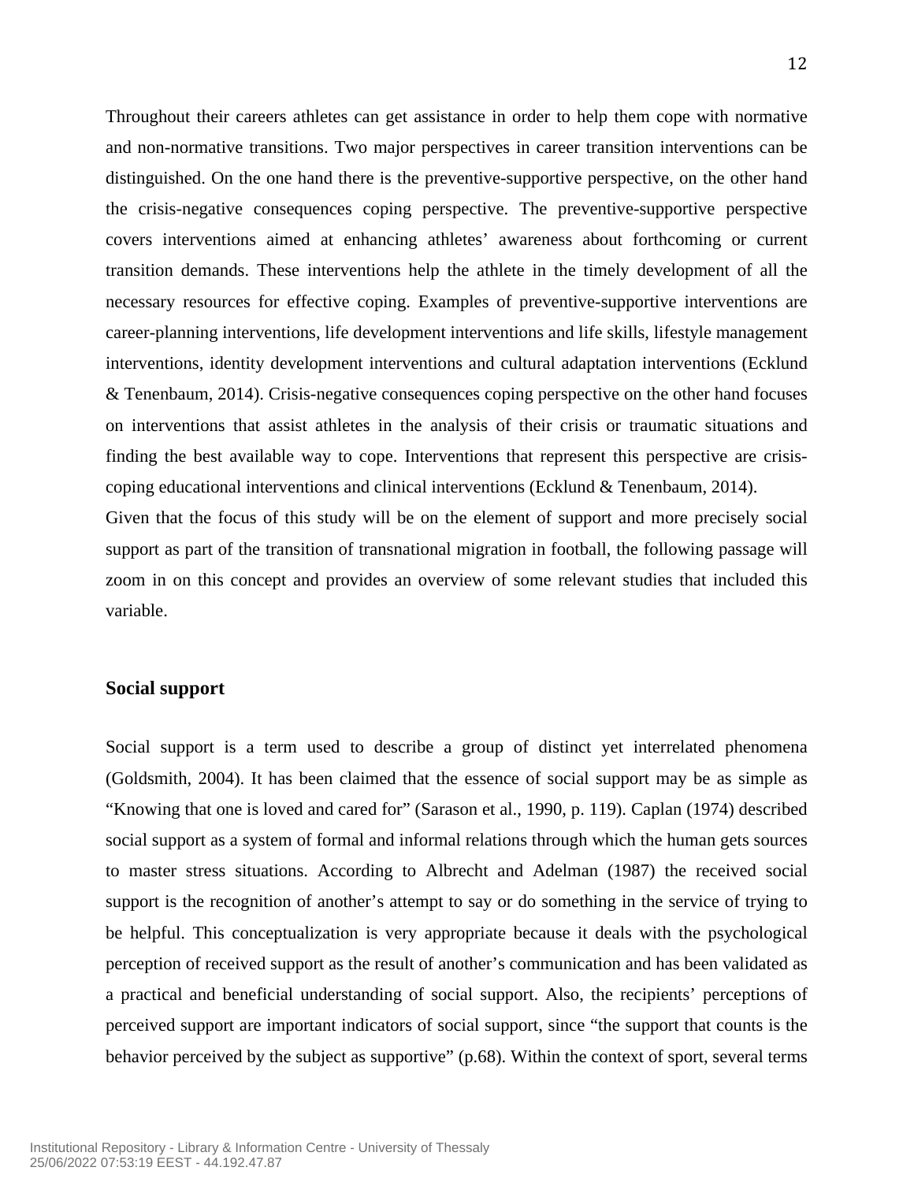Throughout their careers athletes can get assistance in order to help them cope with normative and non-normative transitions. Two major perspectives in career transition interventions can be distinguished. On the one hand there is the preventive-supportive perspective, on the other hand the crisis-negative consequences coping perspective. The preventive-supportive perspective covers interventions aimed at enhancing athletes' awareness about forthcoming or current transition demands. These interventions help the athlete in the timely development of all the necessary resources for effective coping. Examples of preventive-supportive interventions are career-planning interventions, life development interventions and life skills, lifestyle management interventions, identity development interventions and cultural adaptation interventions (Ecklund & Tenenbaum, 2014). Crisis-negative consequences coping perspective on the other hand focuses on interventions that assist athletes in the analysis of their crisis or traumatic situations and finding the best available way to cope. Interventions that represent this perspective are crisis-coping educational interventions and clinical interventions (Ecklund & Tenenbaum, 2014).

Given that the focus of this study will be on the element of support and more precisely social support as part of the transition of transnational migration in football, the following passage will zoom in on this concept and provides an overview of some relevant studies that included this variable.

## Social support

Social support is a term used to describe a group of distinct yet interrelated phenomena (Goldsmith, 2004). It has been claimed that the essence of social support may be as simple as "Knowing that one is loved and cared for" (Sarason et al., 1990, p. 119). Caplan (1974) described social support as a system of formal and informal relations through which the human gets sources to master stress situations. According to Albrecht and Adelman (1987) the received social support is the recognition of another's attempt to say or do something in the service of trying to be helpful. This conceptualization is very appropriate because it deals with the psychological perception of received support as the result of another's communication and has been validated as a practical and beneficial understanding of social support. Also, the recipients' perceptions of perceived support are important indicators of social support, since "the support that counts is the behavior perceived by the subject as supportive" (p.68). Within the context of sport, several terms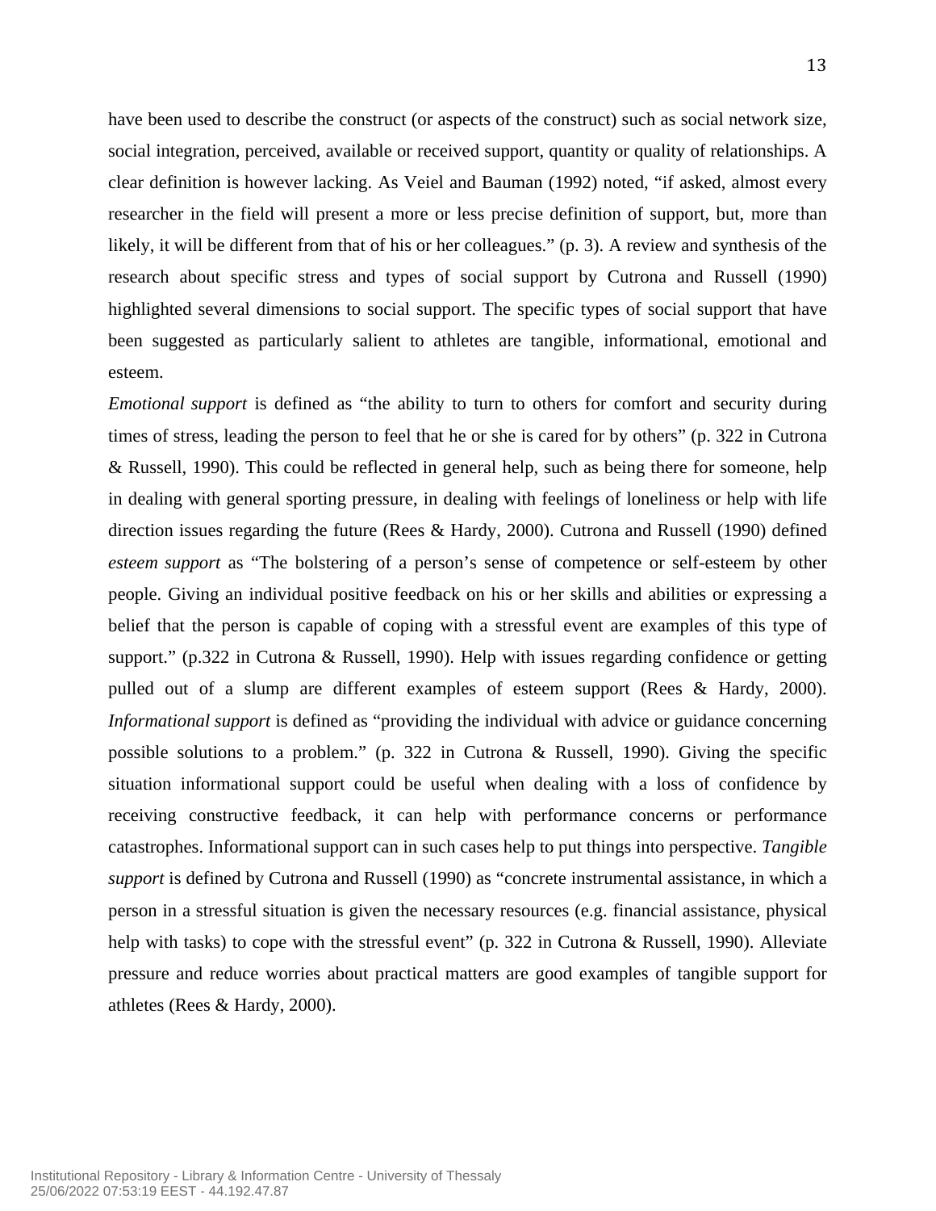have been used to describe the construct (or aspects of the construct) such as social network size, social integration, perceived, available or received support, quantity or quality of relationships. A clear definition is however lacking. As Veiel and Bauman (1992) noted, “if asked, almost every researcher in the field will present a more or less precise definition of support, but, more than likely, it will be different from that of his or her colleagues.” (p. 3). A review and synthesis of the research about specific stress and types of social support by Cutrona and Russell (1990) highlighted several dimensions to social support. The specific types of social support that have been suggested as particularly salient to athletes are tangible, informational, emotional and esteem.

*Emotional support* is defined as “the ability to turn to others for comfort and security during times of stress, leading the person to feel that he or she is cared for by others” (p. 322 in Cutrona & Russell, 1990). This could be reflected in general help, such as being there for someone, help in dealing with general sporting pressure, in dealing with feelings of loneliness or help with life direction issues regarding the future (Rees & Hardy, 2000). Cutrona and Russell (1990) defined *esteem support* as “The bolstering of a person’s sense of competence or self-esteem by other people. Giving an individual positive feedback on his or her skills and abilities or expressing a belief that the person is capable of coping with a stressful event are examples of this type of support.” (p.322 in Cutrona & Russell, 1990). Help with issues regarding confidence or getting pulled out of a slump are different examples of esteem support (Rees & Hardy, 2000). *Informational support* is defined as “providing the individual with advice or guidance concerning possible solutions to a problem.” (p. 322 in Cutrona & Russell, 1990). Giving the specific situation informational support could be useful when dealing with a loss of confidence by receiving constructive feedback, it can help with performance concerns or performance catastrophes. Informational support can in such cases help to put things into perspective. *Tangible support* is defined by Cutrona and Russell (1990) as “concrete instrumental assistance, in which a person in a stressful situation is given the necessary resources (e.g. financial assistance, physical help with tasks) to cope with the stressful event” (p. 322 in Cutrona & Russell, 1990). Alleviate pressure and reduce worries about practical matters are good examples of tangible support for athletes (Rees & Hardy, 2000).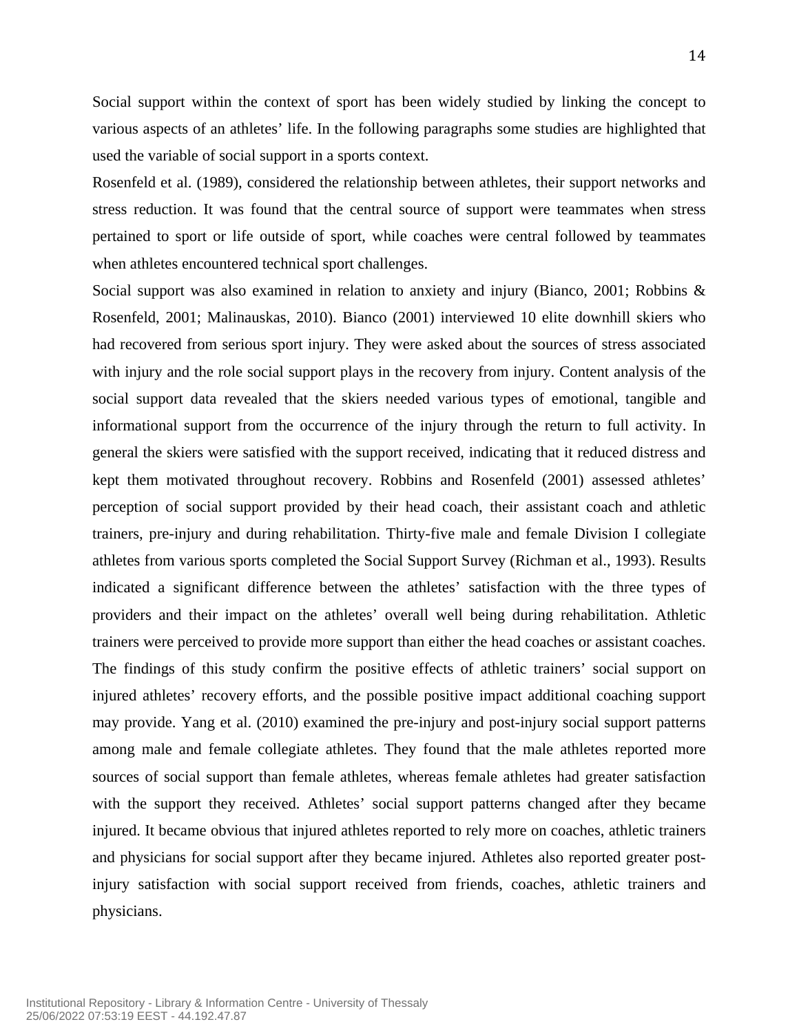Social support within the context of sport has been widely studied by linking the concept to various aspects of an athletes' life. In the following paragraphs some studies are highlighted that used the variable of social support in a sports context.

Rosenfeld et al. (1989), considered the relationship between athletes, their support networks and stress reduction. It was found that the central source of support were teammates when stress pertained to sport or life outside of sport, while coaches were central followed by teammates when athletes encountered technical sport challenges.

Social support was also examined in relation to anxiety and injury (Bianco, 2001; Robbins & Rosenfeld, 2001; Malinauskas, 2010). Bianco (2001) interviewed 10 elite downhill skiers who had recovered from serious sport injury. They were asked about the sources of stress associated with injury and the role social support plays in the recovery from injury. Content analysis of the social support data revealed that the skiers needed various types of emotional, tangible and informational support from the occurrence of the injury through the return to full activity. In general the skiers were satisfied with the support received, indicating that it reduced distress and kept them motivated throughout recovery. Robbins and Rosenfeld (2001) assessed athletes' perception of social support provided by their head coach, their assistant coach and athletic trainers, pre-injury and during rehabilitation. Thirty-five male and female Division I collegiate athletes from various sports completed the Social Support Survey (Richman et al., 1993). Results indicated a significant difference between the athletes' satisfaction with the three types of providers and their impact on the athletes' overall well being during rehabilitation. Athletic trainers were perceived to provide more support than either the head coaches or assistant coaches. The findings of this study confirm the positive effects of athletic trainers' social support on injured athletes' recovery efforts, and the possible positive impact additional coaching support may provide. Yang et al. (2010) examined the pre-injury and post-injury social support patterns among male and female collegiate athletes. They found that the male athletes reported more sources of social support than female athletes, whereas female athletes had greater satisfaction with the support they received. Athletes' social support patterns changed after they became injured. It became obvious that injured athletes reported to rely more on coaches, athletic trainers and physicians for social support after they became injured. Athletes also reported greater post-injury satisfaction with social support received from friends, coaches, athletic trainers and physicians.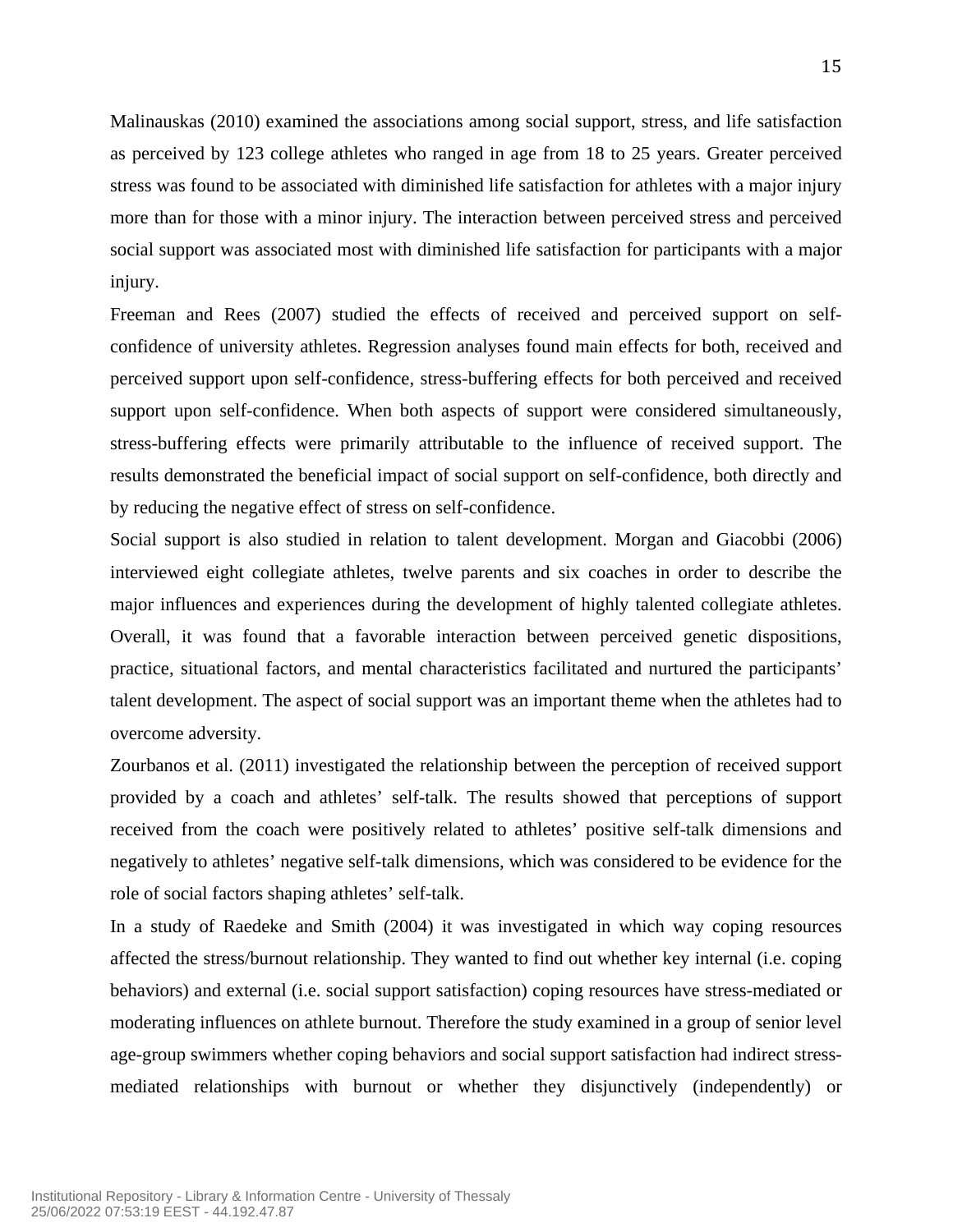Malinauskas (2010) examined the associations among social support, stress, and life satisfaction as perceived by 123 college athletes who ranged in age from 18 to 25 years. Greater perceived stress was found to be associated with diminished life satisfaction for athletes with a major injury more than for those with a minor injury. The interaction between perceived stress and perceived social support was associated most with diminished life satisfaction for participants with a major injury.

Freeman and Rees (2007) studied the effects of received and perceived support on self-confidence of university athletes. Regression analyses found main effects for both, received and perceived support upon self-confidence, stress-buffering effects for both perceived and received support upon self-confidence. When both aspects of support were considered simultaneously, stress-buffering effects were primarily attributable to the influence of received support. The results demonstrated the beneficial impact of social support on self-confidence, both directly and by reducing the negative effect of stress on self-confidence.

Social support is also studied in relation to talent development. Morgan and Giacobbi (2006) interviewed eight collegiate athletes, twelve parents and six coaches in order to describe the major influences and experiences during the development of highly talented collegiate athletes. Overall, it was found that a favorable interaction between perceived genetic dispositions, practice, situational factors, and mental characteristics facilitated and nurtured the participants' talent development. The aspect of social support was an important theme when the athletes had to overcome adversity.

Zourbanos et al. (2011) investigated the relationship between the perception of received support provided by a coach and athletes' self-talk. The results showed that perceptions of support received from the coach were positively related to athletes' positive self-talk dimensions and negatively to athletes' negative self-talk dimensions, which was considered to be evidence for the role of social factors shaping athletes' self-talk.

In a study of Raedeke and Smith (2004) it was investigated in which way coping resources affected the stress/burnout relationship. They wanted to find out whether key internal (i.e. coping behaviors) and external (i.e. social support satisfaction) coping resources have stress-mediated or moderating influences on athlete burnout. Therefore the study examined in a group of senior level age-group swimmers whether coping behaviors and social support satisfaction had indirect stress-mediated relationships with burnout or whether they disjunctively (independently) or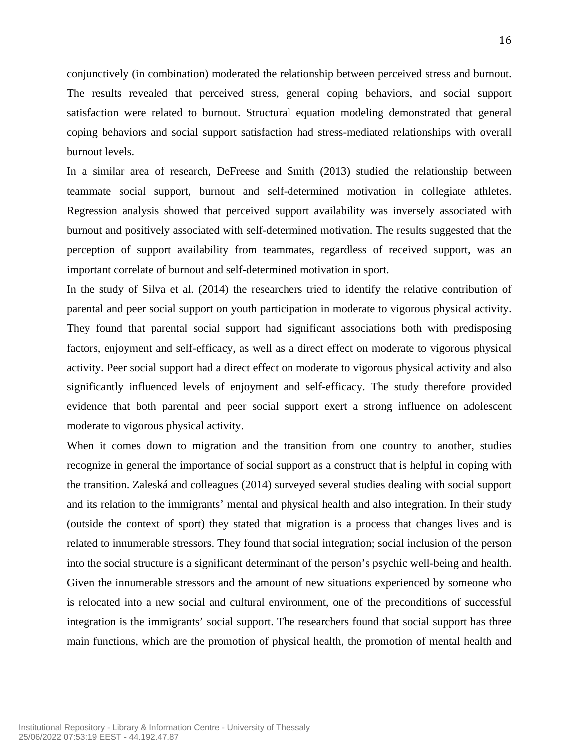conjunctively (in combination) moderated the relationship between perceived stress and burnout. The results revealed that perceived stress, general coping behaviors, and social support satisfaction were related to burnout. Structural equation modeling demonstrated that general coping behaviors and social support satisfaction had stress-mediated relationships with overall burnout levels.

In a similar area of research, DeFreese and Smith (2013) studied the relationship between teammate social support, burnout and self-determined motivation in collegiate athletes. Regression analysis showed that perceived support availability was inversely associated with burnout and positively associated with self-determined motivation. The results suggested that the perception of support availability from teammates, regardless of received support, was an important correlate of burnout and self-determined motivation in sport.

In the study of Silva et al. (2014) the researchers tried to identify the relative contribution of parental and peer social support on youth participation in moderate to vigorous physical activity. They found that parental social support had significant associations both with predisposing factors, enjoyment and self-efficacy, as well as a direct effect on moderate to vigorous physical activity. Peer social support had a direct effect on moderate to vigorous physical activity and also significantly influenced levels of enjoyment and self-efficacy. The study therefore provided evidence that both parental and peer social support exert a strong influence on adolescent moderate to vigorous physical activity.

When it comes down to migration and the transition from one country to another, studies recognize in general the importance of social support as a construct that is helpful in coping with the transition. Zaleská and colleagues (2014) surveyed several studies dealing with social support and its relation to the immigrants' mental and physical health and also integration. In their study (outside the context of sport) they stated that migration is a process that changes lives and is related to innumerable stressors. They found that social integration; social inclusion of the person into the social structure is a significant determinant of the person's psychic well-being and health. Given the innumerable stressors and the amount of new situations experienced by someone who is relocated into a new social and cultural environment, one of the preconditions of successful integration is the immigrants' social support. The researchers found that social support has three main functions, which are the promotion of physical health, the promotion of mental health and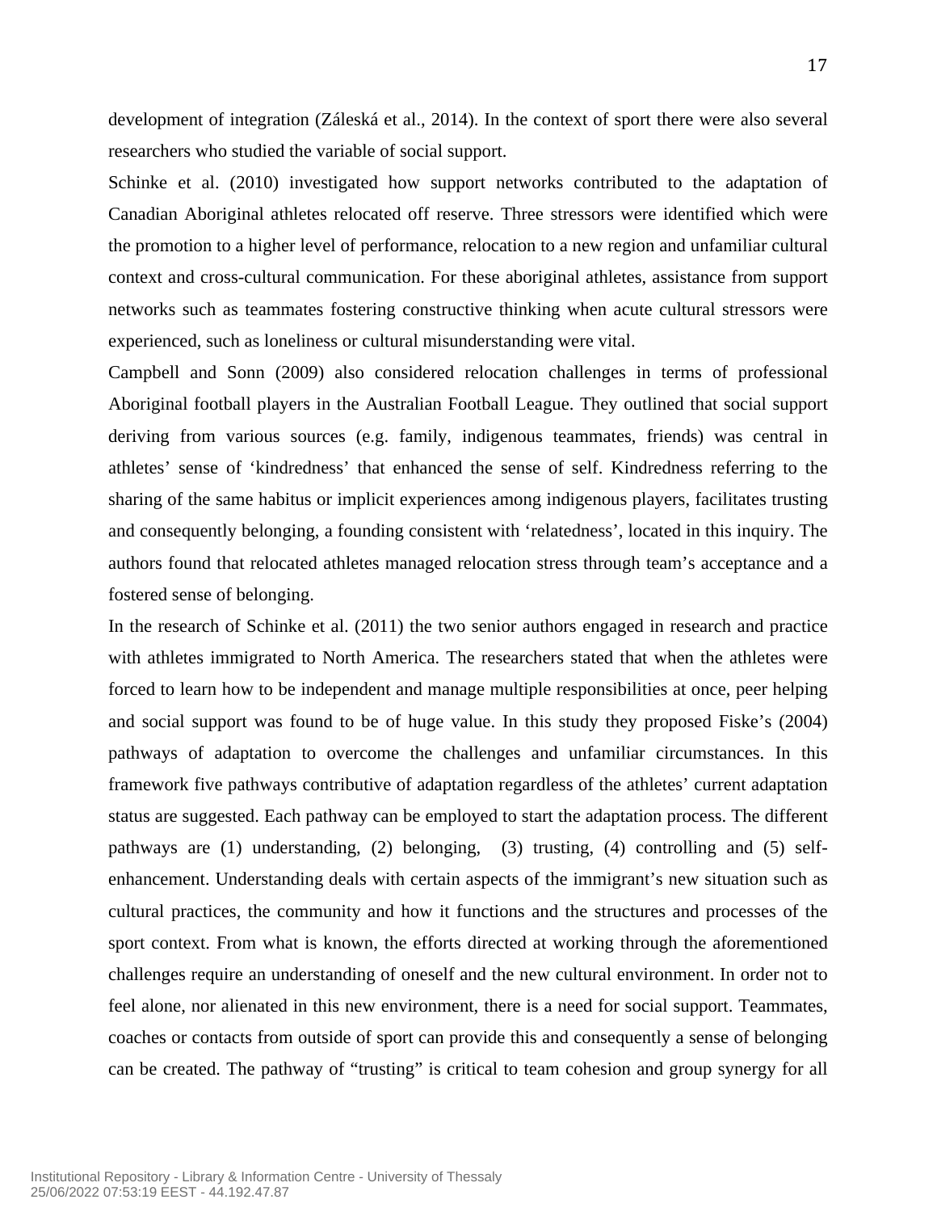development of integration (Záleská et al., 2014). In the context of sport there were also several researchers who studied the variable of social support.

Schinke et al. (2010) investigated how support networks contributed to the adaptation of Canadian Aboriginal athletes relocated off reserve. Three stressors were identified which were the promotion to a higher level of performance, relocation to a new region and unfamiliar cultural context and cross-cultural communication. For these aboriginal athletes, assistance from support networks such as teammates fostering constructive thinking when acute cultural stressors were experienced, such as loneliness or cultural misunderstanding were vital.

Campbell and Sonn (2009) also considered relocation challenges in terms of professional Aboriginal football players in the Australian Football League. They outlined that social support deriving from various sources (e.g. family, indigenous teammates, friends) was central in athletes' sense of 'kindredness' that enhanced the sense of self. Kindredness referring to the sharing of the same habitus or implicit experiences among indigenous players, facilitates trusting and consequently belonging, a founding consistent with 'relatedness', located in this inquiry. The authors found that relocated athletes managed relocation stress through team's acceptance and a fostered sense of belonging.

In the research of Schinke et al. (2011) the two senior authors engaged in research and practice with athletes immigrated to North America. The researchers stated that when the athletes were forced to learn how to be independent and manage multiple responsibilities at once, peer helping and social support was found to be of huge value. In this study they proposed Fiske's (2004) pathways of adaptation to overcome the challenges and unfamiliar circumstances. In this framework five pathways contributive of adaptation regardless of the athletes' current adaptation status are suggested. Each pathway can be employed to start the adaptation process. The different pathways are (1) understanding, (2) belonging, (3) trusting, (4) controlling and (5) self-enhancement. Understanding deals with certain aspects of the immigrant's new situation such as cultural practices, the community and how it functions and the structures and processes of the sport context. From what is known, the efforts directed at working through the aforementioned challenges require an understanding of oneself and the new cultural environment. In order not to feel alone, nor alienated in this new environment, there is a need for social support. Teammates, coaches or contacts from outside of sport can provide this and consequently a sense of belonging can be created. The pathway of "trusting" is critical to team cohesion and group synergy for all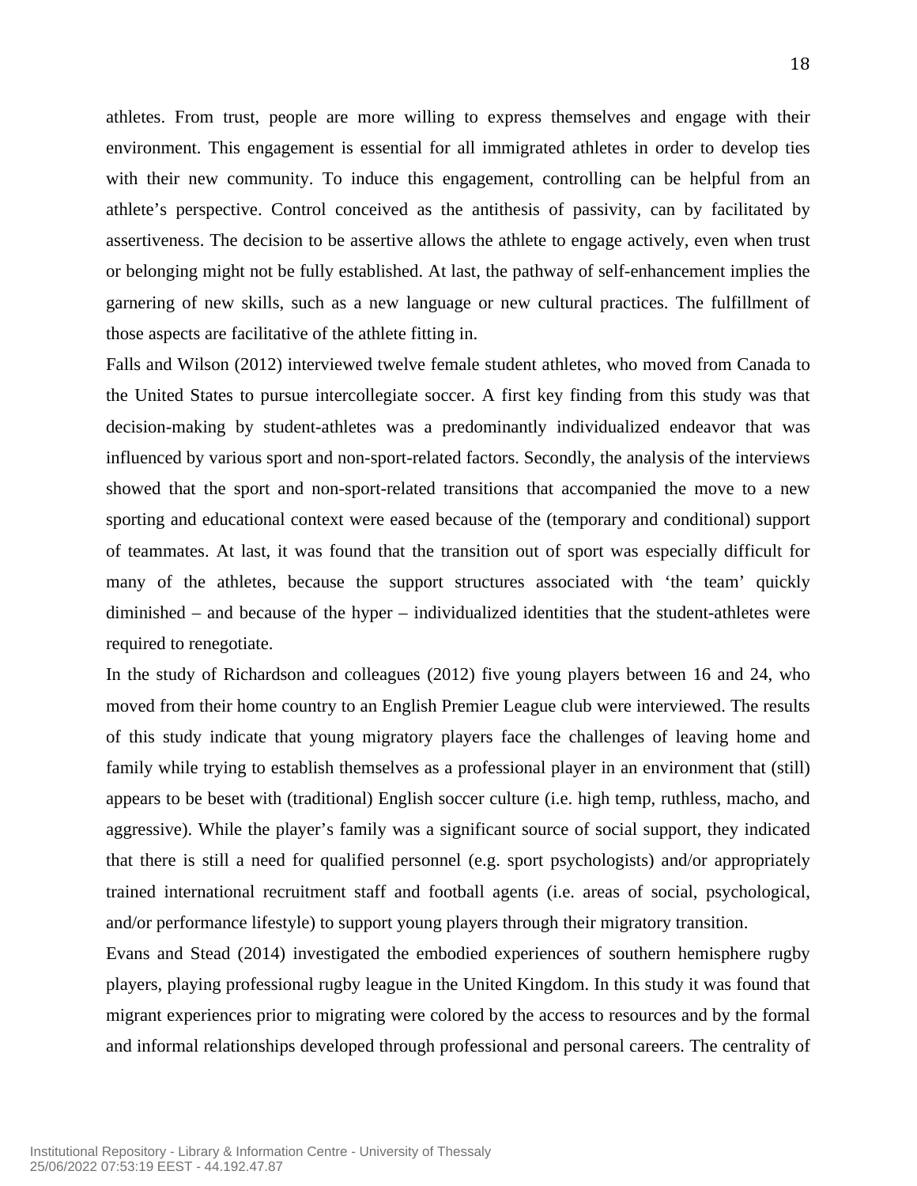athletes. From trust, people are more willing to express themselves and engage with their environment. This engagement is essential for all immigrated athletes in order to develop ties with their new community. To induce this engagement, controlling can be helpful from an athlete's perspective. Control conceived as the antithesis of passivity, can by facilitated by assertiveness. The decision to be assertive allows the athlete to engage actively, even when trust or belonging might not be fully established. At last, the pathway of self-enhancement implies the garnering of new skills, such as a new language or new cultural practices. The fulfillment of those aspects are facilitative of the athlete fitting in.

Falls and Wilson (2012) interviewed twelve female student athletes, who moved from Canada to the United States to pursue intercollegiate soccer. A first key finding from this study was that decision-making by student-athletes was a predominantly individualized endeavor that was influenced by various sport and non-sport-related factors. Secondly, the analysis of the interviews showed that the sport and non-sport-related transitions that accompanied the move to a new sporting and educational context were eased because of the (temporary and conditional) support of teammates. At last, it was found that the transition out of sport was especially difficult for many of the athletes, because the support structures associated with 'the team' quickly diminished – and because of the hyper – individualized identities that the student-athletes were required to renegotiate.

In the study of Richardson and colleagues (2012) five young players between 16 and 24, who moved from their home country to an English Premier League club were interviewed. The results of this study indicate that young migratory players face the challenges of leaving home and family while trying to establish themselves as a professional player in an environment that (still) appears to be beset with (traditional) English soccer culture (i.e. high temp, ruthless, macho, and aggressive). While the player's family was a significant source of social support, they indicated that there is still a need for qualified personnel (e.g. sport psychologists) and/or appropriately trained international recruitment staff and football agents (i.e. areas of social, psychological, and/or performance lifestyle) to support young players through their migratory transition.

Evans and Stead (2014) investigated the embodied experiences of southern hemisphere rugby players, playing professional rugby league in the United Kingdom. In this study it was found that migrant experiences prior to migrating were colored by the access to resources and by the formal and informal relationships developed through professional and personal careers. The centrality of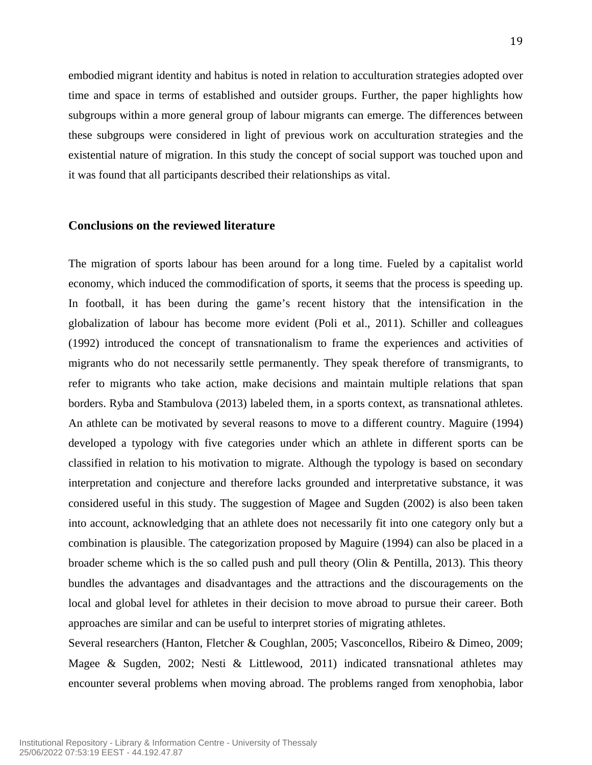embodied migrant identity and habitus is noted in relation to acculturation strategies adopted over time and space in terms of established and outsider groups. Further, the paper highlights how subgroups within a more general group of labour migrants can emerge. The differences between these subgroups were considered in light of previous work on acculturation strategies and the existential nature of migration. In this study the concept of social support was touched upon and it was found that all participants described their relationships as vital.

## Conclusions on the reviewed literature

The migration of sports labour has been around for a long time. Fueled by a capitalist world economy, which induced the commodification of sports, it seems that the process is speeding up. In football, it has been during the game's recent history that the intensification in the globalization of labour has become more evident (Poli et al., 2011). Schiller and colleagues (1992) introduced the concept of transnationalism to frame the experiences and activities of migrants who do not necessarily settle permanently. They speak therefore of transmigrants, to refer to migrants who take action, make decisions and maintain multiple relations that span borders. Ryba and Stambulova (2013) labeled them, in a sports context, as transnational athletes. An athlete can be motivated by several reasons to move to a different country. Maguire (1994) developed a typology with five categories under which an athlete in different sports can be classified in relation to his motivation to migrate. Although the typology is based on secondary interpretation and conjecture and therefore lacks grounded and interpretative substance, it was considered useful in this study. The suggestion of Magee and Sugden (2002) is also been taken into account, acknowledging that an athlete does not necessarily fit into one category only but a combination is plausible. The categorization proposed by Maguire (1994) can also be placed in a broader scheme which is the so called push and pull theory (Olin & Pentilla, 2013). This theory bundles the advantages and disadvantages and the attractions and the discouragements on the local and global level for athletes in their decision to move abroad to pursue their career. Both approaches are similar and can be useful to interpret stories of migrating athletes.

Several researchers (Hanton, Fletcher & Coughlan, 2005; Vasconcellos, Ribeiro & Dimeo, 2009; Magee & Sugden, 2002; Nesti & Littlewood, 2011) indicated transnational athletes may encounter several problems when moving abroad. The problems ranged from xenophobia, labor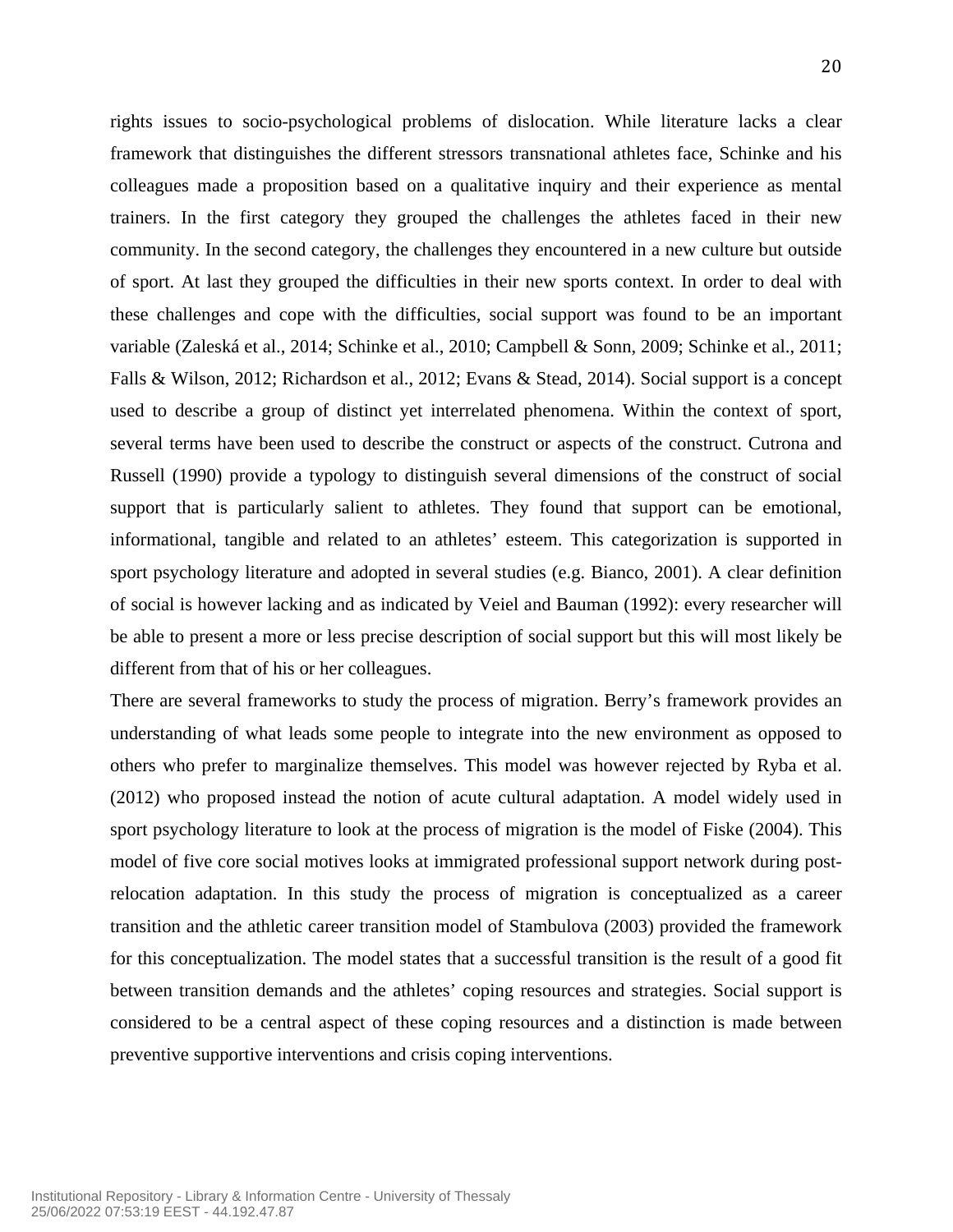rights issues to socio-psychological problems of dislocation. While literature lacks a clear framework that distinguishes the different stressors transnational athletes face, Schinke and his colleagues made a proposition based on a qualitative inquiry and their experience as mental trainers. In the first category they grouped the challenges the athletes faced in their new community. In the second category, the challenges they encountered in a new culture but outside of sport. At last they grouped the difficulties in their new sports context. In order to deal with these challenges and cope with the difficulties, social support was found to be an important variable (Zaleská et al., 2014; Schinke et al., 2010; Campbell & Sonn, 2009; Schinke et al., 2011; Falls & Wilson, 2012; Richardson et al., 2012; Evans & Stead, 2014). Social support is a concept used to describe a group of distinct yet interrelated phenomena. Within the context of sport, several terms have been used to describe the construct or aspects of the construct. Cutrona and Russell (1990) provide a typology to distinguish several dimensions of the construct of social support that is particularly salient to athletes. They found that support can be emotional, informational, tangible and related to an athletes' esteem. This categorization is supported in sport psychology literature and adopted in several studies (e.g. Bianco, 2001). A clear definition of social is however lacking and as indicated by Veiel and Bauman (1992): every researcher will be able to present a more or less precise description of social support but this will most likely be different from that of his or her colleagues.

There are several frameworks to study the process of migration. Berry's framework provides an understanding of what leads some people to integrate into the new environment as opposed to others who prefer to marginalize themselves. This model was however rejected by Ryba et al. (2012) who proposed instead the notion of acute cultural adaptation. A model widely used in sport psychology literature to look at the process of migration is the model of Fiske (2004). This model of five core social motives looks at immigrated professional support network during post-relocation adaptation. In this study the process of migration is conceptualized as a career transition and the athletic career transition model of Stambulova (2003) provided the framework for this conceptualization. The model states that a successful transition is the result of a good fit between transition demands and the athletes' coping resources and strategies. Social support is considered to be a central aspect of these coping resources and a distinction is made between preventive supportive interventions and crisis coping interventions.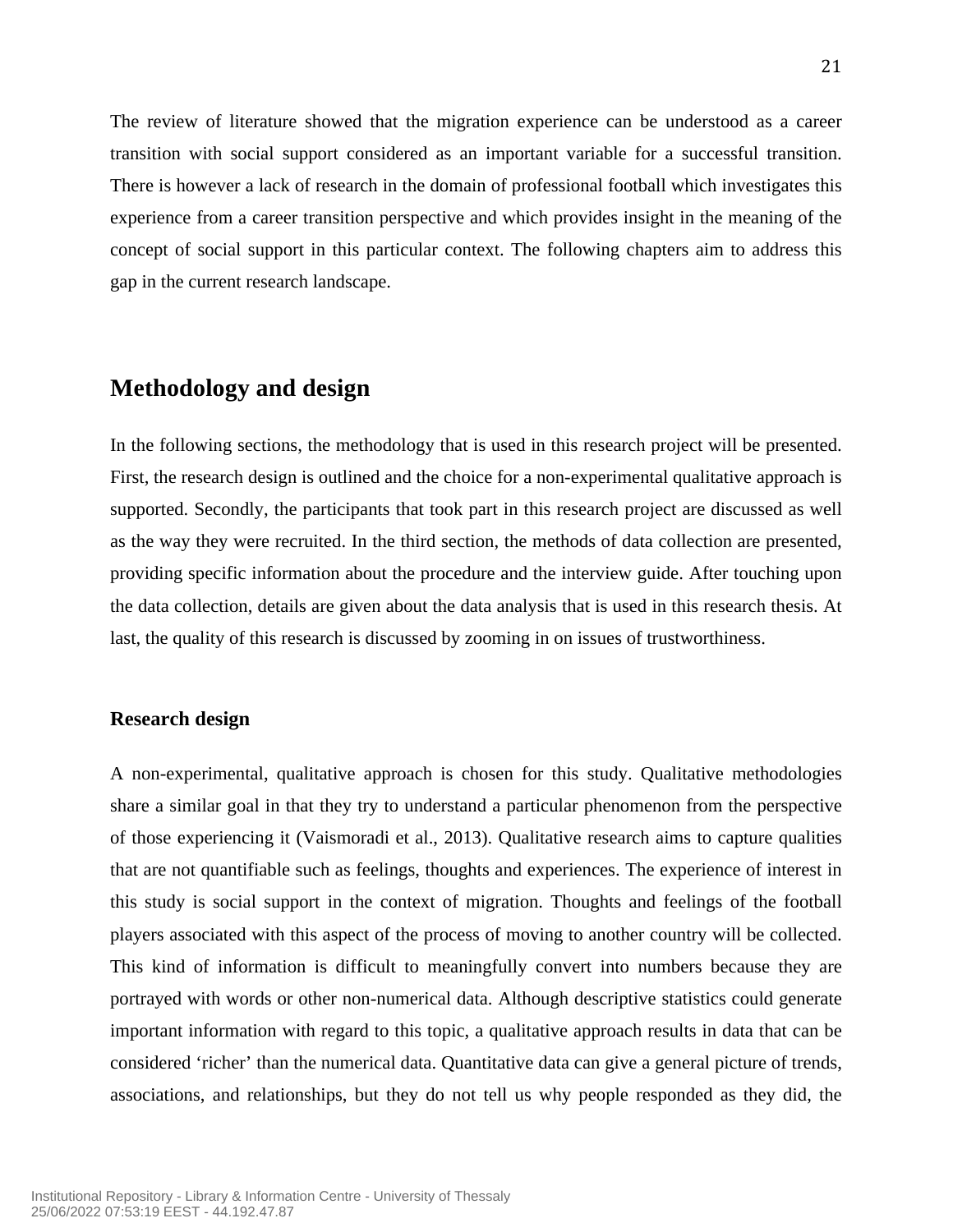The review of literature showed that the migration experience can be understood as a career transition with social support considered as an important variable for a successful transition. There is however a lack of research in the domain of professional football which investigates this experience from a career transition perspective and which provides insight in the meaning of the concept of social support in this particular context. The following chapters aim to address this gap in the current research landscape.

## Methodology and design

In the following sections, the methodology that is used in this research project will be presented. First, the research design is outlined and the choice for a non-experimental qualitative approach is supported. Secondly, the participants that took part in this research project are discussed as well as the way they were recruited. In the third section, the methods of data collection are presented, providing specific information about the procedure and the interview guide. After touching upon the data collection, details are given about the data analysis that is used in this research thesis. At last, the quality of this research is discussed by zooming in on issues of trustworthiness.

### Research design

A non-experimental, qualitative approach is chosen for this study. Qualitative methodologies share a similar goal in that they try to understand a particular phenomenon from the perspective of those experiencing it (Vaismoradi et al., 2013). Qualitative research aims to capture qualities that are not quantifiable such as feelings, thoughts and experiences. The experience of interest in this study is social support in the context of migration. Thoughts and feelings of the football players associated with this aspect of the process of moving to another country will be collected. This kind of information is difficult to meaningfully convert into numbers because they are portrayed with words or other non-numerical data. Although descriptive statistics could generate important information with regard to this topic, a qualitative approach results in data that can be considered 'richer' than the numerical data. Quantitative data can give a general picture of trends, associations, and relationships, but they do not tell us why people responded as they did, the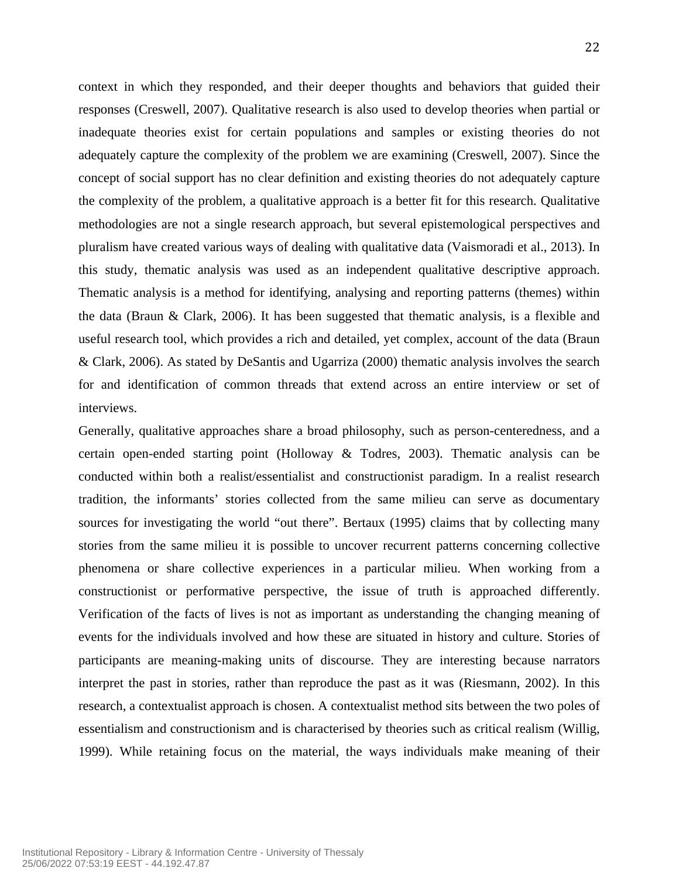context in which they responded, and their deeper thoughts and behaviors that guided their responses (Creswell, 2007). Qualitative research is also used to develop theories when partial or inadequate theories exist for certain populations and samples or existing theories do not adequately capture the complexity of the problem we are examining (Creswell, 2007). Since the concept of social support has no clear definition and existing theories do not adequately capture the complexity of the problem, a qualitative approach is a better fit for this research. Qualitative methodologies are not a single research approach, but several epistemological perspectives and pluralism have created various ways of dealing with qualitative data (Vaismoradi et al., 2013). In this study, thematic analysis was used as an independent qualitative descriptive approach. Thematic analysis is a method for identifying, analysing and reporting patterns (themes) within the data (Braun & Clark, 2006). It has been suggested that thematic analysis, is a flexible and useful research tool, which provides a rich and detailed, yet complex, account of the data (Braun & Clark, 2006). As stated by DeSantis and Ugarriza (2000) thematic analysis involves the search for and identification of common threads that extend across an entire interview or set of interviews.

Generally, qualitative approaches share a broad philosophy, such as person-centeredness, and a certain open-ended starting point (Holloway & Todres, 2003). Thematic analysis can be conducted within both a realist/essentialist and constructionist paradigm. In a realist research tradition, the informants' stories collected from the same milieu can serve as documentary sources for investigating the world "out there". Bertaux (1995) claims that by collecting many stories from the same milieu it is possible to uncover recurrent patterns concerning collective phenomena or share collective experiences in a particular milieu. When working from a constructionist or performative perspective, the issue of truth is approached differently. Verification of the facts of lives is not as important as understanding the changing meaning of events for the individuals involved and how these are situated in history and culture. Stories of participants are meaning-making units of discourse. They are interesting because narrators interpret the past in stories, rather than reproduce the past as it was (Riesmann, 2002). In this research, a contextualist approach is chosen. A contextualist method sits between the two poles of essentialism and constructionism and is characterised by theories such as critical realism (Willig, 1999). While retaining focus on the material, the ways individuals make meaning of their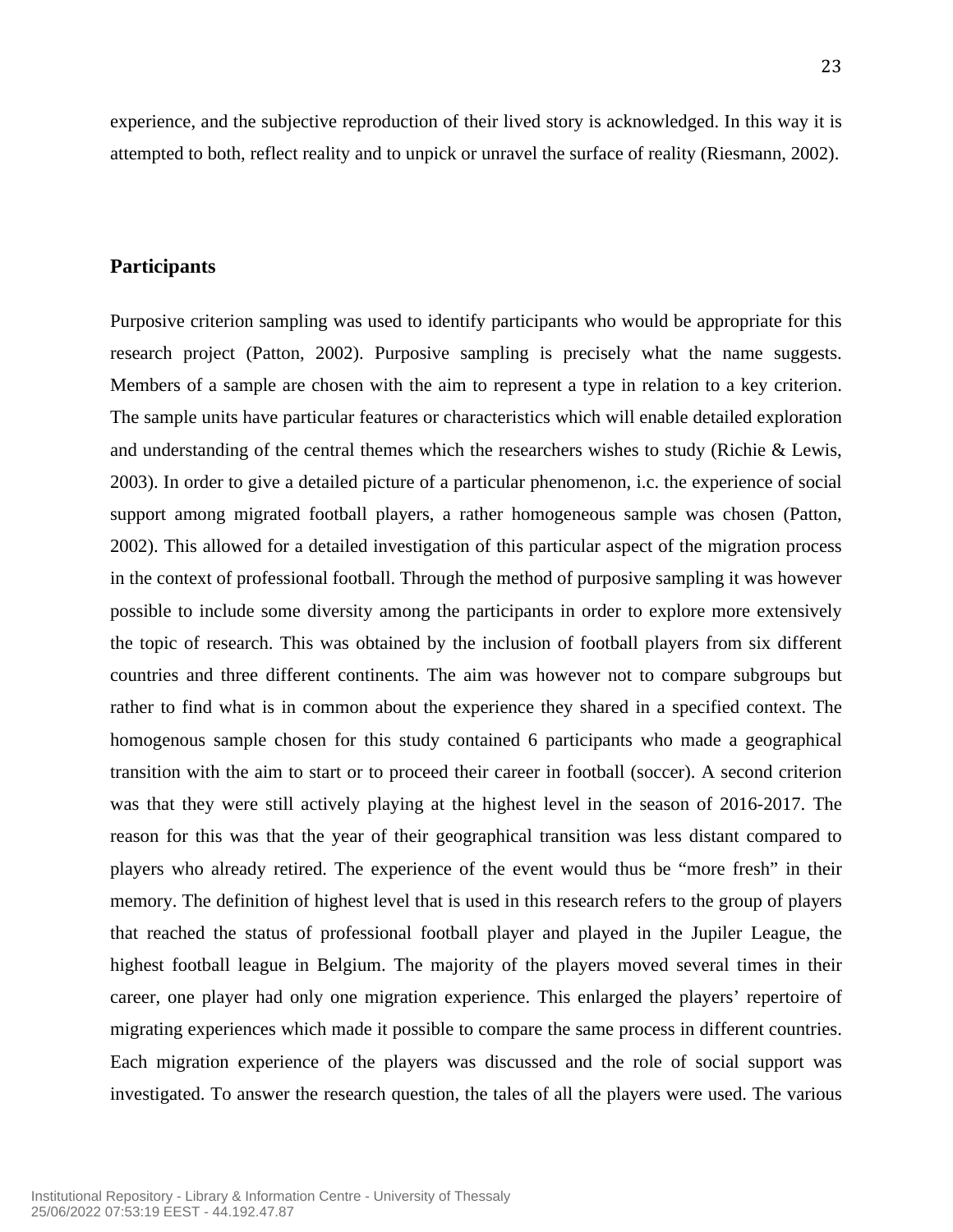experience, and the subjective reproduction of their lived story is acknowledged. In this way it is attempted to both, reflect reality and to unpick or unravel the surface of reality (Riesmann, 2002).

## Participants

Purposive criterion sampling was used to identify participants who would be appropriate for this research project (Patton, 2002). Purposive sampling is precisely what the name suggests. Members of a sample are chosen with the aim to represent a type in relation to a key criterion. The sample units have particular features or characteristics which will enable detailed exploration and understanding of the central themes which the researchers wishes to study (Richie & Lewis, 2003). In order to give a detailed picture of a particular phenomenon, i.c. the experience of social support among migrated football players, a rather homogeneous sample was chosen (Patton, 2002). This allowed for a detailed investigation of this particular aspect of the migration process in the context of professional football. Through the method of purposive sampling it was however possible to include some diversity among the participants in order to explore more extensively the topic of research. This was obtained by the inclusion of football players from six different countries and three different continents. The aim was however not to compare subgroups but rather to find what is in common about the experience they shared in a specified context. The homogenous sample chosen for this study contained 6 participants who made a geographical transition with the aim to start or to proceed their career in football (soccer). A second criterion was that they were still actively playing at the highest level in the season of 2016-2017. The reason for this was that the year of their geographical transition was less distant compared to players who already retired. The experience of the event would thus be "more fresh" in their memory. The definition of highest level that is used in this research refers to the group of players that reached the status of professional football player and played in the Jupiler League, the highest football league in Belgium. The majority of the players moved several times in their career, one player had only one migration experience. This enlarged the players' repertoire of migrating experiences which made it possible to compare the same process in different countries. Each migration experience of the players was discussed and the role of social support was investigated. To answer the research question, the tales of all the players were used. The various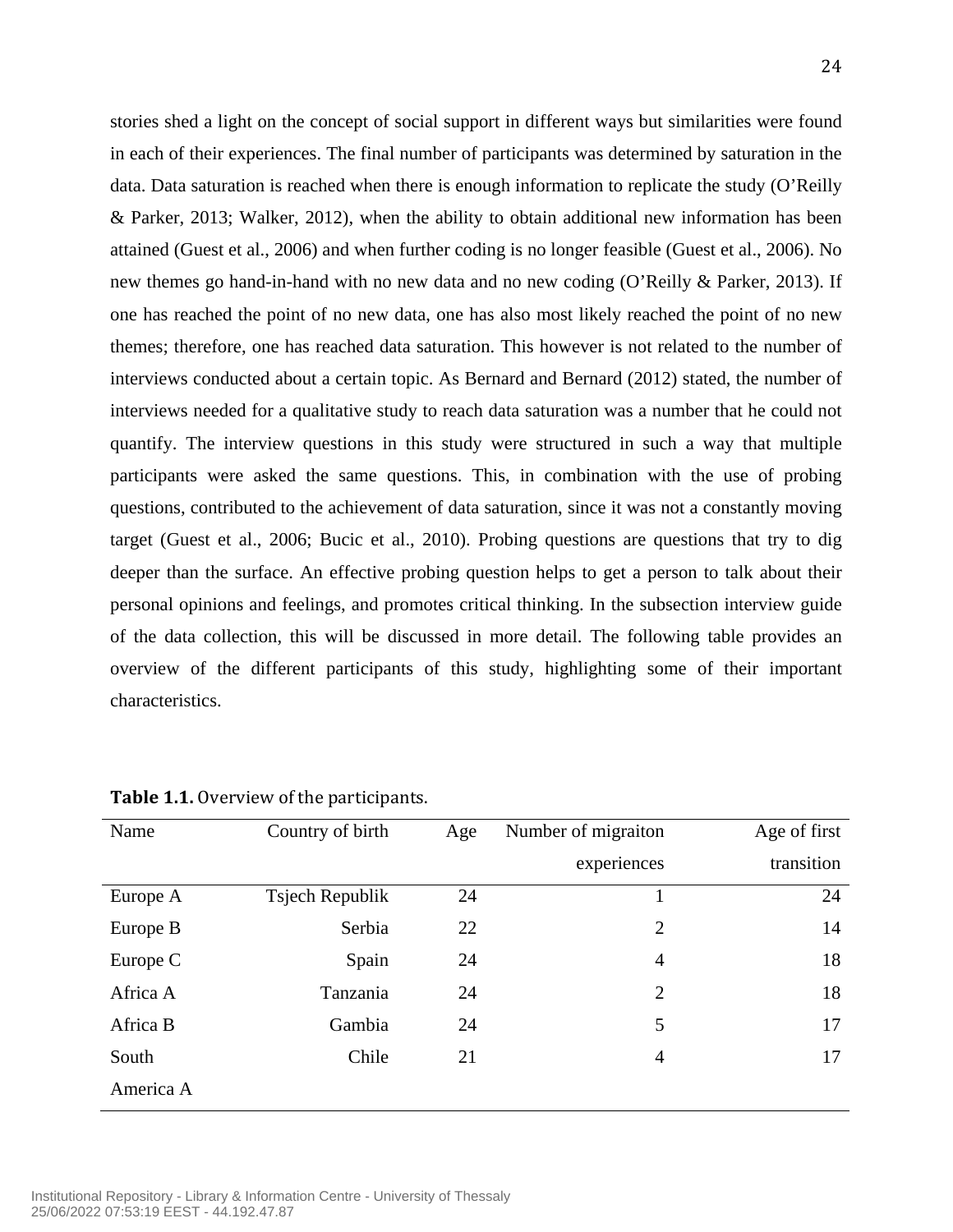stories shed a light on the concept of social support in different ways but similarities were found in each of their experiences. The final number of participants was determined by saturation in the data. Data saturation is reached when there is enough information to replicate the study (O'Reilly & Parker, 2013; Walker, 2012), when the ability to obtain additional new information has been attained (Guest et al., 2006) and when further coding is no longer feasible (Guest et al., 2006). No new themes go hand-in-hand with no new data and no new coding (O'Reilly & Parker, 2013). If one has reached the point of no new data, one has also most likely reached the point of no new themes; therefore, one has reached data saturation. This however is not related to the number of interviews conducted about a certain topic. As Bernard and Bernard (2012) stated, the number of interviews needed for a qualitative study to reach data saturation was a number that he could not quantify. The interview questions in this study were structured in such a way that multiple participants were asked the same questions. This, in combination with the use of probing questions, contributed to the achievement of data saturation, since it was not a constantly moving target (Guest et al., 2006; Bucic et al., 2010). Probing questions are questions that try to dig deeper than the surface. An effective probing question helps to get a person to talk about their personal opinions and feelings, and promotes critical thinking. In the subsection interview guide of the data collection, this will be discussed in more detail. The following table provides an overview of the different participants of this study, highlighting some of their important characteristics.

**Table 1.1.** Overview of the participants.

| Name | Country of birth | Age | Number of migraiton experiences | Age of first transition |
|---|---|---|---|---|
| Europe A | Tsjech Republik | 24 | 1 | 24 |
| Europe B | Serbia | 22 | 2 | 14 |
| Europe C | Spain | 24 | 4 | 18 |
| Africa A | Tanzania | 24 | 2 | 18 |
| Africa B | Gambia | 24 | 5 | 17 |
| South America A | Chile | 21 | 4 | 17 |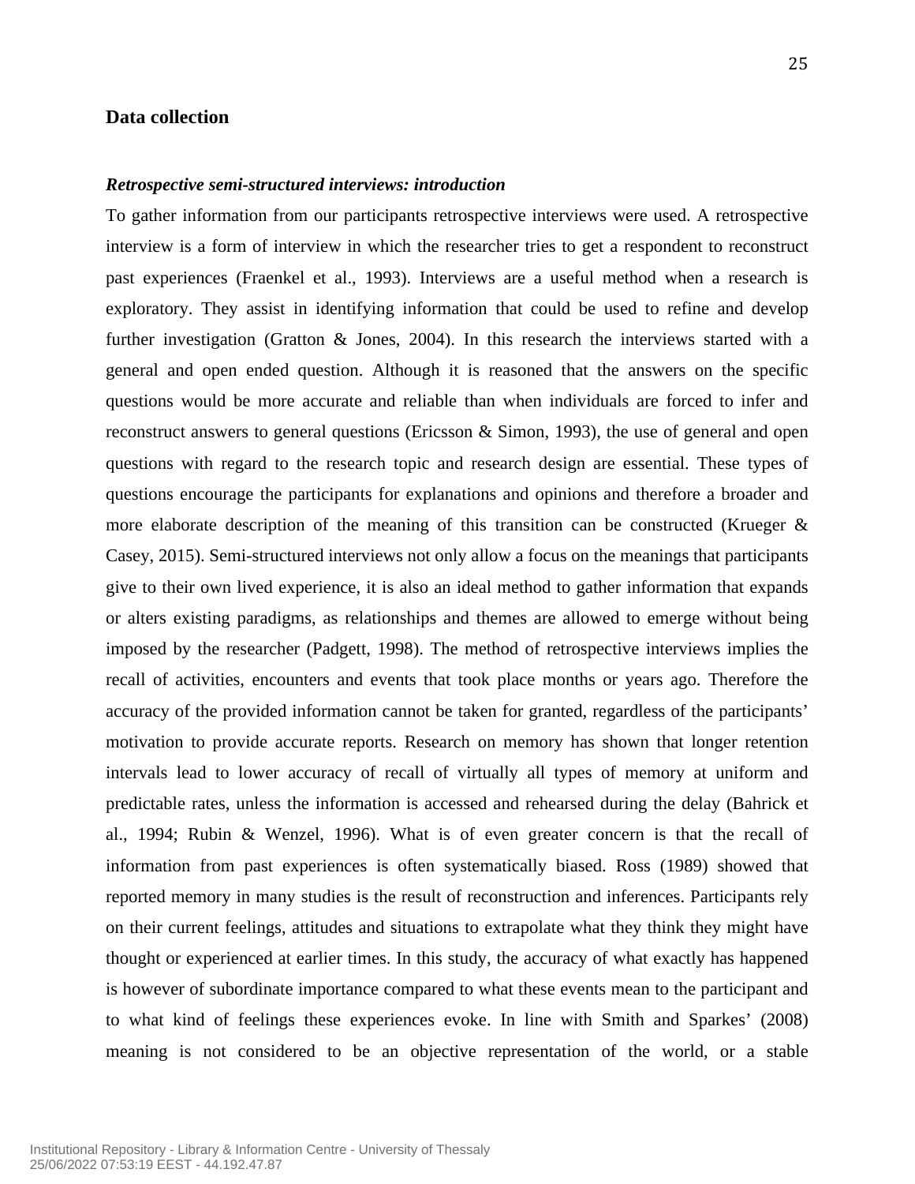## Data collection

***Retrospective semi-structured interviews: introduction***

To gather information from our participants retrospective interviews were used. A retrospective interview is a form of interview in which the researcher tries to get a respondent to reconstruct past experiences (Fraenkel et al., 1993). Interviews are a useful method when a research is exploratory. They assist in identifying information that could be used to refine and develop further investigation (Gratton & Jones, 2004). In this research the interviews started with a general and open ended question. Although it is reasoned that the answers on the specific questions would be more accurate and reliable than when individuals are forced to infer and reconstruct answers to general questions (Ericsson & Simon, 1993), the use of general and open questions with regard to the research topic and research design are essential. These types of questions encourage the participants for explanations and opinions and therefore a broader and more elaborate description of the meaning of this transition can be constructed (Krueger & Casey, 2015). Semi-structured interviews not only allow a focus on the meanings that participants give to their own lived experience, it is also an ideal method to gather information that expands or alters existing paradigms, as relationships and themes are allowed to emerge without being imposed by the researcher (Padgett, 1998). The method of retrospective interviews implies the recall of activities, encounters and events that took place months or years ago. Therefore the accuracy of the provided information cannot be taken for granted, regardless of the participants' motivation to provide accurate reports. Research on memory has shown that longer retention intervals lead to lower accuracy of recall of virtually all types of memory at uniform and predictable rates, unless the information is accessed and rehearsed during the delay (Bahrick et al., 1994; Rubin & Wenzel, 1996). What is of even greater concern is that the recall of information from past experiences is often systematically biased. Ross (1989) showed that reported memory in many studies is the result of reconstruction and inferences. Participants rely on their current feelings, attitudes and situations to extrapolate what they think they might have thought or experienced at earlier times. In this study, the accuracy of what exactly has happened is however of subordinate importance compared to what these events mean to the participant and to what kind of feelings these experiences evoke. In line with Smith and Sparkes' (2008) meaning is not considered to be an objective representation of the world, or a stable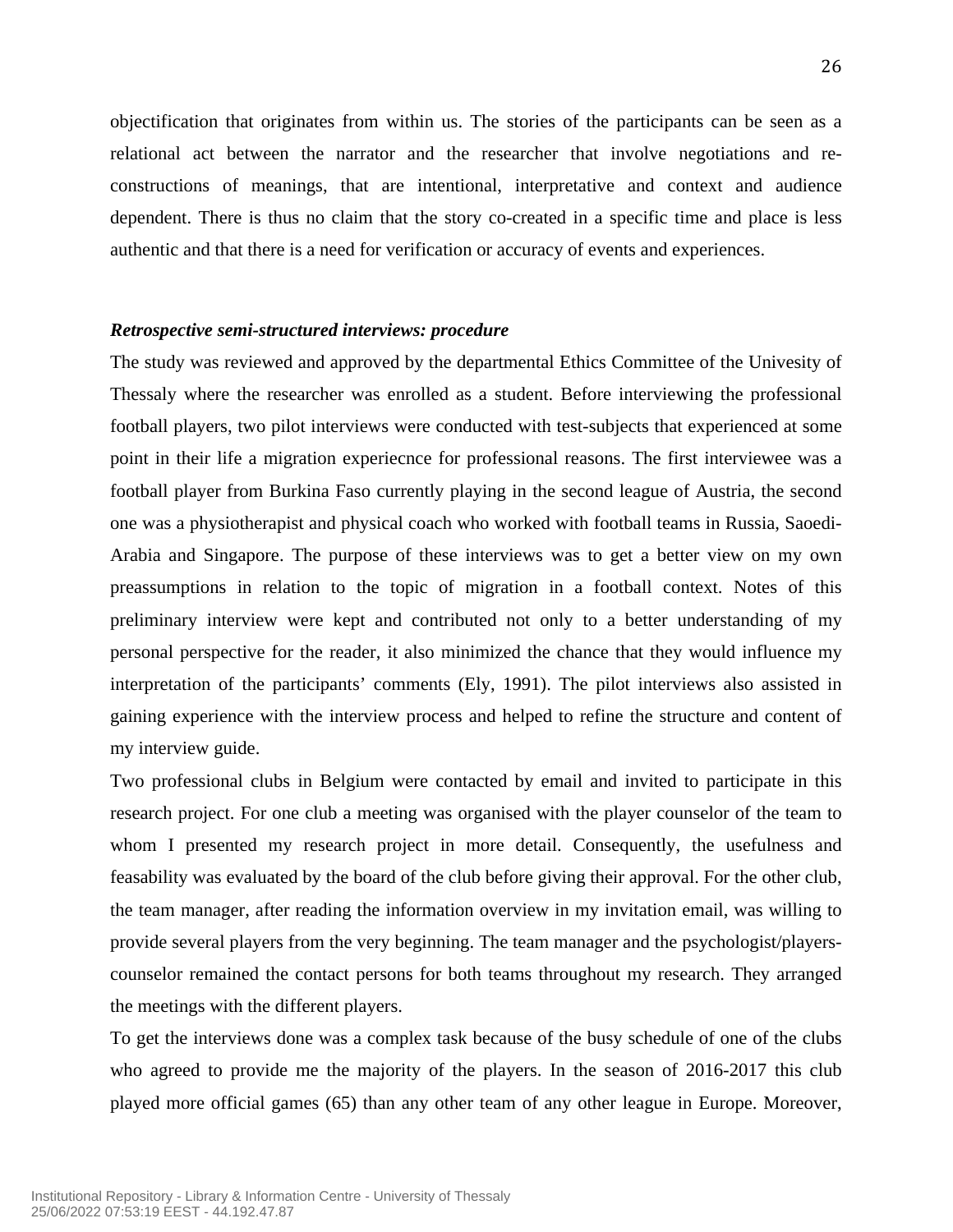objectification that originates from within us. The stories of the participants can be seen as a relational act between the narrator and the researcher that involve negotiations and re-constructions of meanings, that are intentional, interpretative and context and audience dependent. There is thus no claim that the story co-created in a specific time and place is less authentic and that there is a need for verification or accuracy of events and experiences.

***Retrospective semi-structured interviews: procedure***

The study was reviewed and approved by the departmental Ethics Committee of the Univesity of Thessaly where the researcher was enrolled as a student. Before interviewing the professional football players, two pilot interviews were conducted with test-subjects that experienced at some point in their life a migration experiecnce for professional reasons. The first interviewee was a football player from Burkina Faso currently playing in the second league of Austria, the second one was a physiotherapist and physical coach who worked with football teams in Russia, Saoedi-Arabia and Singapore. The purpose of these interviews was to get a better view on my own preassumptions in relation to the topic of migration in a football context. Notes of this preliminary interview were kept and contributed not only to a better understanding of my personal perspective for the reader, it also minimized the chance that they would influence my interpretation of the participants' comments (Ely, 1991). The pilot interviews also assisted in gaining experience with the interview process and helped to refine the structure and content of my interview guide.

Two professional clubs in Belgium were contacted by email and invited to participate in this research project. For one club a meeting was organised with the player counselor of the team to whom I presented my research project in more detail. Consequently, the usefulness and feasability was evaluated by the board of the club before giving their approval. For the other club, the team manager, after reading the information overview in my invitation email, was willing to provide several players from the very beginning. The team manager and the psychologist/players-counselor remained the contact persons for both teams throughout my research. They arranged the meetings with the different players.

To get the interviews done was a complex task because of the busy schedule of one of the clubs who agreed to provide me the majority of the players. In the season of 2016-2017 this club played more official games (65) than any other team of any other league in Europe. Moreover,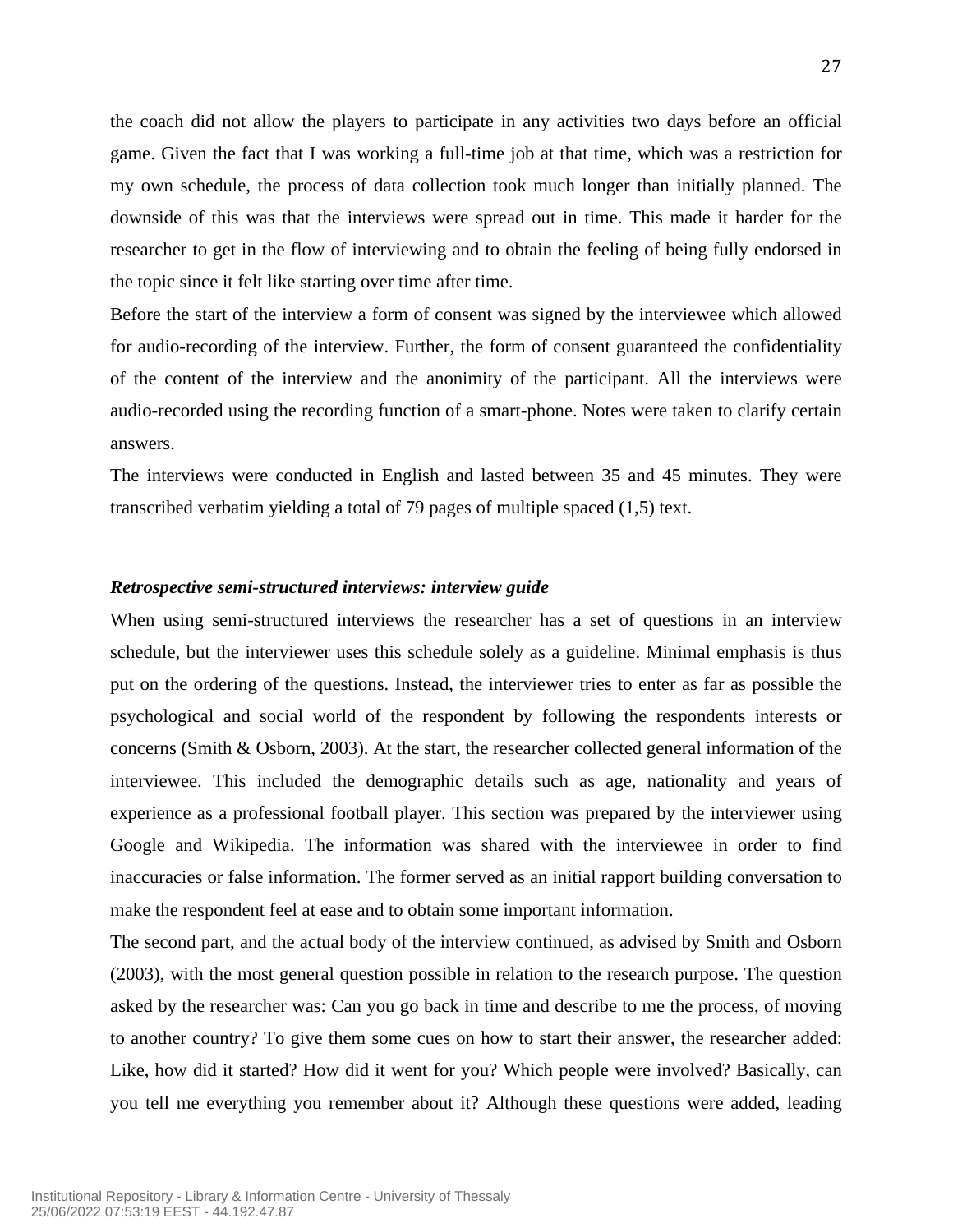the coach did not allow the players to participate in any activities two days before an official game. Given the fact that I was working a full-time job at that time, which was a restriction for my own schedule, the process of data collection took much longer than initially planned. The downside of this was that the interviews were spread out in time. This made it harder for the researcher to get in the flow of interviewing and to obtain the feeling of being fully endorsed in the topic since it felt like starting over time after time.

Before the start of the interview a form of consent was signed by the interviewee which allowed for audio-recording of the interview. Further, the form of consent guaranteed the confidentiality of the content of the interview and the anonimity of the participant. All the interviews were audio-recorded using the recording function of a smart-phone. Notes were taken to clarify certain answers.

The interviews were conducted in English and lasted between 35 and 45 minutes. They were transcribed verbatim yielding a total of 79 pages of multiple spaced (1,5) text.

***Retrospective semi-structured interviews: interview guide***

When using semi-structured interviews the researcher has a set of questions in an interview schedule, but the interviewer uses this schedule solely as a guideline. Minimal emphasis is thus put on the ordering of the questions. Instead, the interviewer tries to enter as far as possible the psychological and social world of the respondent by following the respondents interests or concerns (Smith & Osborn, 2003). At the start, the researcher collected general information of the interviewee. This included the demographic details such as age, nationality and years of experience as a professional football player. This section was prepared by the interviewer using Google and Wikipedia. The information was shared with the interviewee in order to find inaccuracies or false information. The former served as an initial rapport building conversation to make the respondent feel at ease and to obtain some important information.

The second part, and the actual body of the interview continued, as advised by Smith and Osborn (2003), with the most general question possible in relation to the research purpose. The question asked by the researcher was: Can you go back in time and describe to me the process, of moving to another country? To give them some cues on how to start their answer, the researcher added: Like, how did it started? How did it went for you? Which people were involved? Basically, can you tell me everything you remember about it? Although these questions were added, leading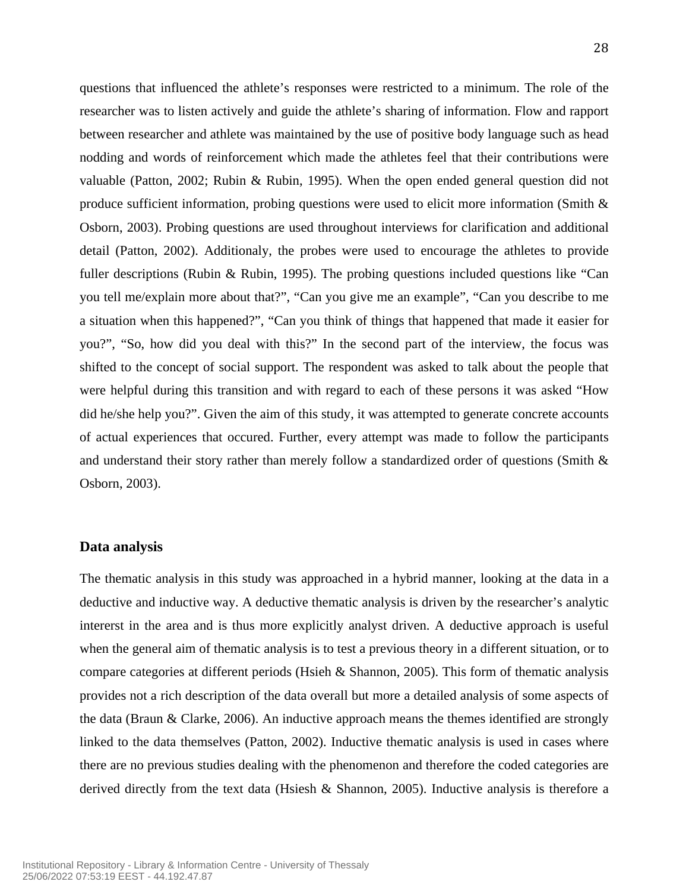questions that influenced the athlete's responses were restricted to a minimum. The role of the researcher was to listen actively and guide the athlete's sharing of information. Flow and rapport between researcher and athlete was maintained by the use of positive body language such as head nodding and words of reinforcement which made the athletes feel that their contributions were valuable (Patton, 2002; Rubin & Rubin, 1995). When the open ended general question did not produce sufficient information, probing questions were used to elicit more information (Smith & Osborn, 2003). Probing questions are used throughout interviews for clarification and additional detail (Patton, 2002). Additionaly, the probes were used to encourage the athletes to provide fuller descriptions (Rubin & Rubin, 1995). The probing questions included questions like "Can you tell me/explain more about that?", "Can you give me an example", "Can you describe to me a situation when this happened?", "Can you think of things that happened that made it easier for you?", "So, how did you deal with this?" In the second part of the interview, the focus was shifted to the concept of social support. The respondent was asked to talk about the people that were helpful during this transition and with regard to each of these persons it was asked "How did he/she help you?". Given the aim of this study, it was attempted to generate concrete accounts of actual experiences that occured. Further, every attempt was made to follow the participants and understand their story rather than merely follow a standardized order of questions (Smith & Osborn, 2003).

### Data analysis

The thematic analysis in this study was approached in a hybrid manner, looking at the data in a deductive and inductive way. A deductive thematic analysis is driven by the researcher's analytic intererst in the area and is thus more explicitly analyst driven. A deductive approach is useful when the general aim of thematic analysis is to test a previous theory in a different situation, or to compare categories at different periods (Hsieh & Shannon, 2005). This form of thematic analysis provides not a rich description of the data overall but more a detailed analysis of some aspects of the data (Braun & Clarke, 2006). An inductive approach means the themes identified are strongly linked to the data themselves (Patton, 2002). Inductive thematic analysis is used in cases where there are no previous studies dealing with the phenomenon and therefore the coded categories are derived directly from the text data (Hsiesh & Shannon, 2005). Inductive analysis is therefore a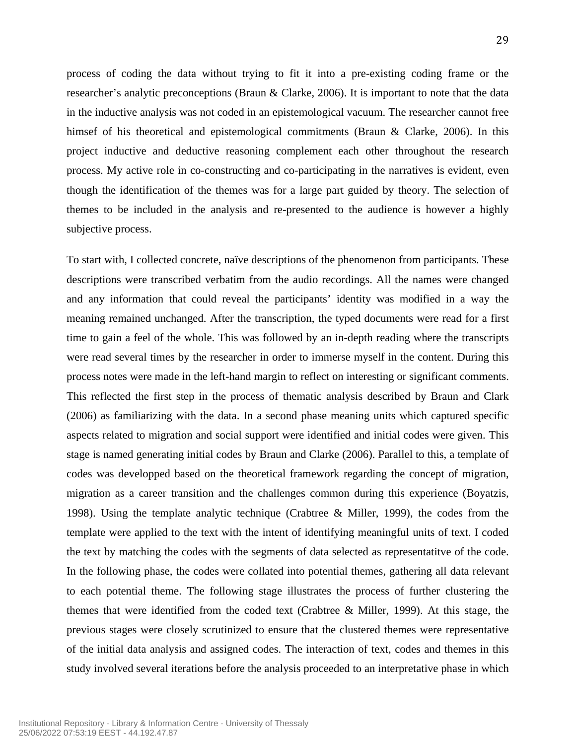process of coding the data without trying to fit it into a pre-existing coding frame or the researcher's analytic preconceptions (Braun & Clarke, 2006). It is important to note that the data in the inductive analysis was not coded in an epistemological vacuum. The researcher cannot free himsef of his theoretical and epistemological commitments (Braun & Clarke, 2006). In this project inductive and deductive reasoning complement each other throughout the research process. My active role in co-constructing and co-participating in the narratives is evident, even though the identification of the themes was for a large part guided by theory. The selection of themes to be included in the analysis and re-presented to the audience is however a highly subjective process.

To start with, I collected concrete, naïve descriptions of the phenomenon from participants. These descriptions were transcribed verbatim from the audio recordings. All the names were changed and any information that could reveal the participants' identity was modified in a way the meaning remained unchanged. After the transcription, the typed documents were read for a first time to gain a feel of the whole. This was followed by an in-depth reading where the transcripts were read several times by the researcher in order to immerse myself in the content. During this process notes were made in the left-hand margin to reflect on interesting or significant comments. This reflected the first step in the process of thematic analysis described by Braun and Clark (2006) as familiarizing with the data. In a second phase meaning units which captured specific aspects related to migration and social support were identified and initial codes were given. This stage is named generating initial codes by Braun and Clarke (2006). Parallel to this, a template of codes was developped based on the theoretical framework regarding the concept of migration, migration as a career transition and the challenges common during this experience (Boyatzis, 1998). Using the template analytic technique (Crabtree & Miller, 1999), the codes from the template were applied to the text with the intent of identifying meaningful units of text. I coded the text by matching the codes with the segments of data selected as representatitve of the code. In the following phase, the codes were collated into potential themes, gathering all data relevant to each potential theme. The following stage illustrates the process of further clustering the themes that were identified from the coded text (Crabtree & Miller, 1999). At this stage, the previous stages were closely scrutinized to ensure that the clustered themes were representative of the initial data analysis and assigned codes. The interaction of text, codes and themes in this study involved several iterations before the analysis proceeded to an interpretative phase in which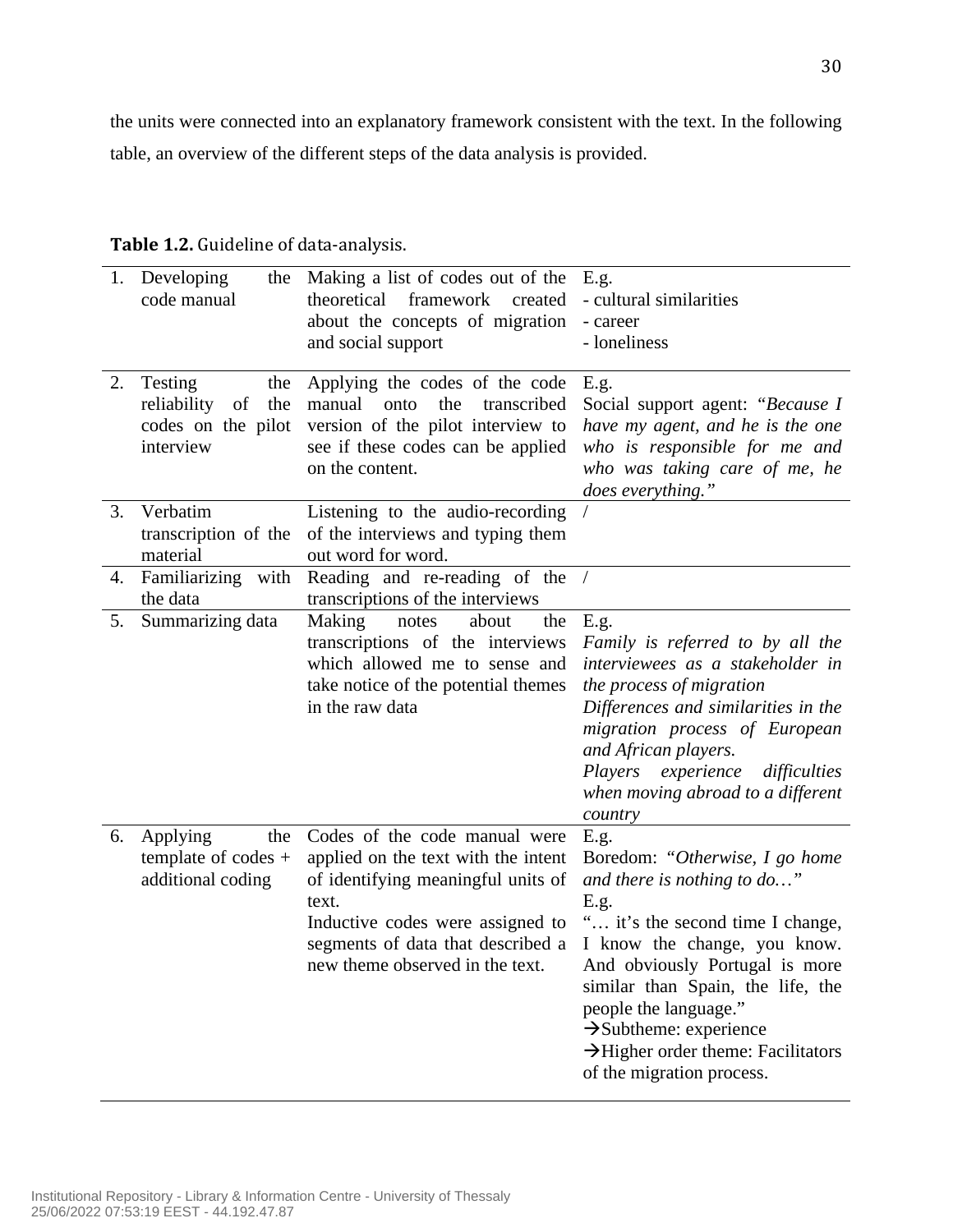the units were connected into an explanatory framework consistent with the text. In the following table, an overview of the different steps of the data analysis is provided.

**Table 1.2.** Guideline of data-analysis.

| | | |
|---|---|---|
| 1. Developing the code manual | Making a list of codes out of the theoretical framework created about the concepts of migration and social support | E.g.<br>- cultural similarities<br>- career<br>- loneliness |
| 2. Testing the reliability of the codes on the pilot interview | Applying the codes of the code manual onto the transcribed version of the pilot interview to see if these codes can be applied on the content. | E.g.<br>Social support agent: *"Because I have my agent, and he is the one who is responsible for me and who was taking care of me, he does everything."* |
| 3. Verbatim transcription of the material | Listening to the audio-recording of the interviews and typing them out word for word. | / |
| 4. Familiarizing with the data | Reading and re-reading of the transcriptions of the interviews | / |
| 5. Summarizing data | Making notes about the transcriptions of the interviews which allowed me to sense and take notice of the potential themes in the raw data | E.g.<br>*Family is referred to by all the interviewees as a stakeholder in the process of migration*<br>*Differences and similarities in the migration process of European and African players.*<br>*Players experience difficulties when moving abroad to a different country* |
| 6. Applying the template of codes + additional coding | Codes of the code manual were applied on the text with the intent of identifying meaningful units of text.<br>Inductive codes were assigned to segments of data that described a new theme observed in the text. | E.g.<br>Boredom: *"Otherwise, I go home and there is nothing to do…"*<br>E.g.<br>"… it's the second time I change, I know the change, you know. And obviously Portugal is more similar than Spain, the life, the people the language."<br>→Subtheme: experience<br>→Higher order theme: Facilitators of the migration process. |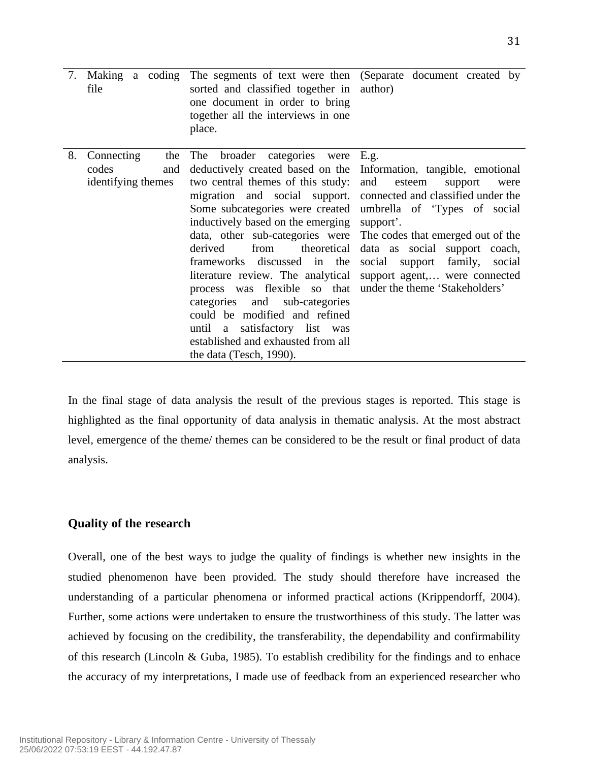| | | | |
|---|---|---|---|
| 7. | Making a coding file | The segments of text were then sorted and classified together in one document in order to bring together all the interviews in one place. | (Separate document created by author) |
| 8. | Connecting the codes and identifying themes | The broader categories were deductively created based on the two central themes of this study: migration and social support. Some subcategories were created inductively based on the emerging data, other sub-categories were derived from theoretical frameworks discussed in the literature review. The analytical process was flexible so that categories and sub-categories could be modified and refined until a satisfactory list was established and exhausted from all the data (Tesch, 1990). | E.g.<br>Information, tangible, emotional and esteem support were connected and classified under the umbrella of 'Types of social support'.<br>The codes that emerged out of the data as social support coach, social support family, social support agent,… were connected under the theme 'Stakeholders' |

In the final stage of data analysis the result of the previous stages is reported. This stage is highlighted as the final opportunity of data analysis in thematic analysis. At the most abstract level, emergence of the theme/ themes can be considered to be the result or final product of data analysis.

## Quality of the research

Overall, one of the best ways to judge the quality of findings is whether new insights in the studied phenomenon have been provided. The study should therefore have increased the understanding of a particular phenomena or informed practical actions (Krippendorff, 2004). Further, some actions were undertaken to ensure the trustworthiness of this study. The latter was achieved by focusing on the credibility, the transferability, the dependability and confirmability of this research (Lincoln & Guba, 1985). To establish credibility for the findings and to enhace the accuracy of my interpretations, I made use of feedback from an experienced researcher who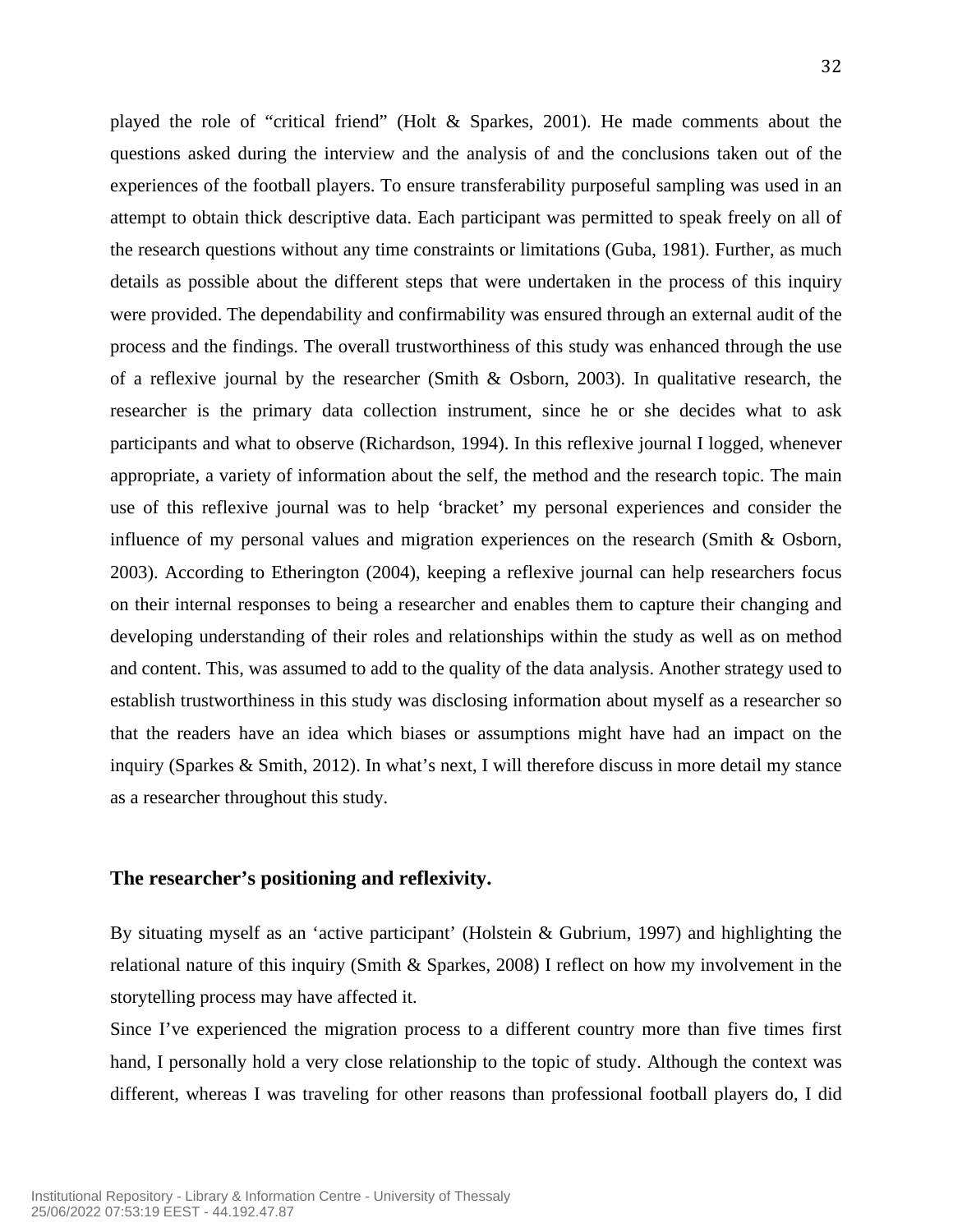played the role of "critical friend" (Holt & Sparkes, 2001). He made comments about the questions asked during the interview and the analysis of and the conclusions taken out of the experiences of the football players. To ensure transferability purposeful sampling was used in an attempt to obtain thick descriptive data. Each participant was permitted to speak freely on all of the research questions without any time constraints or limitations (Guba, 1981). Further, as much details as possible about the different steps that were undertaken in the process of this inquiry were provided. The dependability and confirmability was ensured through an external audit of the process and the findings. The overall trustworthiness of this study was enhanced through the use of a reflexive journal by the researcher (Smith & Osborn, 2003). In qualitative research, the researcher is the primary data collection instrument, since he or she decides what to ask participants and what to observe (Richardson, 1994). In this reflexive journal I logged, whenever appropriate, a variety of information about the self, the method and the research topic. The main use of this reflexive journal was to help 'bracket' my personal experiences and consider the influence of my personal values and migration experiences on the research (Smith & Osborn, 2003). According to Etherington (2004), keeping a reflexive journal can help researchers focus on their internal responses to being a researcher and enables them to capture their changing and developing understanding of their roles and relationships within the study as well as on method and content. This, was assumed to add to the quality of the data analysis. Another strategy used to establish trustworthiness in this study was disclosing information about myself as a researcher so that the readers have an idea which biases or assumptions might have had an impact on the inquiry (Sparkes & Smith, 2012). In what's next, I will therefore discuss in more detail my stance as a researcher throughout this study.

### The researcher's positioning and reflexivity.

By situating myself as an 'active participant' (Holstein & Gubrium, 1997) and highlighting the relational nature of this inquiry (Smith & Sparkes, 2008) I reflect on how my involvement in the storytelling process may have affected it.

Since I've experienced the migration process to a different country more than five times first hand, I personally hold a very close relationship to the topic of study. Although the context was different, whereas I was traveling for other reasons than professional football players do, I did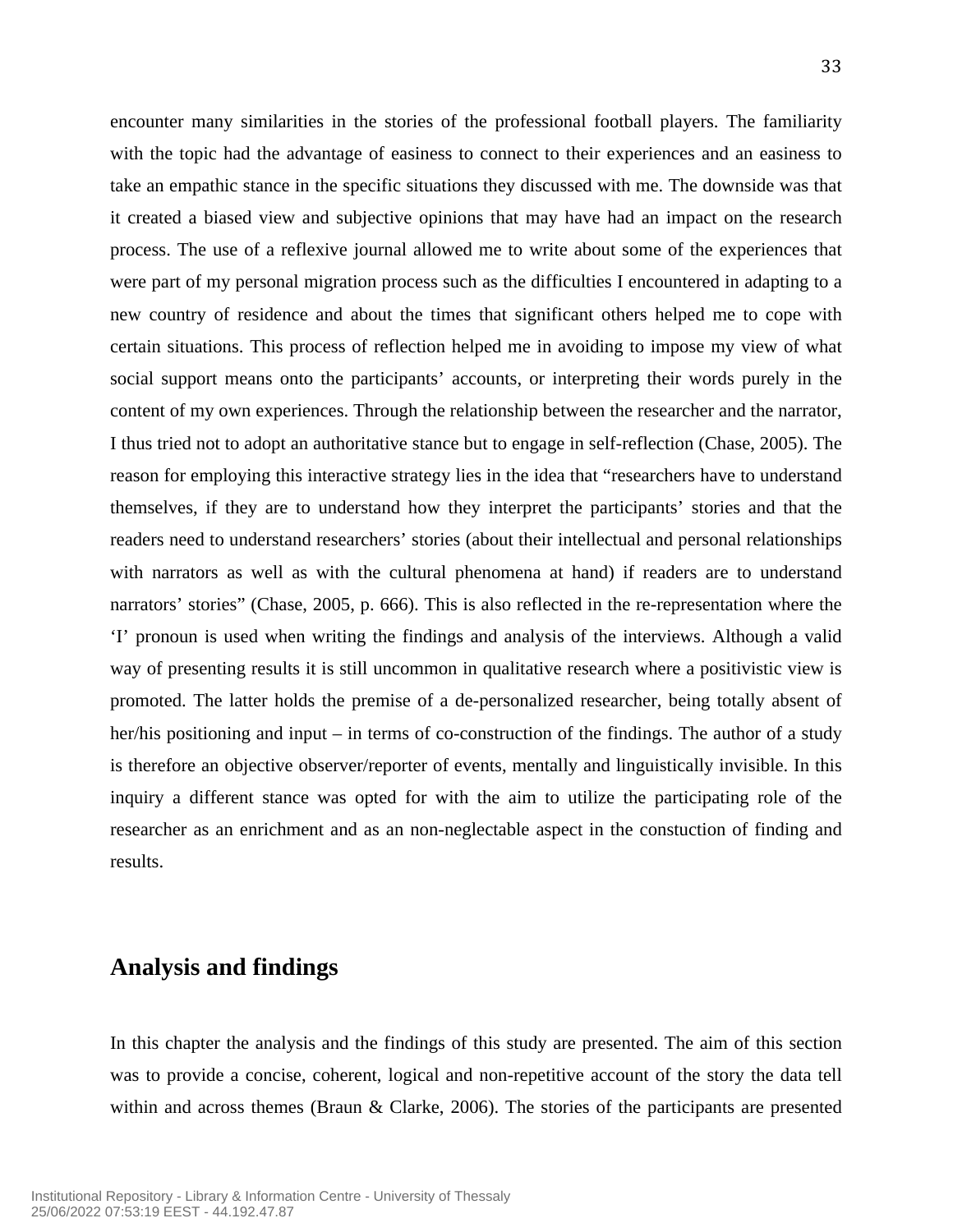encounter many similarities in the stories of the professional football players. The familiarity with the topic had the advantage of easiness to connect to their experiences and an easiness to take an empathic stance in the specific situations they discussed with me. The downside was that it created a biased view and subjective opinions that may have had an impact on the research process. The use of a reflexive journal allowed me to write about some of the experiences that were part of my personal migration process such as the difficulties I encountered in adapting to a new country of residence and about the times that significant others helped me to cope with certain situations. This process of reflection helped me in avoiding to impose my view of what social support means onto the participants' accounts, or interpreting their words purely in the content of my own experiences. Through the relationship between the researcher and the narrator, I thus tried not to adopt an authoritative stance but to engage in self-reflection (Chase, 2005). The reason for employing this interactive strategy lies in the idea that "researchers have to understand themselves, if they are to understand how they interpret the participants' stories and that the readers need to understand researchers' stories (about their intellectual and personal relationships with narrators as well as with the cultural phenomena at hand) if readers are to understand narrators' stories" (Chase, 2005, p. 666). This is also reflected in the re-representation where the 'I' pronoun is used when writing the findings and analysis of the interviews. Although a valid way of presenting results it is still uncommon in qualitative research where a positivistic view is promoted. The latter holds the premise of a de-personalized researcher, being totally absent of her/his positioning and input – in terms of co-construction of the findings. The author of a study is therefore an objective observer/reporter of events, mentally and linguistically invisible. In this inquiry a different stance was opted for with the aim to utilize the participating role of the researcher as an enrichment and as an non-neglectable aspect in the constuction of finding and results.

# Analysis and findings

In this chapter the analysis and the findings of this study are presented. The aim of this section was to provide a concise, coherent, logical and non-repetitive account of the story the data tell within and across themes (Braun & Clarke, 2006). The stories of the participants are presented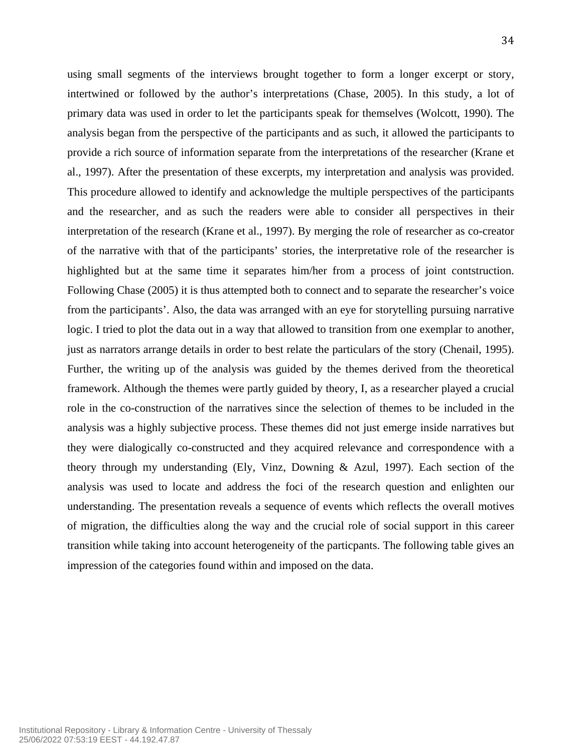using small segments of the interviews brought together to form a longer excerpt or story, intertwined or followed by the author's interpretations (Chase, 2005). In this study, a lot of primary data was used in order to let the participants speak for themselves (Wolcott, 1990). The analysis began from the perspective of the participants and as such, it allowed the participants to provide a rich source of information separate from the interpretations of the researcher (Krane et al., 1997). After the presentation of these excerpts, my interpretation and analysis was provided. This procedure allowed to identify and acknowledge the multiple perspectives of the participants and the researcher, and as such the readers were able to consider all perspectives in their interpretation of the research (Krane et al., 1997). By merging the role of researcher as co-creator of the narrative with that of the participants' stories, the interpretative role of the researcher is highlighted but at the same time it separates him/her from a process of joint contstruction. Following Chase (2005) it is thus attempted both to connect and to separate the researcher's voice from the participants'. Also, the data was arranged with an eye for storytelling pursuing narrative logic. I tried to plot the data out in a way that allowed to transition from one exemplar to another, just as narrators arrange details in order to best relate the particulars of the story (Chenail, 1995). Further, the writing up of the analysis was guided by the themes derived from the theoretical framework. Although the themes were partly guided by theory, I, as a researcher played a crucial role in the co-construction of the narratives since the selection of themes to be included in the analysis was a highly subjective process. These themes did not just emerge inside narratives but they were dialogically co-constructed and they acquired relevance and correspondence with a theory through my understanding (Ely, Vinz, Downing & Azul, 1997). Each section of the analysis was used to locate and address the foci of the research question and enlighten our understanding. The presentation reveals a sequence of events which reflects the overall motives of migration, the difficulties along the way and the crucial role of social support in this career transition while taking into account heterogeneity of the particpants. The following table gives an impression of the categories found within and imposed on the data.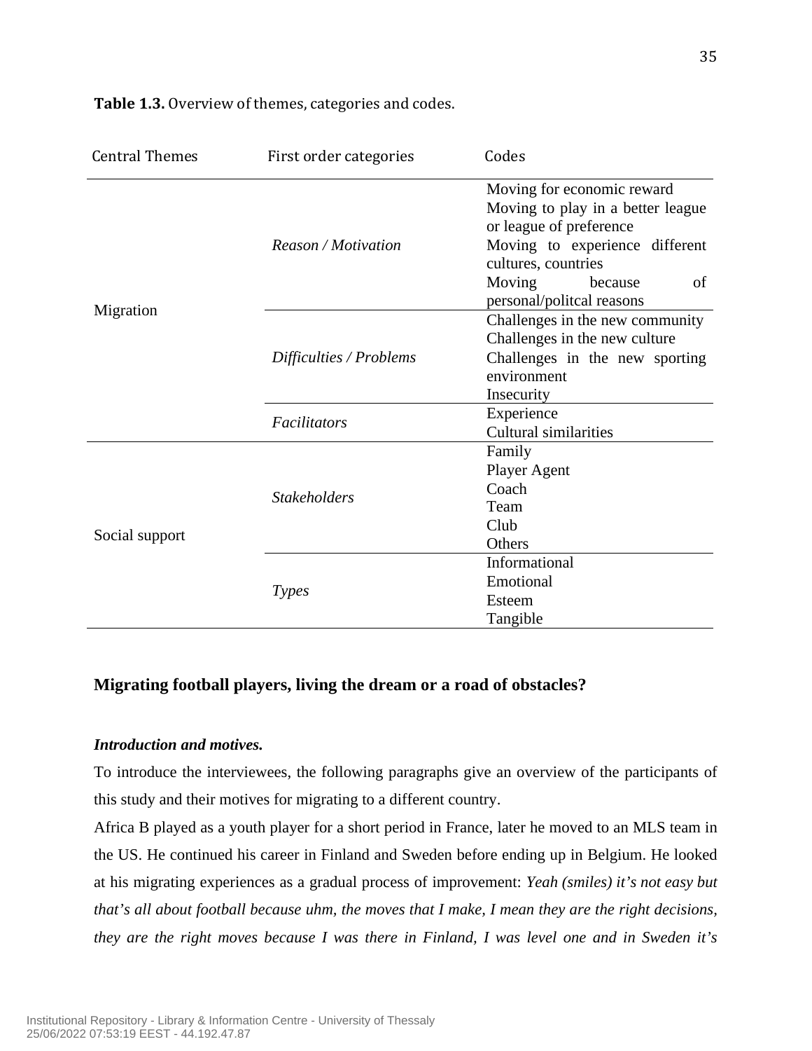**Table 1.3.** Overview of themes, categories and codes.

| Central Themes | First order categories | Codes |
| --- | --- | --- |
| Migration | *Reason / Motivation* | Moving for economic reward<br>Moving to play in a better league or league of preference<br>Moving to experience different cultures, countries<br>Moving because of personal/politcal reasons |
| | *Difficulties / Problems* | Challenges in the new community<br>Challenges in the new culture<br>Challenges in the new sporting environment<br>Insecurity |
| | *Facilitators* | Experience<br>Cultural similarities |
| Social support | *Stakeholders* | Family<br>Player Agent<br>Coach<br>Team<br>Club<br>Others |
| | *Types* | Informational<br>Emotional<br>Esteem<br>Tangible |

## Migrating football players, living the dream or a road of obstacles?

### *Introduction and motives.*

To introduce the interviewees, the following paragraphs give an overview of the participants of this study and their motives for migrating to a different country.

Africa B played as a youth player for a short period in France, later he moved to an MLS team in the US. He continued his career in Finland and Sweden before ending up in Belgium. He looked at his migrating experiences as a gradual process of improvement: *Yeah (smiles) it's not easy but that's all about football because uhm, the moves that I make, I mean they are the right decisions, they are the right moves because I was there in Finland, I was level one and in Sweden it's*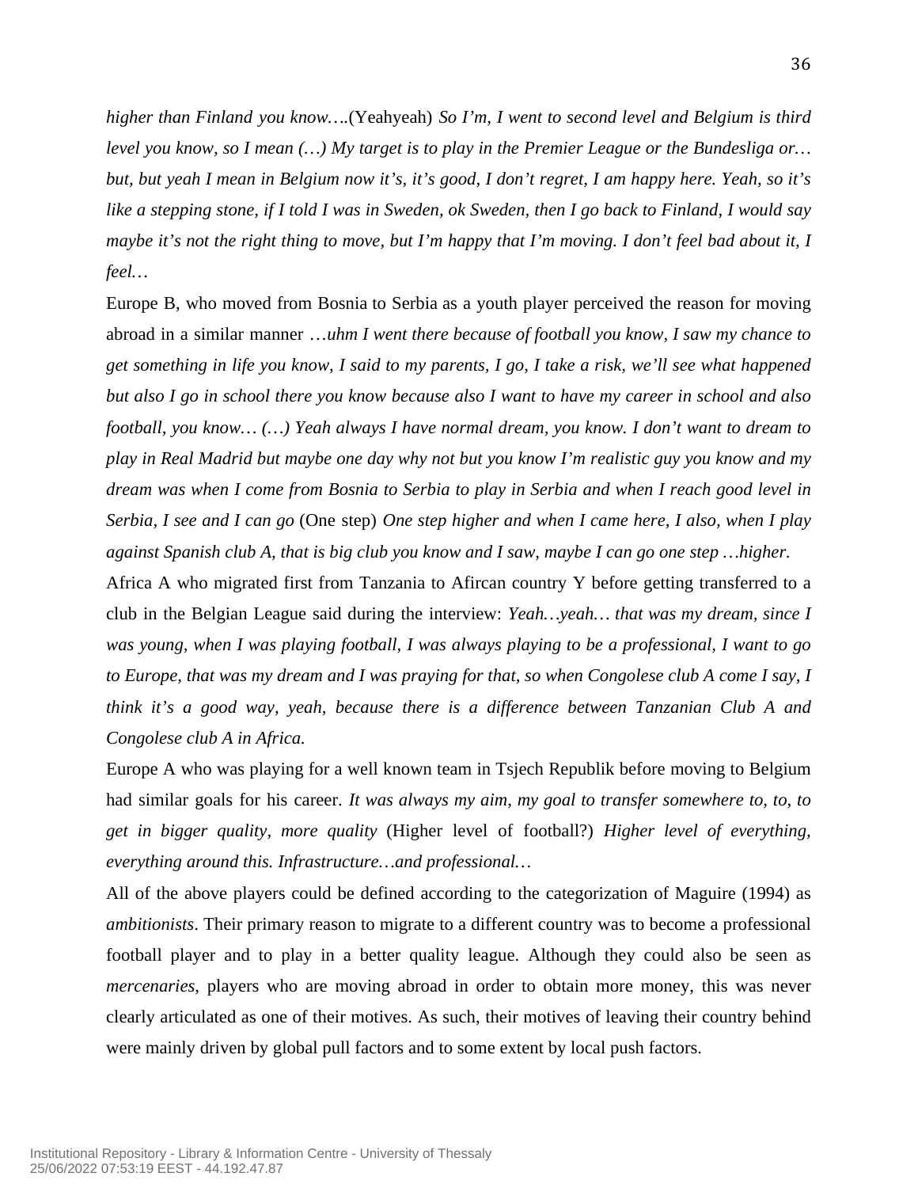*higher than Finland you know….*(Yeahyeah) *So I'm, I went to second level and Belgium is third level you know, so I mean (…) My target is to play in the Premier League or the Bundesliga or… but, but yeah I mean in Belgium now it's, it's good, I don't regret, I am happy here. Yeah, so it's like a stepping stone, if I told I was in Sweden, ok Sweden, then I go back to Finland, I would say maybe it's not the right thing to move, but I'm happy that I'm moving. I don't feel bad about it, I feel…*

Europe B, who moved from Bosnia to Serbia as a youth player perceived the reason for moving abroad in a similar manner *…uhm I went there because of football you know, I saw my chance to get something in life you know, I said to my parents, I go, I take a risk, we'll see what happened but also I go in school there you know because also I want to have my career in school and also football, you know… (…) Yeah always I have normal dream, you know. I don't want to dream to play in Real Madrid but maybe one day why not but you know I'm realistic guy you know and my dream was when I come from Bosnia to Serbia to play in Serbia and when I reach good level in Serbia, I see and I can go* (One step) *One step higher and when I came here, I also, when I play against Spanish club A, that is big club you know and I saw, maybe I can go one step …higher.*

Africa A who migrated first from Tanzania to Afircan country Y before getting transferred to a club in the Belgian League said during the interview: *Yeah…yeah… that was my dream, since I was young, when I was playing football, I was always playing to be a professional, I want to go to Europe, that was my dream and I was praying for that, so when Congolese club A come I say, I think it's a good way, yeah, because there is a difference between Tanzanian Club A and Congolese club A in Africa.*

Europe A who was playing for a well known team in Tsjech Republik before moving to Belgium had similar goals for his career. *It was always my aim, my goal to transfer somewhere to, to, to get in bigger quality, more quality* (Higher level of football?) *Higher level of everything, everything around this. Infrastructure…and professional…*

All of the above players could be defined according to the categorization of Maguire (1994) as *ambitionists*. Their primary reason to migrate to a different country was to become a professional football player and to play in a better quality league. Although they could also be seen as *mercenaries*, players who are moving abroad in order to obtain more money, this was never clearly articulated as one of their motives. As such, their motives of leaving their country behind were mainly driven by global pull factors and to some extent by local push factors.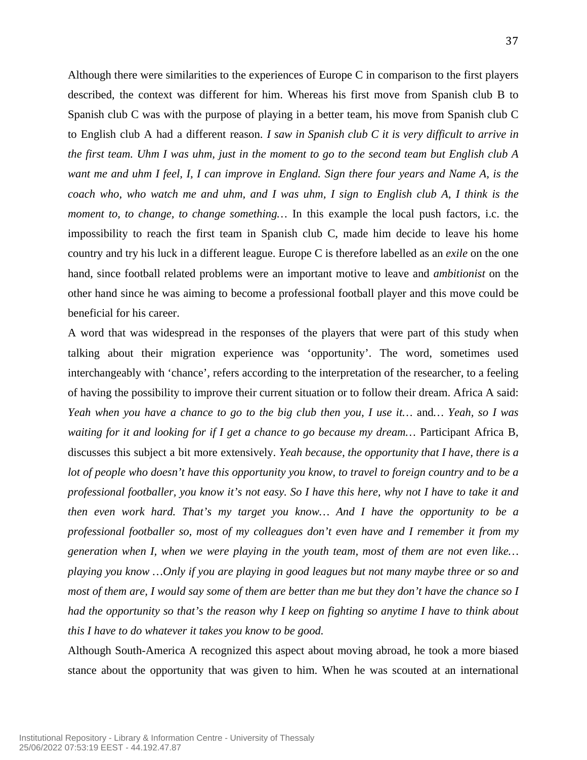Although there were similarities to the experiences of Europe C in comparison to the first players described, the context was different for him. Whereas his first move from Spanish club B to Spanish club C was with the purpose of playing in a better team, his move from Spanish club C to English club A had a different reason. *I saw in Spanish club C it is very difficult to arrive in the first team. Uhm I was uhm, just in the moment to go to the second team but English club A want me and uhm I feel, I, I can improve in England. Sign there four years and Name A, is the coach who, who watch me and uhm, and I was uhm, I sign to English club A, I think is the moment to, to change, to change something…* In this example the local push factors, i.c. the impossibility to reach the first team in Spanish club C, made him decide to leave his home country and try his luck in a different league. Europe C is therefore labelled as an *exile* on the one hand, since football related problems were an important motive to leave and *ambitionist* on the other hand since he was aiming to become a professional football player and this move could be beneficial for his career.

A word that was widespread in the responses of the players that were part of this study when talking about their migration experience was ‘opportunity’. The word, sometimes used interchangeably with ‘chance’, refers according to the interpretation of the researcher, to a feeling of having the possibility to improve their current situation or to follow their dream. Africa A said: *Yeah when you have a chance to go to the big club then you, I use it…* and… *Yeah, so I was waiting for it and looking for if I get a chance to go because my dream…* Participant Africa B, discusses this subject a bit more extensively. *Yeah because, the opportunity that I have, there is a lot of people who doesn’t have this opportunity you know, to travel to foreign country and to be a professional footballer, you know it’s not easy. So I have this here, why not I have to take it and then even work hard. That’s my target you know… And I have the opportunity to be a professional footballer so, most of my colleagues don’t even have and I remember it from my generation when I, when we were playing in the youth team, most of them are not even like… playing you know …Only if you are playing in good leagues but not many maybe three or so and most of them are, I would say some of them are better than me but they don’t have the chance so I had the opportunity so that’s the reason why I keep on fighting so anytime I have to think about this I have to do whatever it takes you know to be good.*

Although South-America A recognized this aspect about moving abroad, he took a more biased stance about the opportunity that was given to him. When he was scouted at an international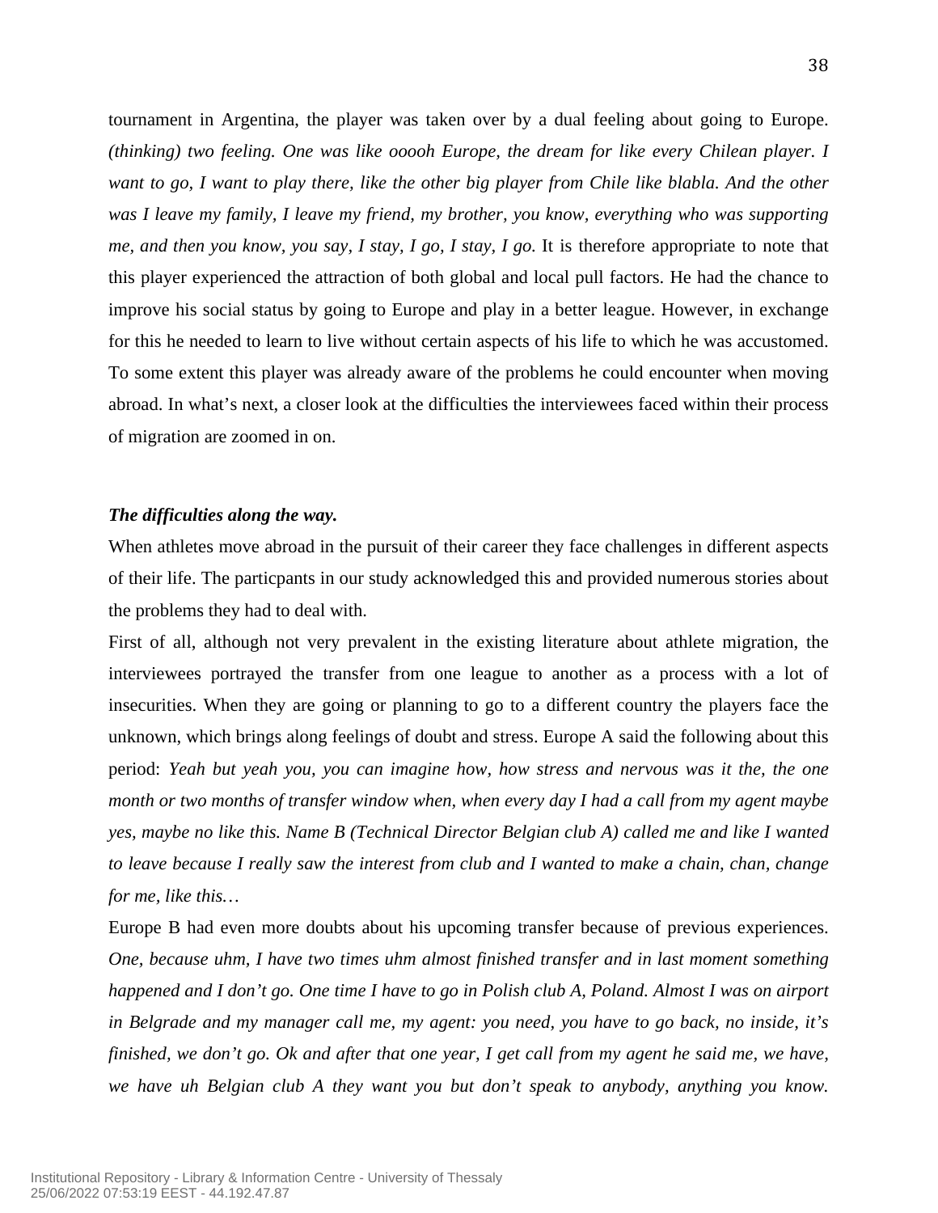tournament in Argentina, the player was taken over by a dual feeling about going to Europe. *(thinking) two feeling. One was like ooooh Europe, the dream for like every Chilean player. I want to go, I want to play there, like the other big player from Chile like blabla. And the other was I leave my family, I leave my friend, my brother, you know, everything who was supporting me, and then you know, you say, I stay, I go, I stay, I go.* It is therefore appropriate to note that this player experienced the attraction of both global and local pull factors. He had the chance to improve his social status by going to Europe and play in a better league. However, in exchange for this he needed to learn to live without certain aspects of his life to which he was accustomed. To some extent this player was already aware of the problems he could encounter when moving abroad. In what's next, a closer look at the difficulties the interviewees faced within their process of migration are zoomed in on.

***The difficulties along the way.***

When athletes move abroad in the pursuit of their career they face challenges in different aspects of their life. The particpants in our study acknowledged this and provided numerous stories about the problems they had to deal with.

First of all, although not very prevalent in the existing literature about athlete migration, the interviewees portrayed the transfer from one league to another as a process with a lot of insecurities. When they are going or planning to go to a different country the players face the unknown, which brings along feelings of doubt and stress. Europe A said the following about this period: *Yeah but yeah you, you can imagine how, how stress and nervous was it the, the one month or two months of transfer window when, when every day I had a call from my agent maybe yes, maybe no like this. Name B (Technical Director Belgian club A) called me and like I wanted to leave because I really saw the interest from club and I wanted to make a chain, chan, change for me, like this…*

Europe B had even more doubts about his upcoming transfer because of previous experiences. *One, because uhm, I have two times uhm almost finished transfer and in last moment something happened and I don't go. One time I have to go in Polish club A, Poland. Almost I was on airport in Belgrade and my manager call me, my agent: you need, you have to go back, no inside, it's finished, we don't go. Ok and after that one year, I get call from my agent he said me, we have, we have uh Belgian club A they want you but don't speak to anybody, anything you know.*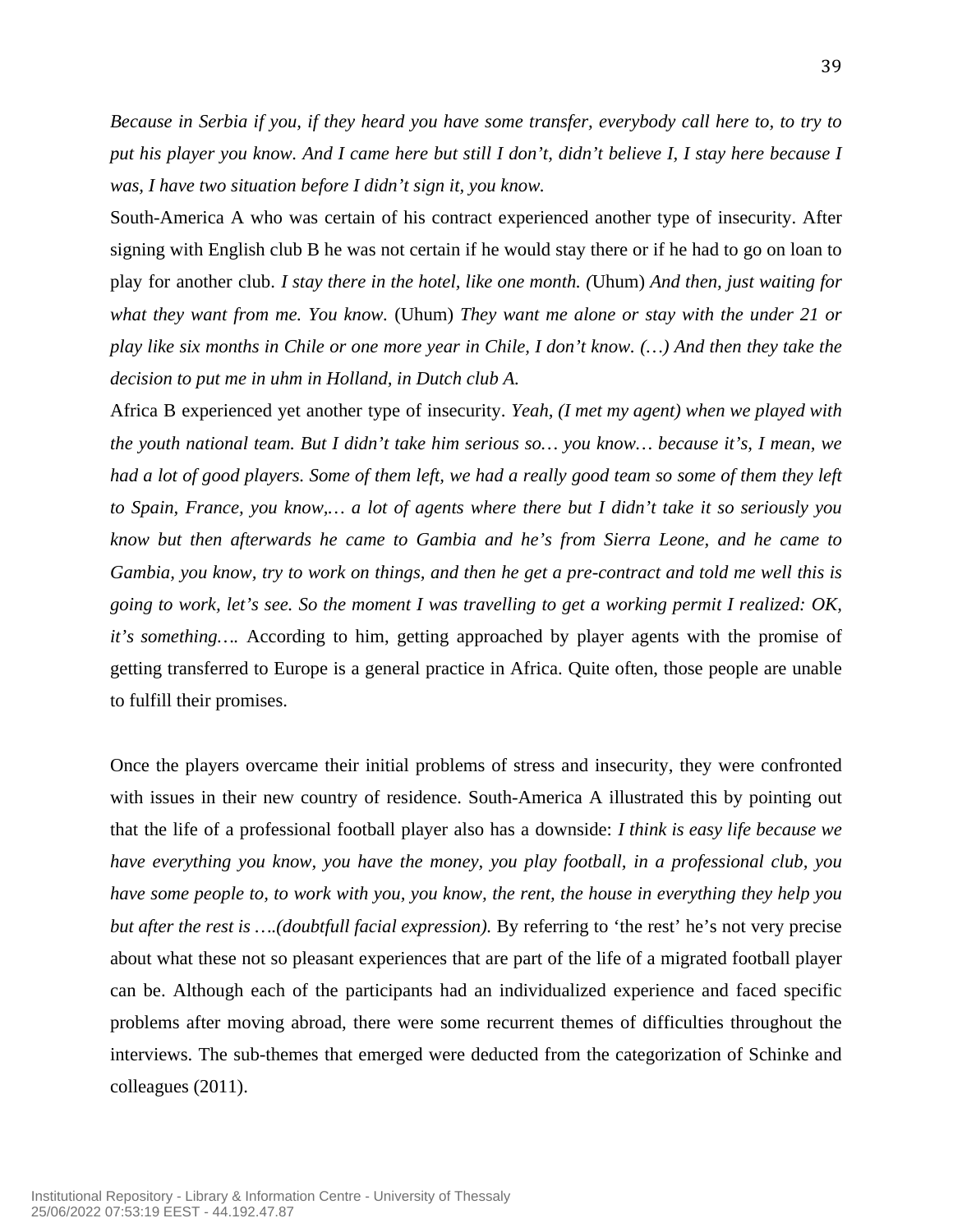*Because in Serbia if you, if they heard you have some transfer, everybody call here to, to try to put his player you know. And I came here but still I don't, didn't believe I, I stay here because I was, I have two situation before I didn't sign it, you know.*

South-America A who was certain of his contract experienced another type of insecurity. After signing with English club B he was not certain if he would stay there or if he had to go on loan to play for another club. *I stay there in the hotel, like one month. (*Uhum) *And then, just waiting for what they want from me. You know.* (Uhum) *They want me alone or stay with the under 21 or play like six months in Chile or one more year in Chile, I don't know. (…) And then they take the decision to put me in uhm in Holland, in Dutch club A.*

Africa B experienced yet another type of insecurity. *Yeah, (I met my agent) when we played with the youth national team. But I didn't take him serious so… you know… because it's, I mean, we had a lot of good players. Some of them left, we had a really good team so some of them they left to Spain, France, you know,… a lot of agents where there but I didn't take it so seriously you know but then afterwards he came to Gambia and he's from Sierra Leone, and he came to Gambia, you know, try to work on things, and then he get a pre-contract and told me well this is going to work, let's see. So the moment I was travelling to get a working permit I realized: OK, it's something….* According to him, getting approached by player agents with the promise of getting transferred to Europe is a general practice in Africa. Quite often, those people are unable to fulfill their promises.

Once the players overcame their initial problems of stress and insecurity, they were confronted with issues in their new country of residence. South-America A illustrated this by pointing out that the life of a professional football player also has a downside: *I think is easy life because we have everything you know, you have the money, you play football, in a professional club, you have some people to, to work with you, you know, the rent, the house in everything they help you but after the rest is ….(doubtfull facial expression).* By referring to 'the rest' he's not very precise about what these not so pleasant experiences that are part of the life of a migrated football player can be. Although each of the participants had an individualized experience and faced specific problems after moving abroad, there were some recurrent themes of difficulties throughout the interviews. The sub-themes that emerged were deducted from the categorization of Schinke and colleagues (2011).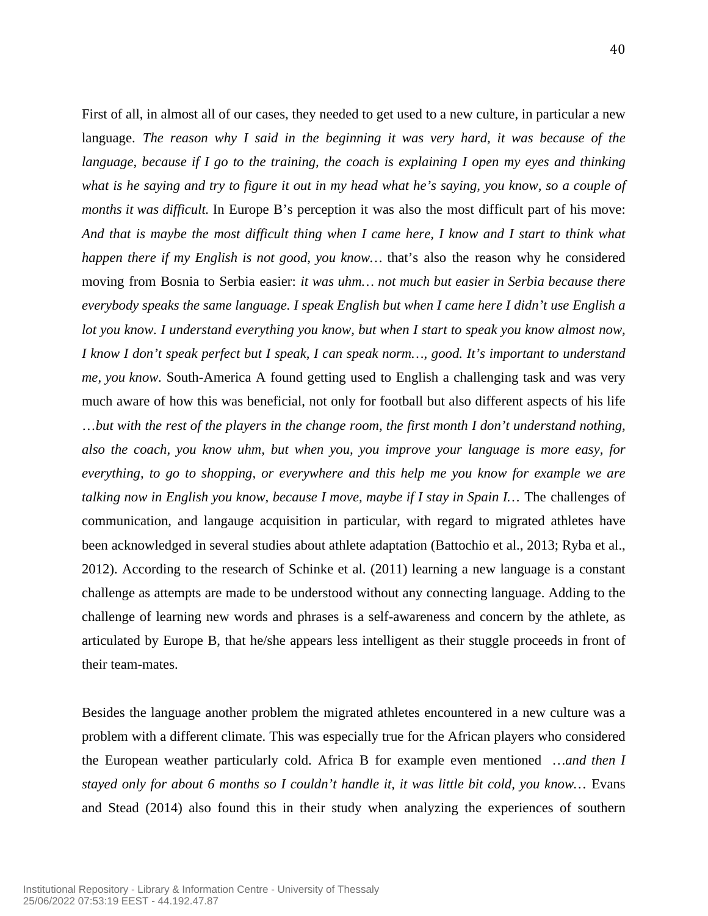First of all, in almost all of our cases, they needed to get used to a new culture, in particular a new language. *The reason why I said in the beginning it was very hard, it was because of the language, because if I go to the training, the coach is explaining I open my eyes and thinking what is he saying and try to figure it out in my head what he's saying, you know, so a couple of months it was difficult.* In Europe B's perception it was also the most difficult part of his move: *And that is maybe the most difficult thing when I came here, I know and I start to think what happen there if my English is not good, you know…* that's also the reason why he considered moving from Bosnia to Serbia easier: *it was uhm… not much but easier in Serbia because there everybody speaks the same language. I speak English but when I came here I didn't use English a lot you know. I understand everything you know, but when I start to speak you know almost now, I know I don't speak perfect but I speak, I can speak norm…, good. It's important to understand me, you know.* South-America A found getting used to English a challenging task and was very much aware of how this was beneficial, not only for football but also different aspects of his life *…but with the rest of the players in the change room, the first month I don't understand nothing, also the coach, you know uhm, but when you, you improve your language is more easy, for everything, to go to shopping, or everywhere and this help me you know for example we are talking now in English you know, because I move, maybe if I stay in Spain I…* The challenges of communication, and langauge acquisition in particular, with regard to migrated athletes have been acknowledged in several studies about athlete adaptation (Battochio et al., 2013; Ryba et al., 2012). According to the research of Schinke et al. (2011) learning a new language is a constant challenge as attempts are made to be understood without any connecting language. Adding to the challenge of learning new words and phrases is a self-awareness and concern by the athlete, as articulated by Europe B, that he/she appears less intelligent as their stuggle proceeds in front of their team-mates.

Besides the language another problem the migrated athletes encountered in a new culture was a problem with a different climate. This was especially true for the African players who considered the European weather particularly cold. Africa B for example even mentioned *…and then I stayed only for about 6 months so I couldn't handle it, it was little bit cold, you know…* Evans and Stead (2014) also found this in their study when analyzing the experiences of southern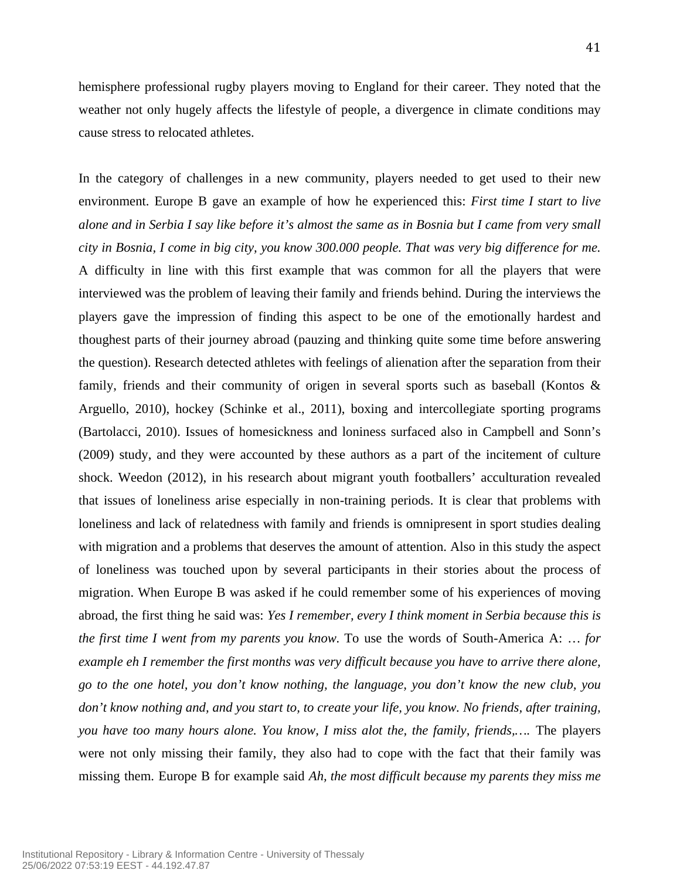hemisphere professional rugby players moving to England for their career. They noted that the weather not only hugely affects the lifestyle of people, a divergence in climate conditions may cause stress to relocated athletes.

In the category of challenges in a new community, players needed to get used to their new environment. Europe B gave an example of how he experienced this: *First time I start to live alone and in Serbia I say like before it's almost the same as in Bosnia but I came from very small city in Bosnia, I come in big city, you know 300.000 people. That was very big difference for me.* A difficulty in line with this first example that was common for all the players that were interviewed was the problem of leaving their family and friends behind. During the interviews the players gave the impression of finding this aspect to be one of the emotionally hardest and thoughest parts of their journey abroad (pauzing and thinking quite some time before answering the question). Research detected athletes with feelings of alienation after the separation from their family, friends and their community of origen in several sports such as baseball (Kontos & Arguello, 2010), hockey (Schinke et al., 2011), boxing and intercollegiate sporting programs (Bartolacci, 2010). Issues of homesickness and loniness surfaced also in Campbell and Sonn's (2009) study, and they were accounted by these authors as a part of the incitement of culture shock. Weedon (2012), in his research about migrant youth footballers' acculturation revealed that issues of loneliness arise especially in non-training periods. It is clear that problems with loneliness and lack of relatedness with family and friends is omnipresent in sport studies dealing with migration and a problems that deserves the amount of attention. Also in this study the aspect of loneliness was touched upon by several participants in their stories about the process of migration. When Europe B was asked if he could remember some of his experiences of moving abroad, the first thing he said was: *Yes I remember, every I think moment in Serbia because this is the first time I went from my parents you know.* To use the words of South-America A: *… for example eh I remember the first months was very difficult because you have to arrive there alone, go to the one hotel, you don't know nothing, the language, you don't know the new club, you don't know nothing and, and you start to, to create your life, you know. No friends, after training, you have too many hours alone. You know, I miss alot the, the family, friends,….* The players were not only missing their family, they also had to cope with the fact that their family was missing them. Europe B for example said *Ah, the most difficult because my parents they miss me*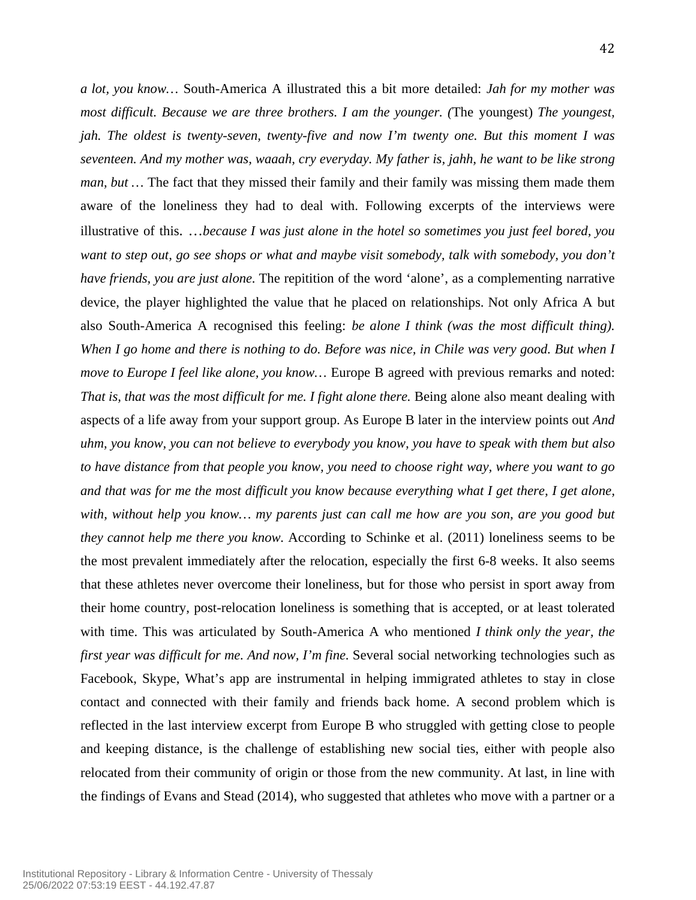*a lot, you know…* South-America A illustrated this a bit more detailed: *Jah for my mother was most difficult. Because we are three brothers. I am the younger. (*The youngest) *The youngest, jah. The oldest is twenty-seven, twenty-five and now I'm twenty one. But this moment I was seventeen. And my mother was, waaah, cry everyday. My father is, jahh, he want to be like strong man, but …* The fact that they missed their family and their family was missing them made them aware of the loneliness they had to deal with. Following excerpts of the interviews were illustrative of this. *…because I was just alone in the hotel so sometimes you just feel bored, you want to step out, go see shops or what and maybe visit somebody, talk with somebody, you don't have friends, you are just alone.* The repitition of the word 'alone', as a complementing narrative device, the player highlighted the value that he placed on relationships. Not only Africa A but also South-America A recognised this feeling: *be alone I think (was the most difficult thing). When I go home and there is nothing to do. Before was nice, in Chile was very good. But when I move to Europe I feel like alone, you know…* Europe B agreed with previous remarks and noted: *That is, that was the most difficult for me. I fight alone there.* Being alone also meant dealing with aspects of a life away from your support group. As Europe B later in the interview points out *And uhm, you know, you can not believe to everybody you know, you have to speak with them but also to have distance from that people you know, you need to choose right way, where you want to go and that was for me the most difficult you know because everything what I get there, I get alone, with, without help you know… my parents just can call me how are you son, are you good but they cannot help me there you know.* According to Schinke et al. (2011) loneliness seems to be the most prevalent immediately after the relocation, especially the first 6-8 weeks. It also seems that these athletes never overcome their loneliness, but for those who persist in sport away from their home country, post-relocation loneliness is something that is accepted, or at least tolerated with time. This was articulated by South-America A who mentioned *I think only the year, the first year was difficult for me. And now, I'm fine.* Several social networking technologies such as Facebook, Skype, What's app are instrumental in helping immigrated athletes to stay in close contact and connected with their family and friends back home. A second problem which is reflected in the last interview excerpt from Europe B who struggled with getting close to people and keeping distance, is the challenge of establishing new social ties, either with people also relocated from their community of origin or those from the new community. At last, in line with the findings of Evans and Stead (2014), who suggested that athletes who move with a partner or a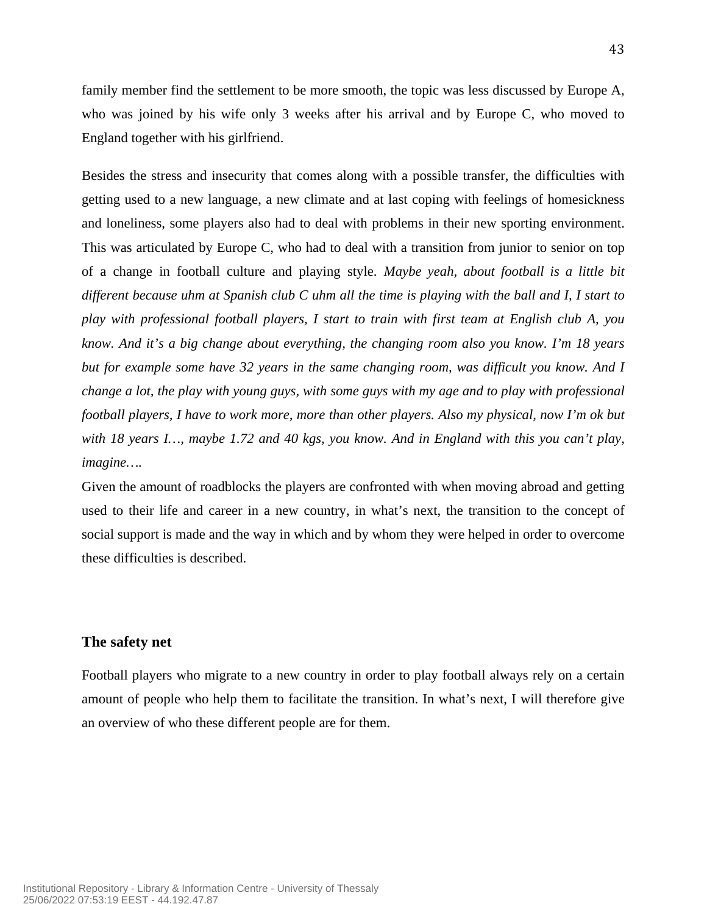family member find the settlement to be more smooth, the topic was less discussed by Europe A, who was joined by his wife only 3 weeks after his arrival and by Europe C, who moved to England together with his girlfriend.

Besides the stress and insecurity that comes along with a possible transfer, the difficulties with getting used to a new language, a new climate and at last coping with feelings of homesickness and loneliness, some players also had to deal with problems in their new sporting environment. This was articulated by Europe C, who had to deal with a transition from junior to senior on top of a change in football culture and playing style. *Maybe yeah, about football is a little bit different because uhm at Spanish club C uhm all the time is playing with the ball and I, I start to play with professional football players, I start to train with first team at English club A, you know. And it's a big change about everything, the changing room also you know. I'm 18 years but for example some have 32 years in the same changing room, was difficult you know. And I change a lot, the play with young guys, with some guys with my age and to play with professional football players, I have to work more, more than other players. Also my physical, now I'm ok but with 18 years I…, maybe 1.72 and 40 kgs, you know. And in England with this you can't play, imagine….*

Given the amount of roadblocks the players are confronted with when moving abroad and getting used to their life and career in a new country, in what's next, the transition to the concept of social support is made and the way in which and by whom they were helped in order to overcome these difficulties is described.

### The safety net

Football players who migrate to a new country in order to play football always rely on a certain amount of people who help them to facilitate the transition. In what's next, I will therefore give an overview of who these different people are for them.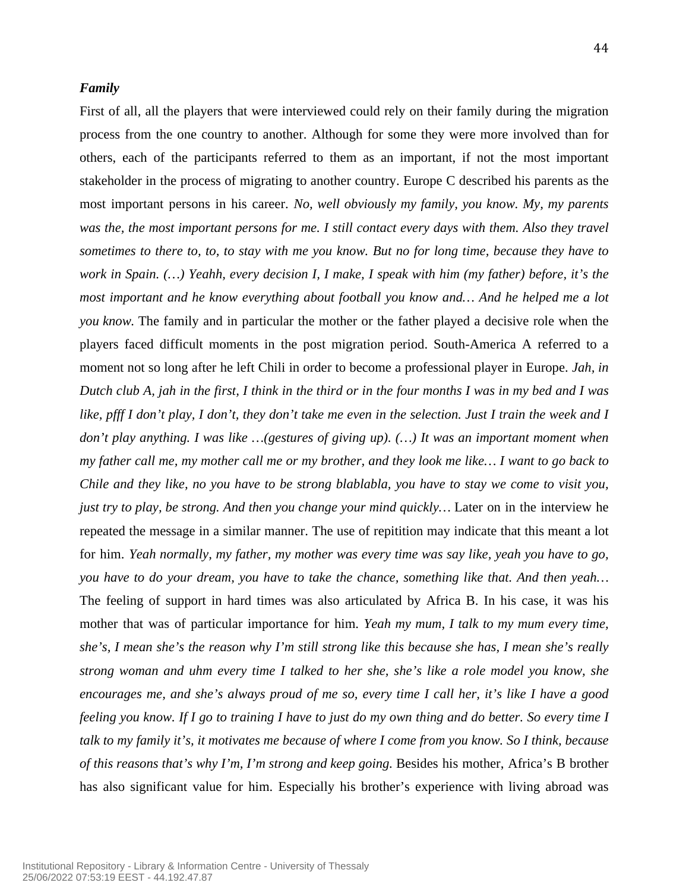***Family***

First of all, all the players that were interviewed could rely on their family during the migration process from the one country to another. Although for some they were more involved than for others, each of the participants referred to them as an important, if not the most important stakeholder in the process of migrating to another country. Europe C described his parents as the most important persons in his career. *No, well obviously my family, you know. My, my parents was the, the most important persons for me. I still contact every days with them. Also they travel sometimes to there to, to, to stay with me you know. But no for long time, because they have to work in Spain. (…) Yeahh, every decision I, I make, I speak with him (my father) before, it's the most important and he know everything about football you know and… And he helped me a lot you know.* The family and in particular the mother or the father played a decisive role when the players faced difficult moments in the post migration period. South-America A referred to a moment not so long after he left Chili in order to become a professional player in Europe. *Jah, in Dutch club A, jah in the first, I think in the third or in the four months I was in my bed and I was like, pfff I don't play, I don't, they don't take me even in the selection. Just I train the week and I don't play anything. I was like …(gestures of giving up). (…) It was an important moment when my father call me, my mother call me or my brother, and they look me like… I want to go back to Chile and they like, no you have to be strong blablabla, you have to stay we come to visit you, just try to play, be strong. And then you change your mind quickly…* Later on in the interview he repeated the message in a similar manner. The use of repitition may indicate that this meant a lot for him. *Yeah normally, my father, my mother was every time was say like, yeah you have to go, you have to do your dream, you have to take the chance, something like that. And then yeah…* The feeling of support in hard times was also articulated by Africa B. In his case, it was his mother that was of particular importance for him. *Yeah my mum, I talk to my mum every time, she's, I mean she's the reason why I'm still strong like this because she has, I mean she's really strong woman and uhm every time I talked to her she, she's like a role model you know, she encourages me, and she's always proud of me so, every time I call her, it's like I have a good feeling you know. If I go to training I have to just do my own thing and do better. So every time I talk to my family it's, it motivates me because of where I come from you know. So I think, because of this reasons that's why I'm, I'm strong and keep going.* Besides his mother, Africa's B brother has also significant value for him. Especially his brother's experience with living abroad was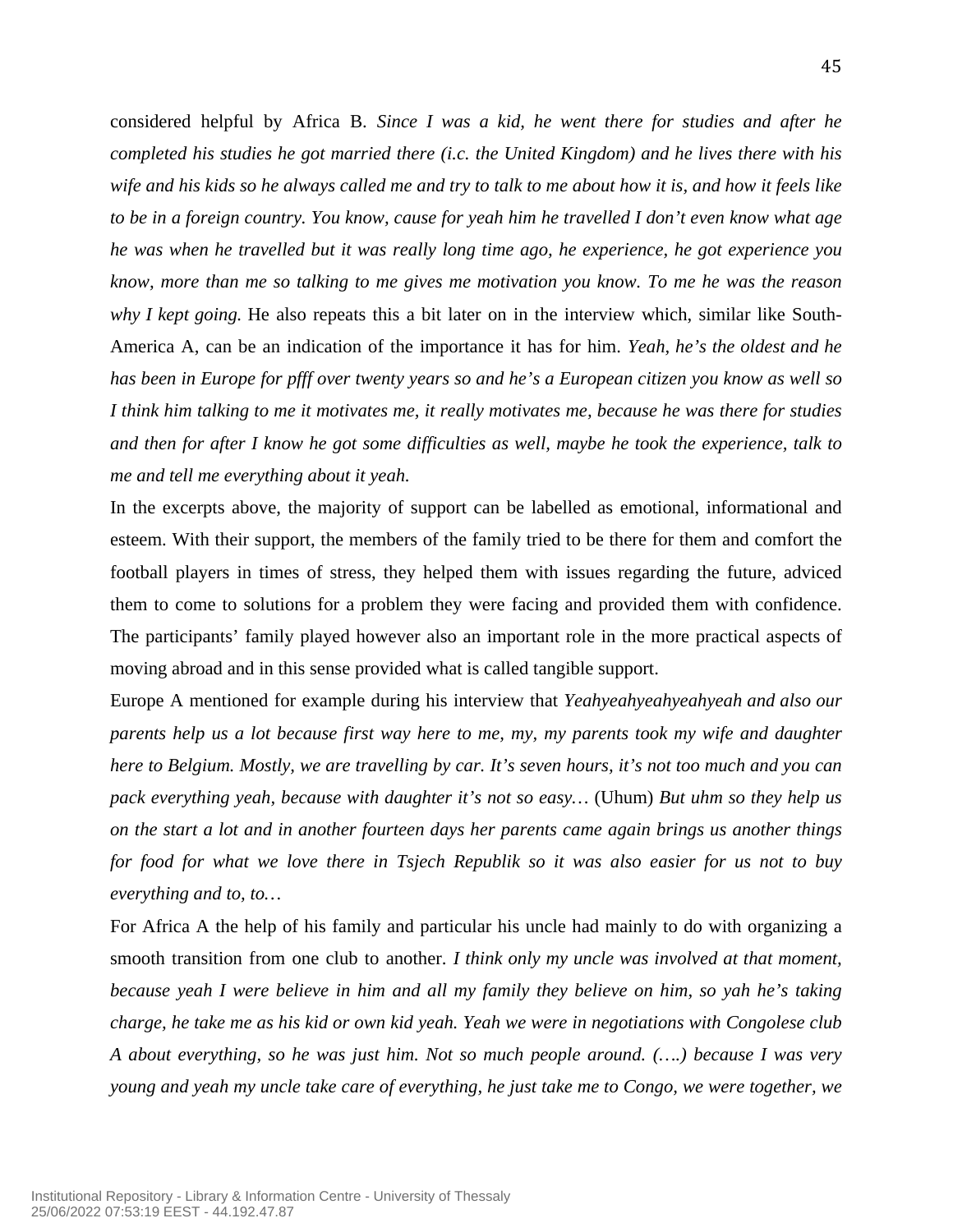considered helpful by Africa B. *Since I was a kid, he went there for studies and after he completed his studies he got married there (i.c. the United Kingdom) and he lives there with his wife and his kids so he always called me and try to talk to me about how it is, and how it feels like to be in a foreign country. You know, cause for yeah him he travelled I don't even know what age he was when he travelled but it was really long time ago, he experience, he got experience you know, more than me so talking to me gives me motivation you know. To me he was the reason why I kept going.* He also repeats this a bit later on in the interview which, similar like South-America A, can be an indication of the importance it has for him. *Yeah, he's the oldest and he has been in Europe for pfff over twenty years so and he's a European citizen you know as well so I think him talking to me it motivates me, it really motivates me, because he was there for studies and then for after I know he got some difficulties as well, maybe he took the experience, talk to me and tell me everything about it yeah.*

In the excerpts above, the majority of support can be labelled as emotional, informational and esteem. With their support, the members of the family tried to be there for them and comfort the football players in times of stress, they helped them with issues regarding the future, adviced them to come to solutions for a problem they were facing and provided them with confidence. The participants' family played however also an important role in the more practical aspects of moving abroad and in this sense provided what is called tangible support.

Europe A mentioned for example during his interview that *Yeahyeahyeahyeahyeah and also our parents help us a lot because first way here to me, my, my parents took my wife and daughter here to Belgium. Mostly, we are travelling by car. It's seven hours, it's not too much and you can pack everything yeah, because with daughter it's not so easy…* (Uhum) *But uhm so they help us on the start a lot and in another fourteen days her parents came again brings us another things for food for what we love there in Tsjech Republik so it was also easier for us not to buy everything and to, to…*

For Africa A the help of his family and particular his uncle had mainly to do with organizing a smooth transition from one club to another. *I think only my uncle was involved at that moment, because yeah I were believe in him and all my family they believe on him, so yah he's taking charge, he take me as his kid or own kid yeah. Yeah we were in negotiations with Congolese club A about everything, so he was just him. Not so much people around. (….) because I was very young and yeah my uncle take care of everything, he just take me to Congo, we were together, we*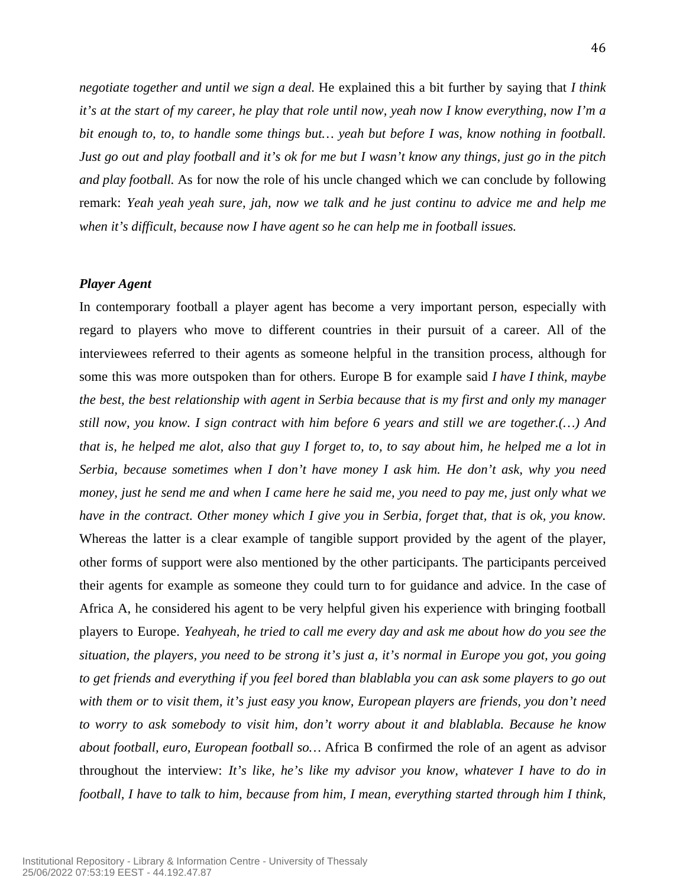*negotiate together and until we sign a deal.* He explained this a bit further by saying that *I think it's at the start of my career, he play that role until now, yeah now I know everything, now I'm a bit enough to, to, to handle some things but… yeah but before I was, know nothing in football. Just go out and play football and it's ok for me but I wasn't know any things, just go in the pitch and play football.* As for now the role of his uncle changed which we can conclude by following remark: *Yeah yeah yeah sure, jah, now we talk and he just continu to advice me and help me when it's difficult, because now I have agent so he can help me in football issues.*

***Player Agent***

In contemporary football a player agent has become a very important person, especially with regard to players who move to different countries in their pursuit of a career. All of the interviewees referred to their agents as someone helpful in the transition process, although for some this was more outspoken than for others. Europe B for example said *I have I think, maybe the best, the best relationship with agent in Serbia because that is my first and only my manager still now, you know. I sign contract with him before 6 years and still we are together.(…) And that is, he helped me alot, also that guy I forget to, to, to say about him, he helped me a lot in Serbia, because sometimes when I don't have money I ask him. He don't ask, why you need money, just he send me and when I came here he said me, you need to pay me, just only what we have in the contract. Other money which I give you in Serbia, forget that, that is ok, you know.* Whereas the latter is a clear example of tangible support provided by the agent of the player, other forms of support were also mentioned by the other participants. The participants perceived their agents for example as someone they could turn to for guidance and advice. In the case of Africa A, he considered his agent to be very helpful given his experience with bringing football players to Europe. *Yeahyeah, he tried to call me every day and ask me about how do you see the situation, the players, you need to be strong it's just a, it's normal in Europe you got, you going to get friends and everything if you feel bored than blablabla you can ask some players to go out with them or to visit them, it's just easy you know, European players are friends, you don't need to worry to ask somebody to visit him, don't worry about it and blablabla. Because he know about football, euro, European football so…* Africa B confirmed the role of an agent as advisor throughout the interview: *It's like, he's like my advisor you know, whatever I have to do in football, I have to talk to him, because from him, I mean, everything started through him I think,*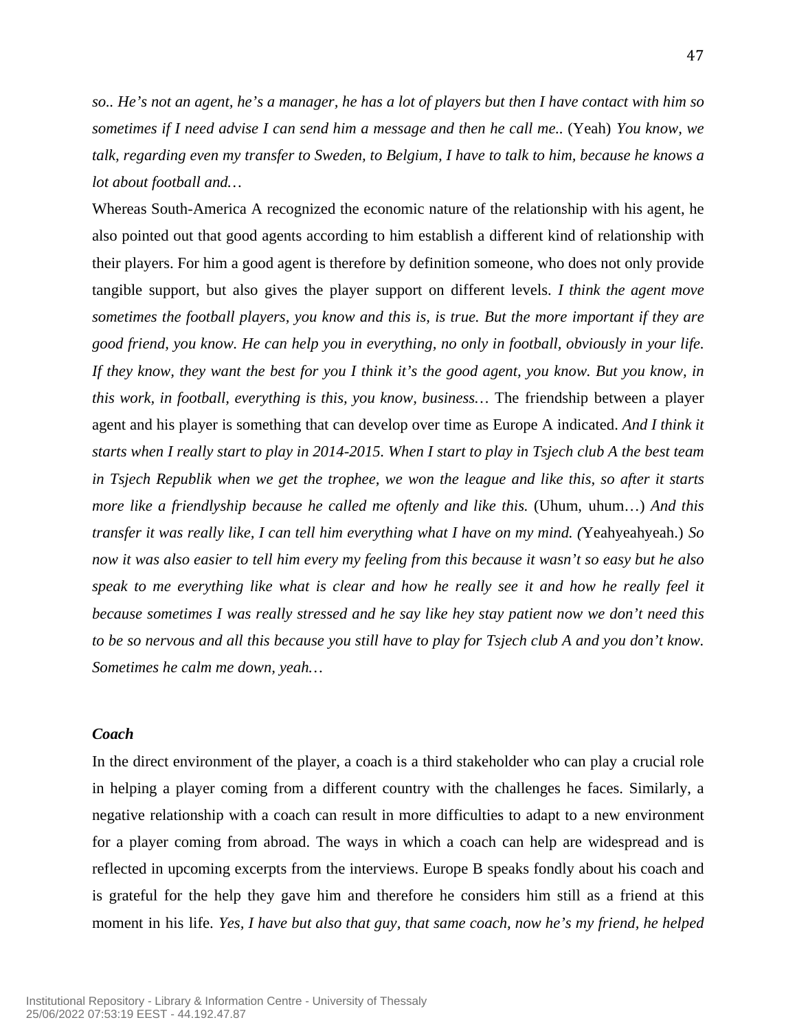*so.. He's not an agent, he's a manager, he has a lot of players but then I have contact with him so sometimes if I need advise I can send him a message and then he call me..* (Yeah) *You know, we talk, regarding even my transfer to Sweden, to Belgium, I have to talk to him, because he knows a lot about football and…*

Whereas South-America A recognized the economic nature of the relationship with his agent, he also pointed out that good agents according to him establish a different kind of relationship with their players. For him a good agent is therefore by definition someone, who does not only provide tangible support, but also gives the player support on different levels. *I think the agent move sometimes the football players, you know and this is, is true. But the more important if they are good friend, you know. He can help you in everything, no only in football, obviously in your life. If they know, they want the best for you I think it's the good agent, you know. But you know, in this work, in football, everything is this, you know, business…* The friendship between a player agent and his player is something that can develop over time as Europe A indicated. *And I think it starts when I really start to play in 2014-2015. When I start to play in Tsjech club A the best team in Tsjech Republik when we get the trophee, we won the league and like this, so after it starts more like a friendlyship because he called me oftenly and like this.* (Uhum, uhum…) *And this transfer it was really like, I can tell him everything what I have on my mind. (*Yeahyeahyeah.) *So now it was also easier to tell him every my feeling from this because it wasn't so easy but he also speak to me everything like what is clear and how he really see it and how he really feel it because sometimes I was really stressed and he say like hey stay patient now we don't need this to be so nervous and all this because you still have to play for Tsjech club A and you don't know. Sometimes he calm me down, yeah…*

### *Coach*

In the direct environment of the player, a coach is a third stakeholder who can play a crucial role in helping a player coming from a different country with the challenges he faces. Similarly, a negative relationship with a coach can result in more difficulties to adapt to a new environment for a player coming from abroad. The ways in which a coach can help are widespread and is reflected in upcoming excerpts from the interviews. Europe B speaks fondly about his coach and is grateful for the help they gave him and therefore he considers him still as a friend at this moment in his life. *Yes, I have but also that guy, that same coach, now he's my friend, he helped*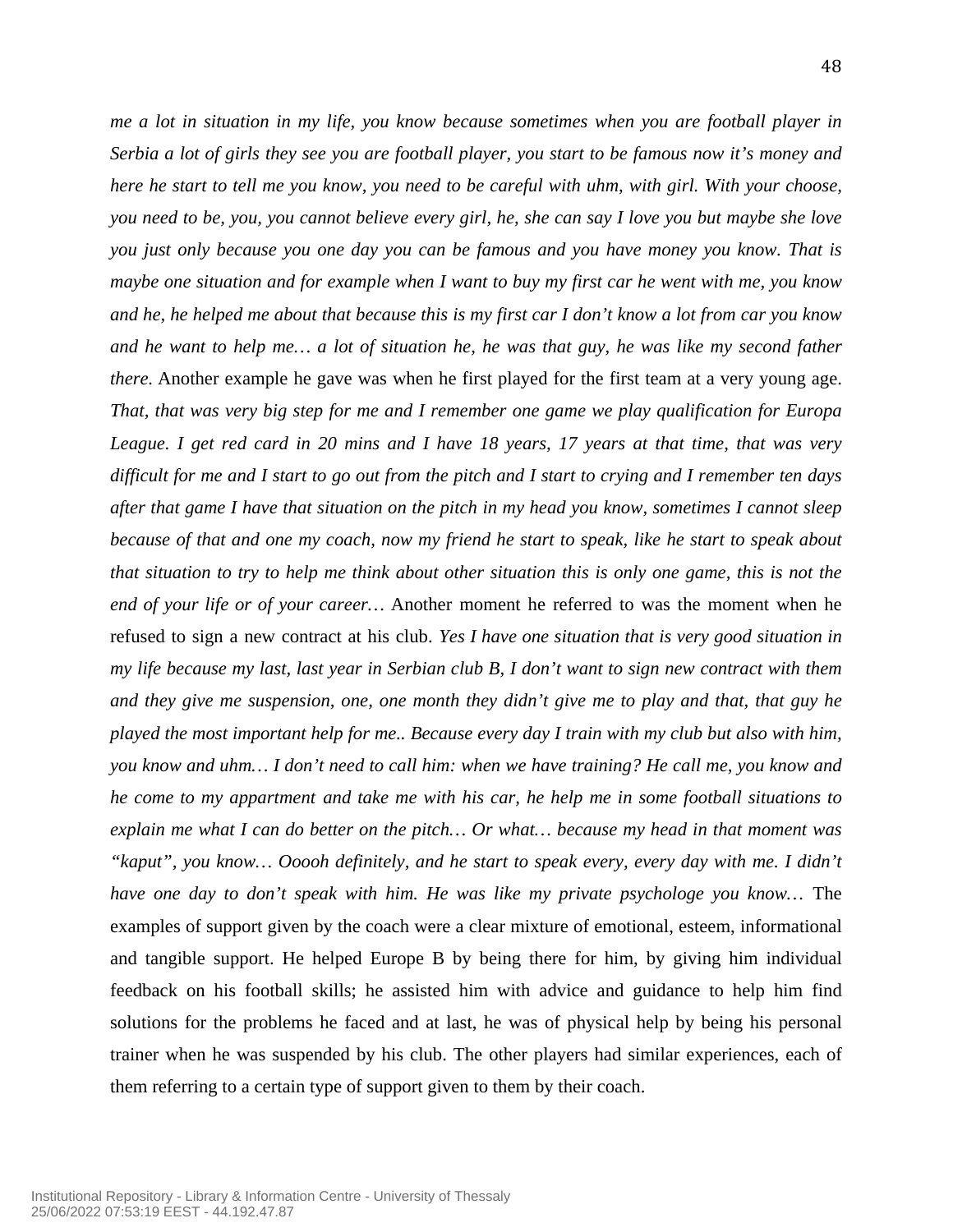*me a lot in situation in my life, you know because sometimes when you are football player in Serbia a lot of girls they see you are football player, you start to be famous now it's money and here he start to tell me you know, you need to be careful with uhm, with girl. With your choose, you need to be, you, you cannot believe every girl, he, she can say I love you but maybe she love you just only because you one day you can be famous and you have money you know. That is maybe one situation and for example when I want to buy my first car he went with me, you know and he, he helped me about that because this is my first car I don't know a lot from car you know and he want to help me… a lot of situation he, he was that guy, he was like my second father there.* Another example he gave was when he first played for the first team at a very young age. *That, that was very big step for me and I remember one game we play qualification for Europa League. I get red card in 20 mins and I have 18 years, 17 years at that time, that was very difficult for me and I start to go out from the pitch and I start to crying and I remember ten days after that game I have that situation on the pitch in my head you know, sometimes I cannot sleep because of that and one my coach, now my friend he start to speak, like he start to speak about that situation to try to help me think about other situation this is only one game, this is not the end of your life or of your career…* Another moment he referred to was the moment when he refused to sign a new contract at his club. *Yes I have one situation that is very good situation in my life because my last, last year in Serbian club B, I don't want to sign new contract with them and they give me suspension, one, one month they didn't give me to play and that, that guy he played the most important help for me.. Because every day I train with my club but also with him, you know and uhm… I don't need to call him: when we have training? He call me, you know and he come to my appartment and take me with his car, he help me in some football situations to explain me what I can do better on the pitch… Or what… because my head in that moment was "kaput", you know… Ooooh definitely, and he start to speak every, every day with me. I didn't have one day to don't speak with him. He was like my private psychologe you know…* The examples of support given by the coach were a clear mixture of emotional, esteem, informational and tangible support. He helped Europe B by being there for him, by giving him individual feedback on his football skills; he assisted him with advice and guidance to help him find solutions for the problems he faced and at last, he was of physical help by being his personal trainer when he was suspended by his club. The other players had similar experiences, each of them referring to a certain type of support given to them by their coach.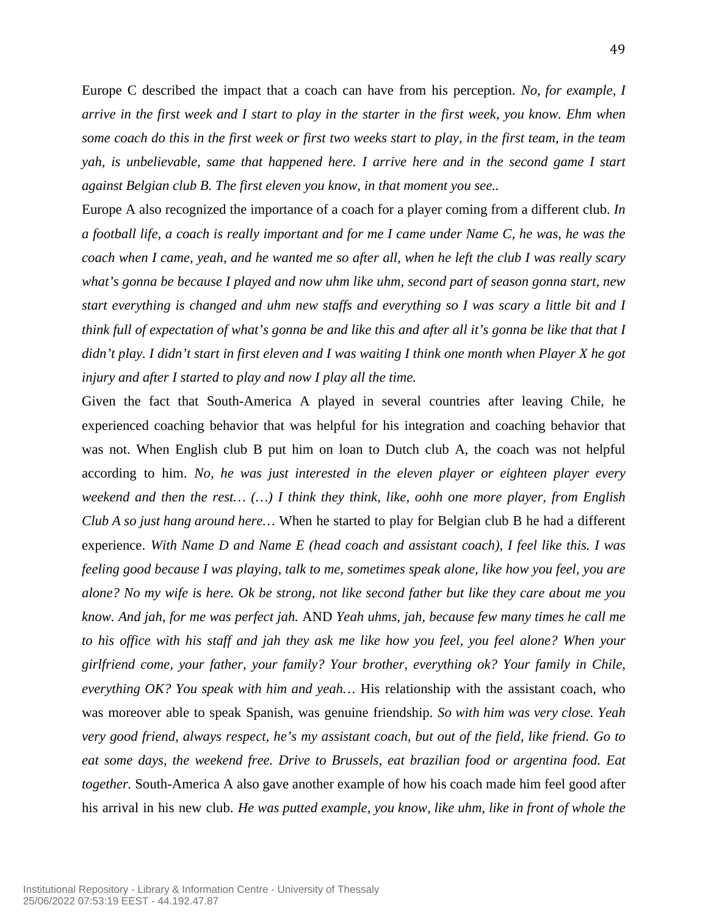Europe C described the impact that a coach can have from his perception. *No, for example, I arrive in the first week and I start to play in the starter in the first week, you know. Ehm when some coach do this in the first week or first two weeks start to play, in the first team, in the team yah, is unbelievable, same that happened here. I arrive here and in the second game I start against Belgian club B. The first eleven you know, in that moment you see..*

Europe A also recognized the importance of a coach for a player coming from a different club. *In a football life, a coach is really important and for me I came under Name C, he was, he was the coach when I came, yeah, and he wanted me so after all, when he left the club I was really scary what's gonna be because I played and now uhm like uhm, second part of season gonna start, new start everything is changed and uhm new staffs and everything so I was scary a little bit and I think full of expectation of what's gonna be and like this and after all it's gonna be like that that I didn't play. I didn't start in first eleven and I was waiting I think one month when Player X he got injury and after I started to play and now I play all the time.*

Given the fact that South-America A played in several countries after leaving Chile, he experienced coaching behavior that was helpful for his integration and coaching behavior that was not. When English club B put him on loan to Dutch club A, the coach was not helpful according to him. *No, he was just interested in the eleven player or eighteen player every weekend and then the rest… (…) I think they think, like, oohh one more player, from English Club A so just hang around here…* When he started to play for Belgian club B he had a different experience. *With Name D and Name E (head coach and assistant coach), I feel like this. I was feeling good because I was playing, talk to me, sometimes speak alone, like how you feel, you are alone? No my wife is here. Ok be strong, not like second father but like they care about me you know. And jah, for me was perfect jah.* AND *Yeah uhms, jah, because few many times he call me to his office with his staff and jah they ask me like how you feel, you feel alone? When your girlfriend come, your father, your family? Your brother, everything ok? Your family in Chile, everything OK? You speak with him and yeah…* His relationship with the assistant coach, who was moreover able to speak Spanish, was genuine friendship. *So with him was very close. Yeah very good friend, always respect, he's my assistant coach, but out of the field, like friend. Go to eat some days, the weekend free. Drive to Brussels, eat brazilian food or argentina food. Eat together.* South-America A also gave another example of how his coach made him feel good after his arrival in his new club. *He was putted example, you know, like uhm, like in front of whole the*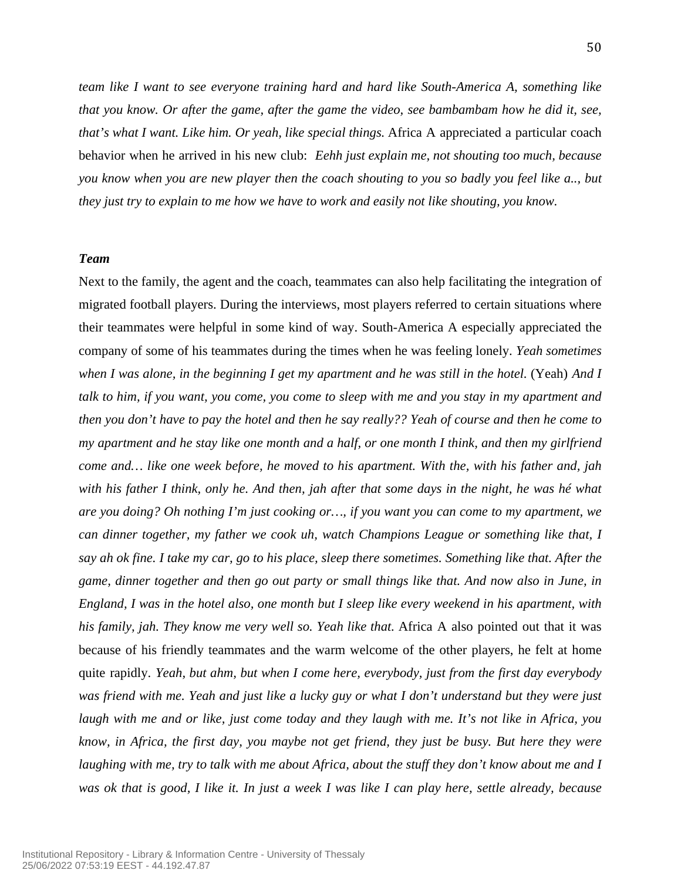*team like I want to see everyone training hard and hard like South-America A, something like that you know. Or after the game, after the game the video, see bambambam how he did it, see, that's what I want. Like him. Or yeah, like special things.* Africa A appreciated a particular coach behavior when he arrived in his new club: *Eehh just explain me, not shouting too much, because you know when you are new player then the coach shouting to you so badly you feel like a.., but they just try to explain to me how we have to work and easily not like shouting, you know.*

### *Team*

Next to the family, the agent and the coach, teammates can also help facilitating the integration of migrated football players. During the interviews, most players referred to certain situations where their teammates were helpful in some kind of way. South-America A especially appreciated the company of some of his teammates during the times when he was feeling lonely. *Yeah sometimes when I was alone, in the beginning I get my apartment and he was still in the hotel.* (Yeah) *And I talk to him, if you want, you come, you come to sleep with me and you stay in my apartment and then you don't have to pay the hotel and then he say really?? Yeah of course and then he come to my apartment and he stay like one month and a half, or one month I think, and then my girlfriend come and… like one week before, he moved to his apartment. With the, with his father and, jah with his father I think, only he. And then, jah after that some days in the night, he was hé what are you doing? Oh nothing I'm just cooking or…, if you want you can come to my apartment, we can dinner together, my father we cook uh, watch Champions League or something like that, I say ah ok fine. I take my car, go to his place, sleep there sometimes. Something like that. After the game, dinner together and then go out party or small things like that. And now also in June, in England, I was in the hotel also, one month but I sleep like every weekend in his apartment, with his family, jah. They know me very well so. Yeah like that.* Africa A also pointed out that it was because of his friendly teammates and the warm welcome of the other players, he felt at home quite rapidly. *Yeah, but ahm, but when I come here, everybody, just from the first day everybody was friend with me. Yeah and just like a lucky guy or what I don't understand but they were just laugh with me and or like, just come today and they laugh with me. It's not like in Africa, you know, in Africa, the first day, you maybe not get friend, they just be busy. But here they were laughing with me, try to talk with me about Africa, about the stuff they don't know about me and I was ok that is good, I like it. In just a week I was like I can play here, settle already, because*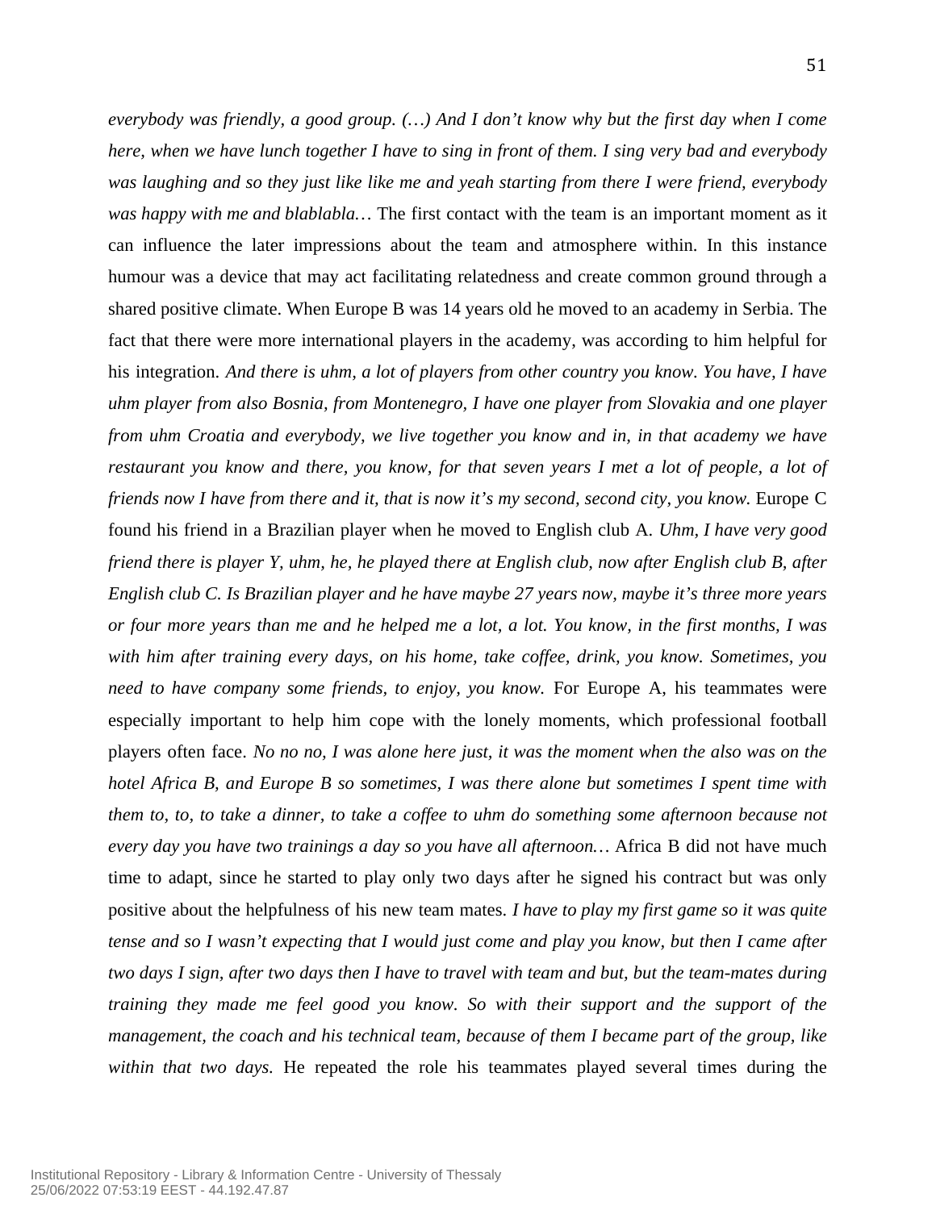*everybody was friendly, a good group. (…) And I don't know why but the first day when I come here, when we have lunch together I have to sing in front of them. I sing very bad and everybody was laughing and so they just like like me and yeah starting from there I were friend, everybody was happy with me and blablabla…* The first contact with the team is an important moment as it can influence the later impressions about the team and atmosphere within. In this instance humour was a device that may act facilitating relatedness and create common ground through a shared positive climate. When Europe B was 14 years old he moved to an academy in Serbia. The fact that there were more international players in the academy, was according to him helpful for his integration. *And there is uhm, a lot of players from other country you know. You have, I have uhm player from also Bosnia, from Montenegro, I have one player from Slovakia and one player from uhm Croatia and everybody, we live together you know and in, in that academy we have restaurant you know and there, you know, for that seven years I met a lot of people, a lot of friends now I have from there and it, that is now it's my second, second city, you know.* Europe C found his friend in a Brazilian player when he moved to English club A. *Uhm, I have very good friend there is player Y, uhm, he, he played there at English club, now after English club B, after English club C. Is Brazilian player and he have maybe 27 years now, maybe it's three more years or four more years than me and he helped me a lot, a lot. You know, in the first months, I was with him after training every days, on his home, take coffee, drink, you know. Sometimes, you need to have company some friends, to enjoy, you know.* For Europe A, his teammates were especially important to help him cope with the lonely moments, which professional football players often face. *No no no, I was alone here just, it was the moment when the also was on the hotel Africa B, and Europe B so sometimes, I was there alone but sometimes I spent time with them to, to, to take a dinner, to take a coffee to uhm do something some afternoon because not every day you have two trainings a day so you have all afternoon…* Africa B did not have much time to adapt, since he started to play only two days after he signed his contract but was only positive about the helpfulness of his new team mates. *I have to play my first game so it was quite tense and so I wasn't expecting that I would just come and play you know, but then I came after two days I sign, after two days then I have to travel with team and but, but the team-mates during training they made me feel good you know. So with their support and the support of the management, the coach and his technical team, because of them I became part of the group, like within that two days.* He repeated the role his teammates played several times during the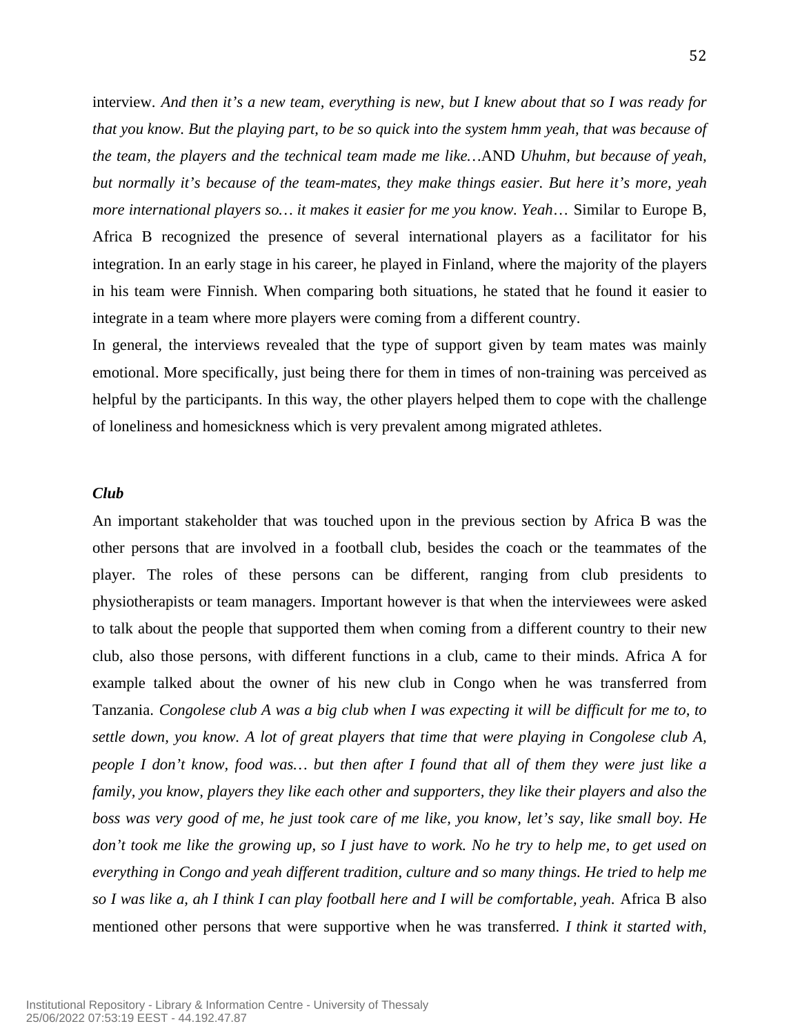interview. *And then it's a new team, everything is new, but I knew about that so I was ready for that you know. But the playing part, to be so quick into the system hmm yeah, that was because of the team, the players and the technical team made me like…*AND *Uhuhm, but because of yeah, but normally it's because of the team-mates, they make things easier. But here it's more, yeah more international players so… it makes it easier for me you know. Yeah…* Similar to Europe B, Africa B recognized the presence of several international players as a facilitator for his integration. In an early stage in his career, he played in Finland, where the majority of the players in his team were Finnish. When comparing both situations, he stated that he found it easier to integrate in a team where more players were coming from a different country.

In general, the interviews revealed that the type of support given by team mates was mainly emotional. More specifically, just being there for them in times of non-training was perceived as helpful by the participants. In this way, the other players helped them to cope with the challenge of loneliness and homesickness which is very prevalent among migrated athletes.

***Club***

An important stakeholder that was touched upon in the previous section by Africa B was the other persons that are involved in a football club, besides the coach or the teammates of the player. The roles of these persons can be different, ranging from club presidents to physiotherapists or team managers. Important however is that when the interviewees were asked to talk about the people that supported them when coming from a different country to their new club, also those persons, with different functions in a club, came to their minds. Africa A for example talked about the owner of his new club in Congo when he was transferred from Tanzania. *Congolese club A was a big club when I was expecting it will be difficult for me to, to settle down, you know. A lot of great players that time that were playing in Congolese club A, people I don't know, food was… but then after I found that all of them they were just like a family, you know, players they like each other and supporters, they like their players and also the boss was very good of me, he just took care of me like, you know, let's say, like small boy. He don't took me like the growing up, so I just have to work. No he try to help me, to get used on everything in Congo and yeah different tradition, culture and so many things. He tried to help me so I was like a, ah I think I can play football here and I will be comfortable, yeah.* Africa B also mentioned other persons that were supportive when he was transferred. *I think it started with,*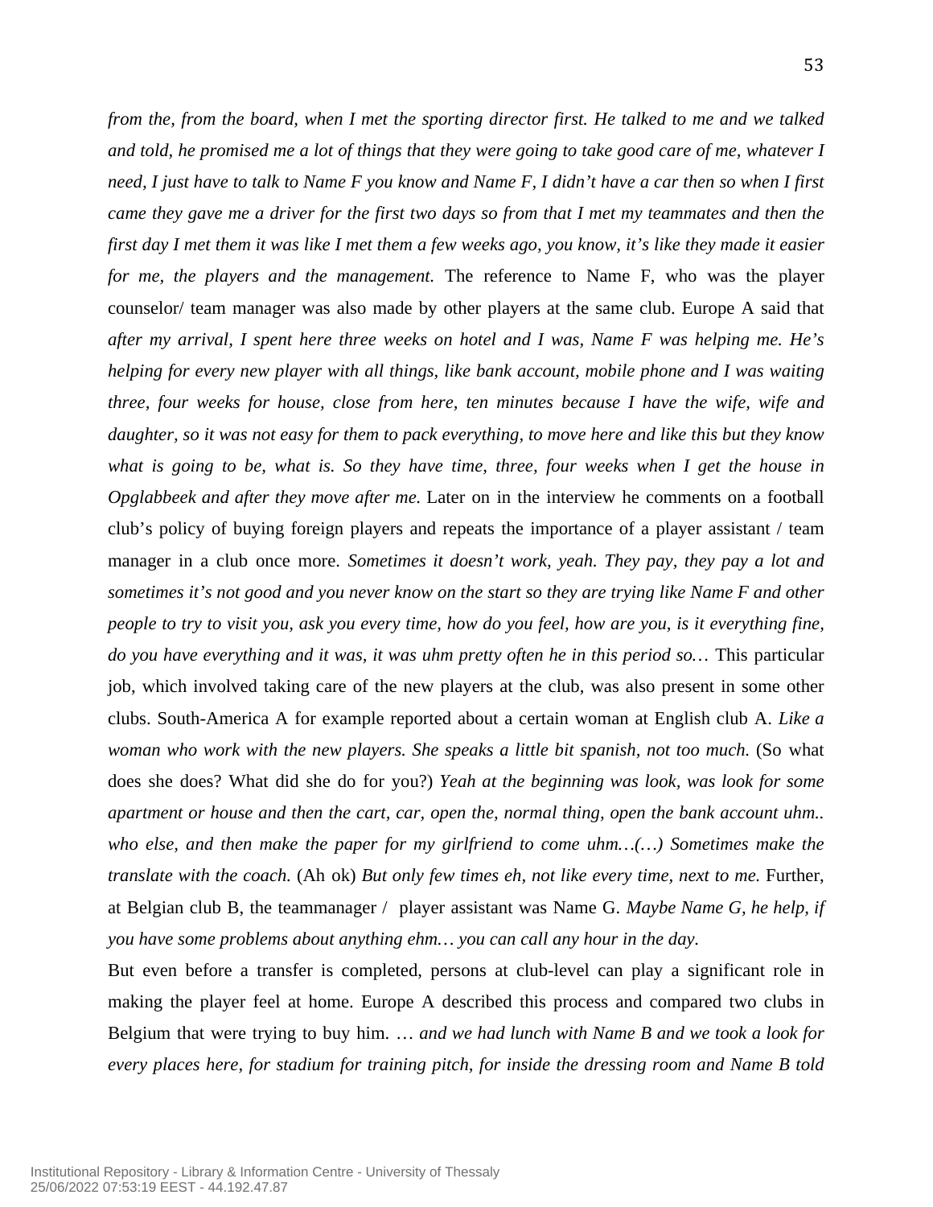*from the, from the board, when I met the sporting director first. He talked to me and we talked and told, he promised me a lot of things that they were going to take good care of me, whatever I need, I just have to talk to Name F you know and Name F, I didn't have a car then so when I first came they gave me a driver for the first two days so from that I met my teammates and then the first day I met them it was like I met them a few weeks ago, you know, it's like they made it easier for me, the players and the management.* The reference to Name F, who was the player counselor/ team manager was also made by other players at the same club. Europe A said that *after my arrival, I spent here three weeks on hotel and I was, Name F was helping me. He's helping for every new player with all things, like bank account, mobile phone and I was waiting three, four weeks for house, close from here, ten minutes because I have the wife, wife and daughter, so it was not easy for them to pack everything, to move here and like this but they know what is going to be, what is. So they have time, three, four weeks when I get the house in Opglabbeek and after they move after me.* Later on in the interview he comments on a football club's policy of buying foreign players and repeats the importance of a player assistant / team manager in a club once more. *Sometimes it doesn't work, yeah. They pay, they pay a lot and sometimes it's not good and you never know on the start so they are trying like Name F and other people to try to visit you, ask you every time, how do you feel, how are you, is it everything fine, do you have everything and it was, it was uhm pretty often he in this period so…* This particular job, which involved taking care of the new players at the club, was also present in some other clubs. South-America A for example reported about a certain woman at English club A. *Like a woman who work with the new players. She speaks a little bit spanish, not too much.* (So what does she does? What did she do for you?) *Yeah at the beginning was look, was look for some apartment or house and then the cart, car, open the, normal thing, open the bank account uhm.. who else, and then make the paper for my girlfriend to come uhm…(…) Sometimes make the translate with the coach.* (Ah ok) *But only few times eh, not like every time, next to me.* Further, at Belgian club B, the teammanager / player assistant was Name G. *Maybe Name G, he help, if you have some problems about anything ehm… you can call any hour in the day.*

But even before a transfer is completed, persons at club-level can play a significant role in making the player feel at home. Europe A described this process and compared two clubs in Belgium that were trying to buy him. *… and we had lunch with Name B and we took a look for every places here, for stadium for training pitch, for inside the dressing room and Name B told*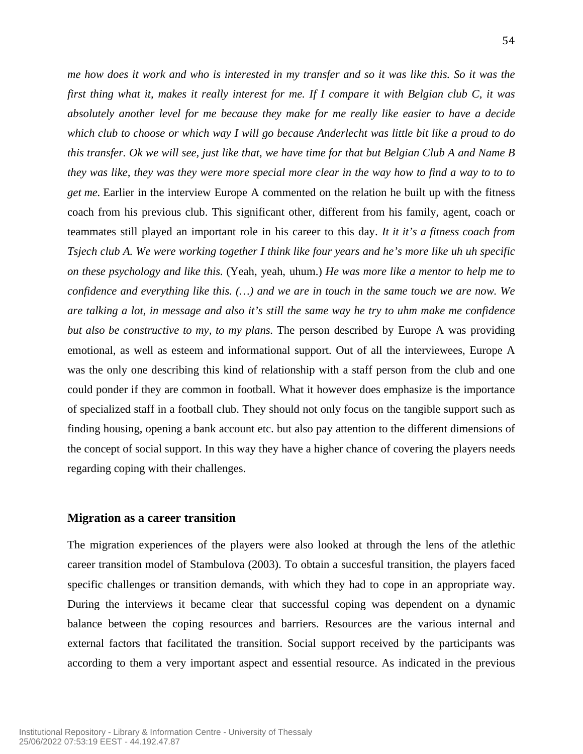*me how does it work and who is interested in my transfer and so it was like this. So it was the first thing what it, makes it really interest for me. If I compare it with Belgian club C, it was absolutely another level for me because they make for me really like easier to have a decide which club to choose or which way I will go because Anderlecht was little bit like a proud to do this transfer. Ok we will see, just like that, we have time for that but Belgian Club A and Name B they was like, they was they were more special more clear in the way how to find a way to to to get me.* Earlier in the interview Europe A commented on the relation he built up with the fitness coach from his previous club. This significant other, different from his family, agent, coach or teammates still played an important role in his career to this day. *It it it's a fitness coach from Tsjech club A. We were working together I think like four years and he's more like uh uh specific on these psychology and like this.* (Yeah, yeah, uhum.) *He was more like a mentor to help me to confidence and everything like this. (…) and we are in touch in the same touch we are now. We are talking a lot, in message and also it's still the same way he try to uhm make me confidence but also be constructive to my, to my plans.* The person described by Europe A was providing emotional, as well as esteem and informational support. Out of all the interviewees, Europe A was the only one describing this kind of relationship with a staff person from the club and one could ponder if they are common in football. What it however does emphasize is the importance of specialized staff in a football club. They should not only focus on the tangible support such as finding housing, opening a bank account etc. but also pay attention to the different dimensions of the concept of social support. In this way they have a higher chance of covering the players needs regarding coping with their challenges.

### Migration as a career transition

The migration experiences of the players were also looked at through the lens of the atlethic career transition model of Stambulova (2003). To obtain a succesful transition, the players faced specific challenges or transition demands, with which they had to cope in an appropriate way. During the interviews it became clear that successful coping was dependent on a dynamic balance between the coping resources and barriers. Resources are the various internal and external factors that facilitated the transition. Social support received by the participants was according to them a very important aspect and essential resource. As indicated in the previous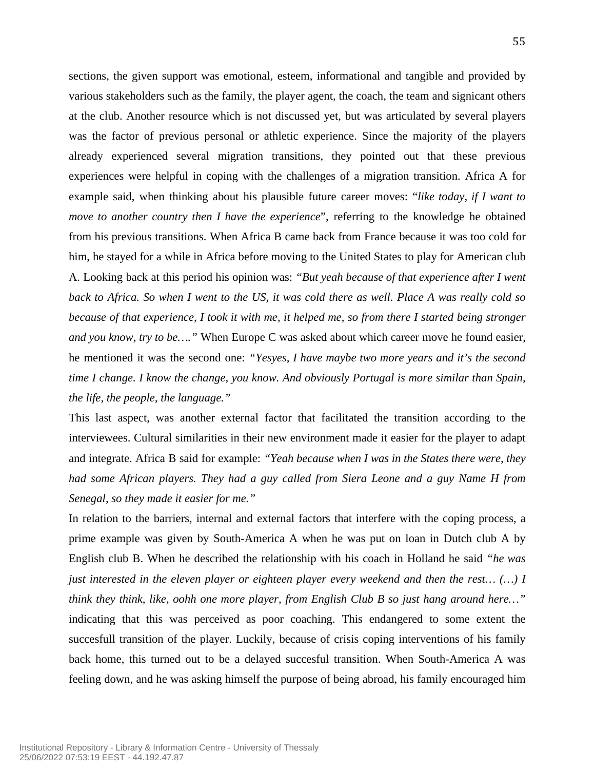sections, the given support was emotional, esteem, informational and tangible and provided by various stakeholders such as the family, the player agent, the coach, the team and signicant others at the club. Another resource which is not discussed yet, but was articulated by several players was the factor of previous personal or athletic experience. Since the majority of the players already experienced several migration transitions, they pointed out that these previous experiences were helpful in coping with the challenges of a migration transition. Africa A for example said, when thinking about his plausible future career moves: "*like today, if I want to move to another country then I have the experience*", referring to the knowledge he obtained from his previous transitions. When Africa B came back from France because it was too cold for him, he stayed for a while in Africa before moving to the United States to play for American club A. Looking back at this period his opinion was: *"But yeah because of that experience after I went back to Africa. So when I went to the US, it was cold there as well. Place A was really cold so because of that experience, I took it with me, it helped me, so from there I started being stronger and you know, try to be…."* When Europe C was asked about which career move he found easier, he mentioned it was the second one: *"Yesyes, I have maybe two more years and it's the second time I change. I know the change, you know. And obviously Portugal is more similar than Spain, the life, the people, the language."*

This last aspect, was another external factor that facilitated the transition according to the interviewees. Cultural similarities in their new environment made it easier for the player to adapt and integrate. Africa B said for example: *"Yeah because when I was in the States there were, they had some African players. They had a guy called from Siera Leone and a guy Name H from Senegal, so they made it easier for me."*

In relation to the barriers, internal and external factors that interfere with the coping process, a prime example was given by South-America A when he was put on loan in Dutch club A by English club B. When he described the relationship with his coach in Holland he said *"he was just interested in the eleven player or eighteen player every weekend and then the rest… (…) I think they think, like, oohh one more player, from English Club B so just hang around here…"* indicating that this was perceived as poor coaching. This endangered to some extent the succesfull transition of the player. Luckily, because of crisis coping interventions of his family back home, this turned out to be a delayed succesful transition. When South-America A was feeling down, and he was asking himself the purpose of being abroad, his family encouraged him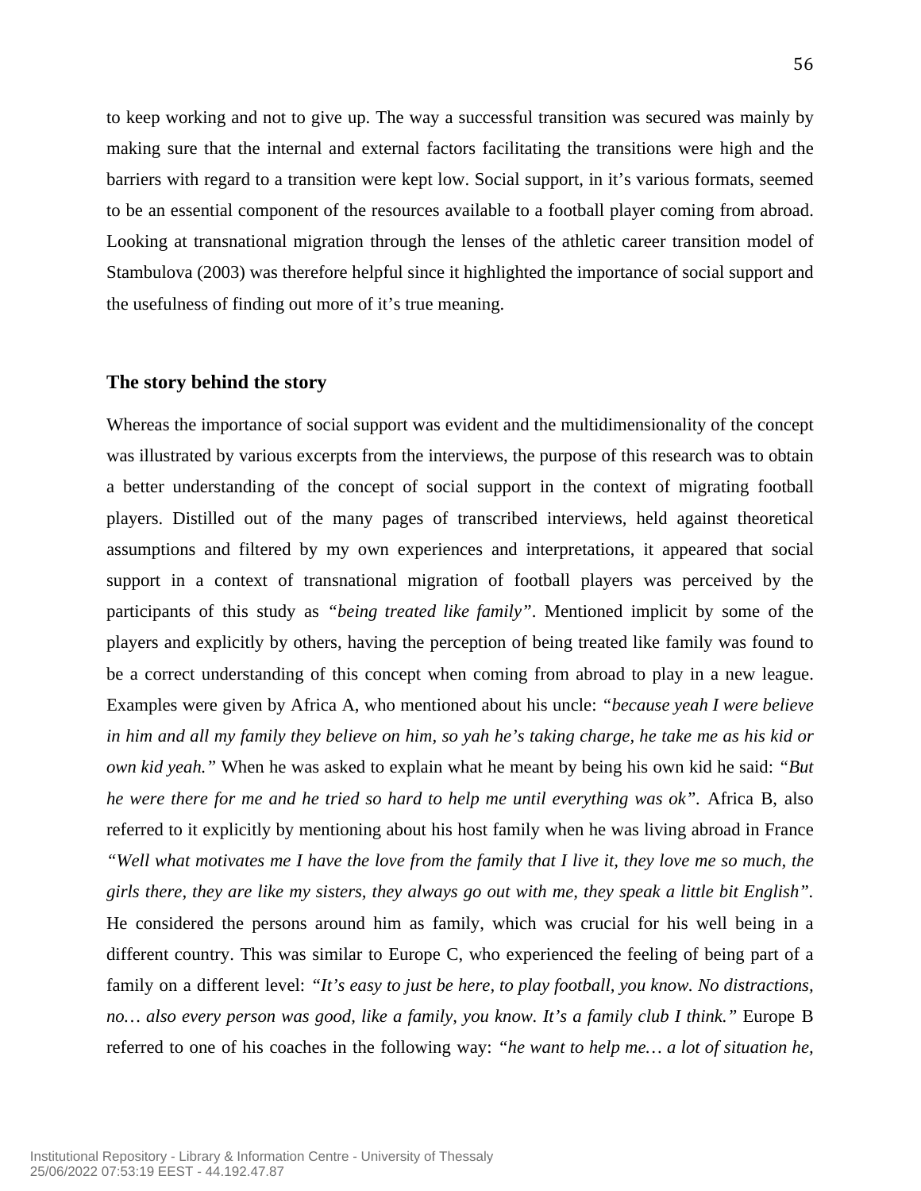to keep working and not to give up. The way a successful transition was secured was mainly by making sure that the internal and external factors facilitating the transitions were high and the barriers with regard to a transition were kept low. Social support, in it's various formats, seemed to be an essential component of the resources available to a football player coming from abroad. Looking at transnational migration through the lenses of the athletic career transition model of Stambulova (2003) was therefore helpful since it highlighted the importance of social support and the usefulness of finding out more of it's true meaning.

## The story behind the story

Whereas the importance of social support was evident and the multidimensionality of the concept was illustrated by various excerpts from the interviews, the purpose of this research was to obtain a better understanding of the concept of social support in the context of migrating football players. Distilled out of the many pages of transcribed interviews, held against theoretical assumptions and filtered by my own experiences and interpretations, it appeared that social support in a context of transnational migration of football players was perceived by the participants of this study as *"being treated like family"*. Mentioned implicit by some of the players and explicitly by others, having the perception of being treated like family was found to be a correct understanding of this concept when coming from abroad to play in a new league. Examples were given by Africa A, who mentioned about his uncle: *"because yeah I were believe in him and all my family they believe on him, so yah he's taking charge, he take me as his kid or own kid yeah."* When he was asked to explain what he meant by being his own kid he said: *"But he were there for me and he tried so hard to help me until everything was ok"*. Africa B, also referred to it explicitly by mentioning about his host family when he was living abroad in France *"Well what motivates me I have the love from the family that I live it, they love me so much, the girls there, they are like my sisters, they always go out with me, they speak a little bit English"*. He considered the persons around him as family, which was crucial for his well being in a different country. This was similar to Europe C, who experienced the feeling of being part of a family on a different level: *"It's easy to just be here, to play football, you know. No distractions, no… also every person was good, like a family, you know. It's a family club I think."* Europe B referred to one of his coaches in the following way: *"he want to help me… a lot of situation he,*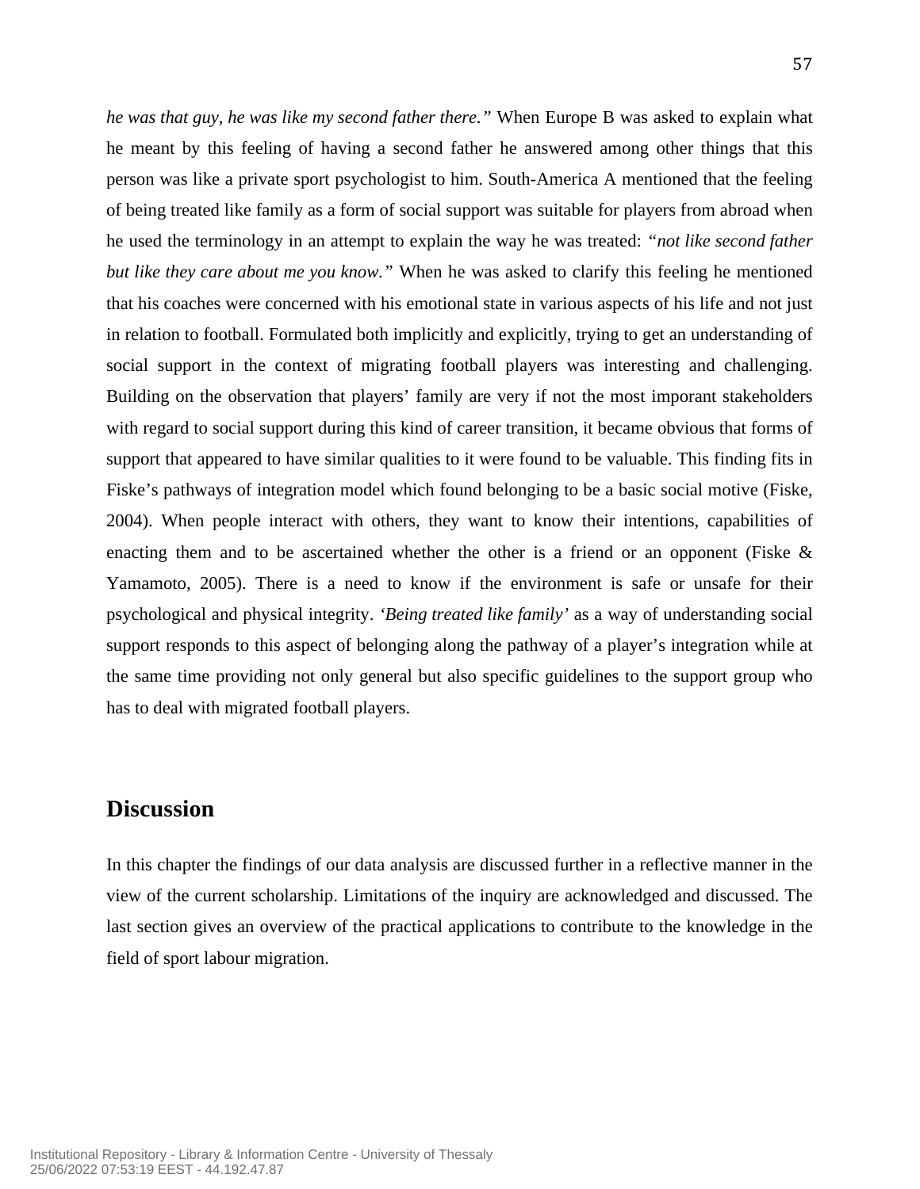*he was that guy, he was like my second father there."* When Europe B was asked to explain what he meant by this feeling of having a second father he answered among other things that this person was like a private sport psychologist to him. South-America A mentioned that the feeling of being treated like family as a form of social support was suitable for players from abroad when he used the terminology in an attempt to explain the way he was treated: *"not like second father but like they care about me you know."* When he was asked to clarify this feeling he mentioned that his coaches were concerned with his emotional state in various aspects of his life and not just in relation to football. Formulated both implicitly and explicitly, trying to get an understanding of social support in the context of migrating football players was interesting and challenging. Building on the observation that players' family are very if not the most imporant stakeholders with regard to social support during this kind of career transition, it became obvious that forms of support that appeared to have similar qualities to it were found to be valuable. This finding fits in Fiske's pathways of integration model which found belonging to be a basic social motive (Fiske, 2004). When people interact with others, they want to know their intentions, capabilities of enacting them and to be ascertained whether the other is a friend or an opponent (Fiske & Yamamoto, 2005). There is a need to know if the environment is safe or unsafe for their psychological and physical integrity. *'Being treated like family'* as a way of understanding social support responds to this aspect of belonging along the pathway of a player's integration while at the same time providing not only general but also specific guidelines to the support group who has to deal with migrated football players.

## Discussion

In this chapter the findings of our data analysis are discussed further in a reflective manner in the view of the current scholarship. Limitations of the inquiry are acknowledged and discussed. The last section gives an overview of the practical applications to contribute to the knowledge in the field of sport labour migration.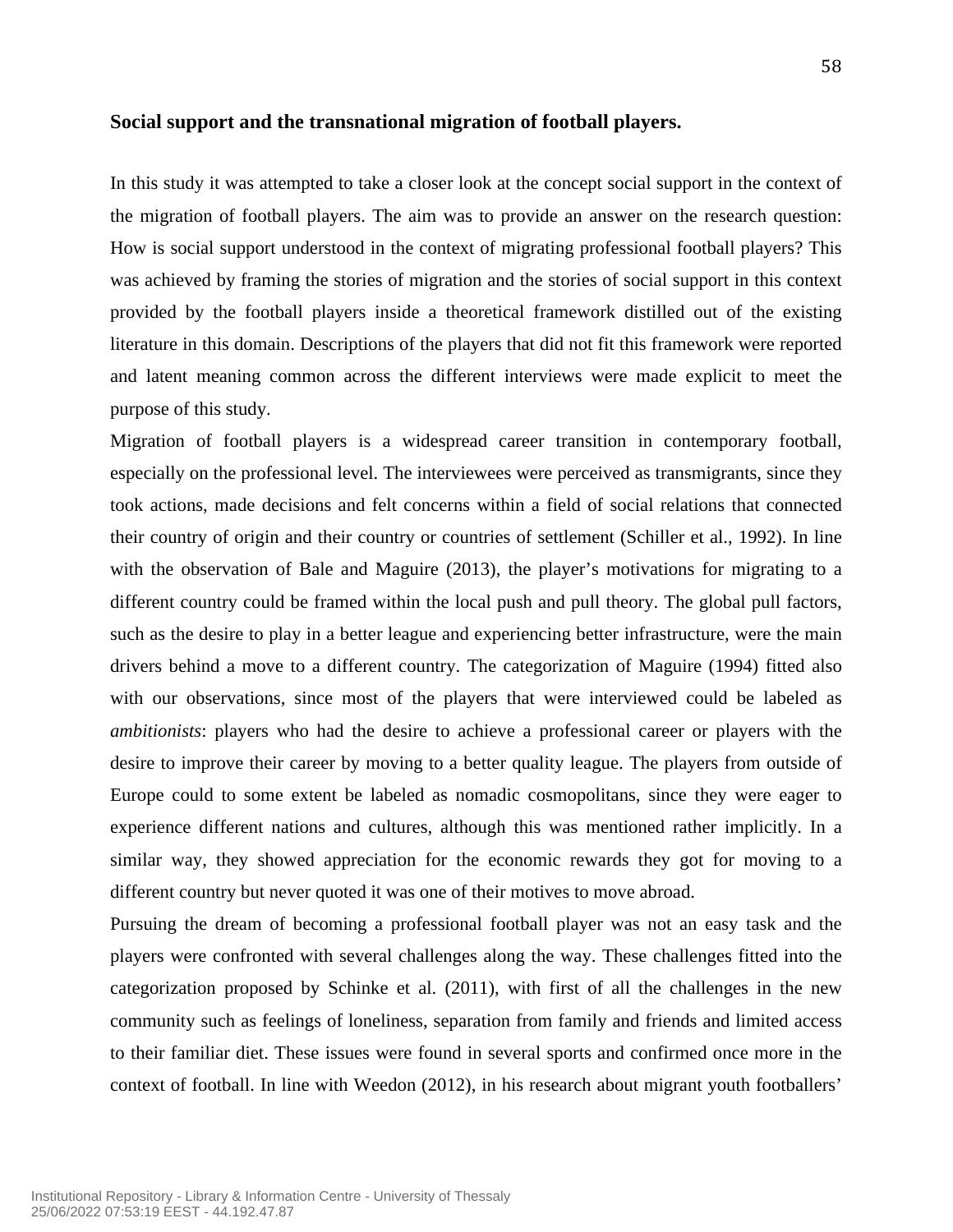**Social support and the transnational migration of football players.**

In this study it was attempted to take a closer look at the concept social support in the context of the migration of football players. The aim was to provide an answer on the research question: How is social support understood in the context of migrating professional football players? This was achieved by framing the stories of migration and the stories of social support in this context provided by the football players inside a theoretical framework distilled out of the existing literature in this domain. Descriptions of the players that did not fit this framework were reported and latent meaning common across the different interviews were made explicit to meet the purpose of this study.

Migration of football players is a widespread career transition in contemporary football, especially on the professional level. The interviewees were perceived as transmigrants, since they took actions, made decisions and felt concerns within a field of social relations that connected their country of origin and their country or countries of settlement (Schiller et al., 1992). In line with the observation of Bale and Maguire (2013), the player's motivations for migrating to a different country could be framed within the local push and pull theory. The global pull factors, such as the desire to play in a better league and experiencing better infrastructure, were the main drivers behind a move to a different country. The categorization of Maguire (1994) fitted also with our observations, since most of the players that were interviewed could be labeled as *ambitionists*: players who had the desire to achieve a professional career or players with the desire to improve their career by moving to a better quality league. The players from outside of Europe could to some extent be labeled as nomadic cosmopolitans, since they were eager to experience different nations and cultures, although this was mentioned rather implicitly. In a similar way, they showed appreciation for the economic rewards they got for moving to a different country but never quoted it was one of their motives to move abroad.

Pursuing the dream of becoming a professional football player was not an easy task and the players were confronted with several challenges along the way. These challenges fitted into the categorization proposed by Schinke et al. (2011), with first of all the challenges in the new community such as feelings of loneliness, separation from family and friends and limited access to their familiar diet. These issues were found in several sports and confirmed once more in the context of football. In line with Weedon (2012), in his research about migrant youth footballers'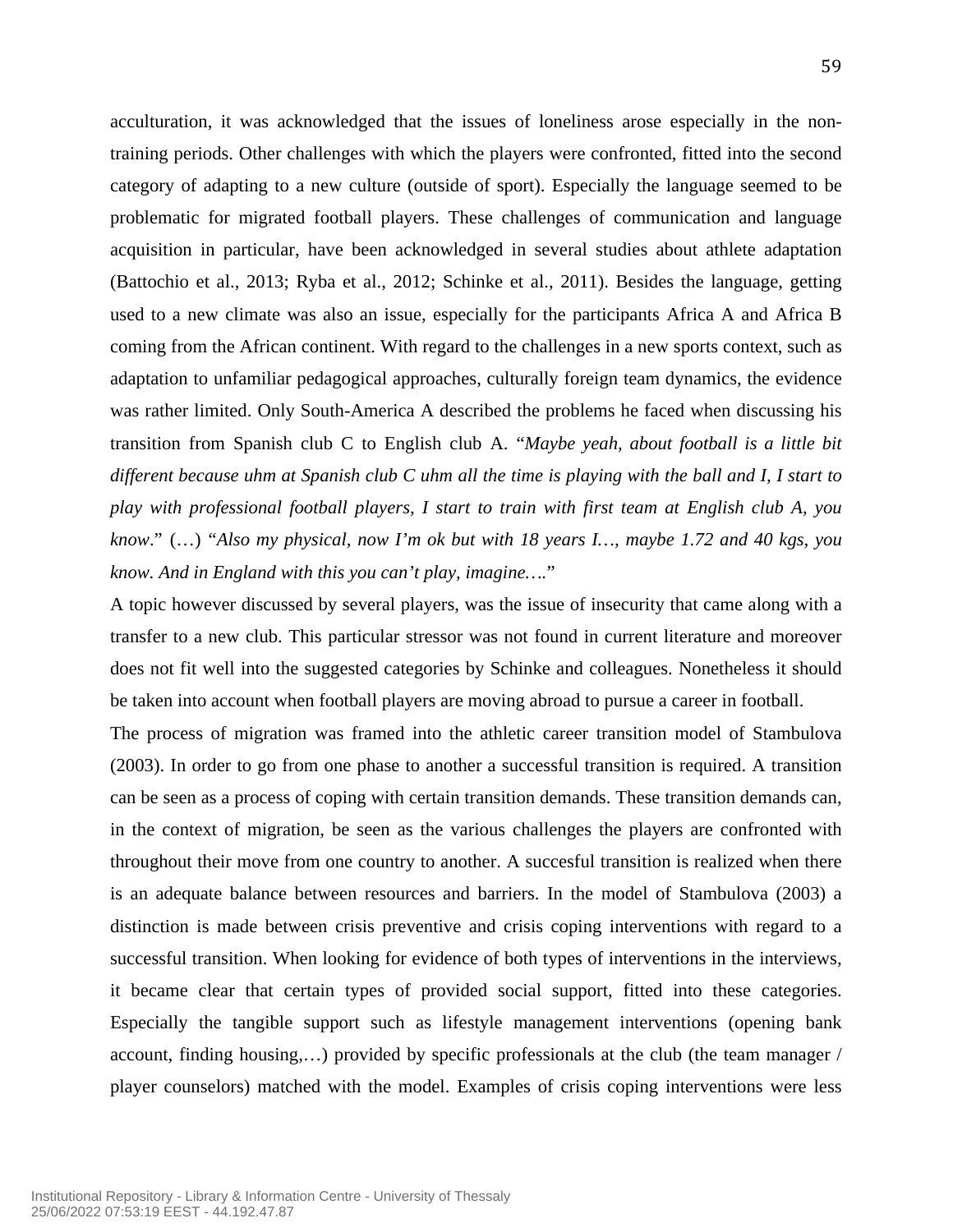acculturation, it was acknowledged that the issues of loneliness arose especially in the non-training periods. Other challenges with which the players were confronted, fitted into the second category of adapting to a new culture (outside of sport). Especially the language seemed to be problematic for migrated football players. These challenges of communication and language acquisition in particular, have been acknowledged in several studies about athlete adaptation (Battochio et al., 2013; Ryba et al., 2012; Schinke et al., 2011). Besides the language, getting used to a new climate was also an issue, especially for the participants Africa A and Africa B coming from the African continent. With regard to the challenges in a new sports context, such as adaptation to unfamiliar pedagogical approaches, culturally foreign team dynamics, the evidence was rather limited. Only South-America A described the problems he faced when discussing his transition from Spanish club C to English club A. "*Maybe yeah, about football is a little bit different because uhm at Spanish club C uhm all the time is playing with the ball and I, I start to play with professional football players, I start to train with first team at English club A, you know.*" (…) "*Also my physical, now I'm ok but with 18 years I…, maybe 1.72 and 40 kgs, you know. And in England with this you can't play, imagine….*"

A topic however discussed by several players, was the issue of insecurity that came along with a transfer to a new club. This particular stressor was not found in current literature and moreover does not fit well into the suggested categories by Schinke and colleagues. Nonetheless it should be taken into account when football players are moving abroad to pursue a career in football.

The process of migration was framed into the athletic career transition model of Stambulova (2003). In order to go from one phase to another a successful transition is required. A transition can be seen as a process of coping with certain transition demands. These transition demands can, in the context of migration, be seen as the various challenges the players are confronted with throughout their move from one country to another. A succesful transition is realized when there is an adequate balance between resources and barriers. In the model of Stambulova (2003) a distinction is made between crisis preventive and crisis coping interventions with regard to a successful transition. When looking for evidence of both types of interventions in the interviews, it became clear that certain types of provided social support, fitted into these categories. Especially the tangible support such as lifestyle management interventions (opening bank account, finding housing,…) provided by specific professionals at the club (the team manager / player counselors) matched with the model. Examples of crisis coping interventions were less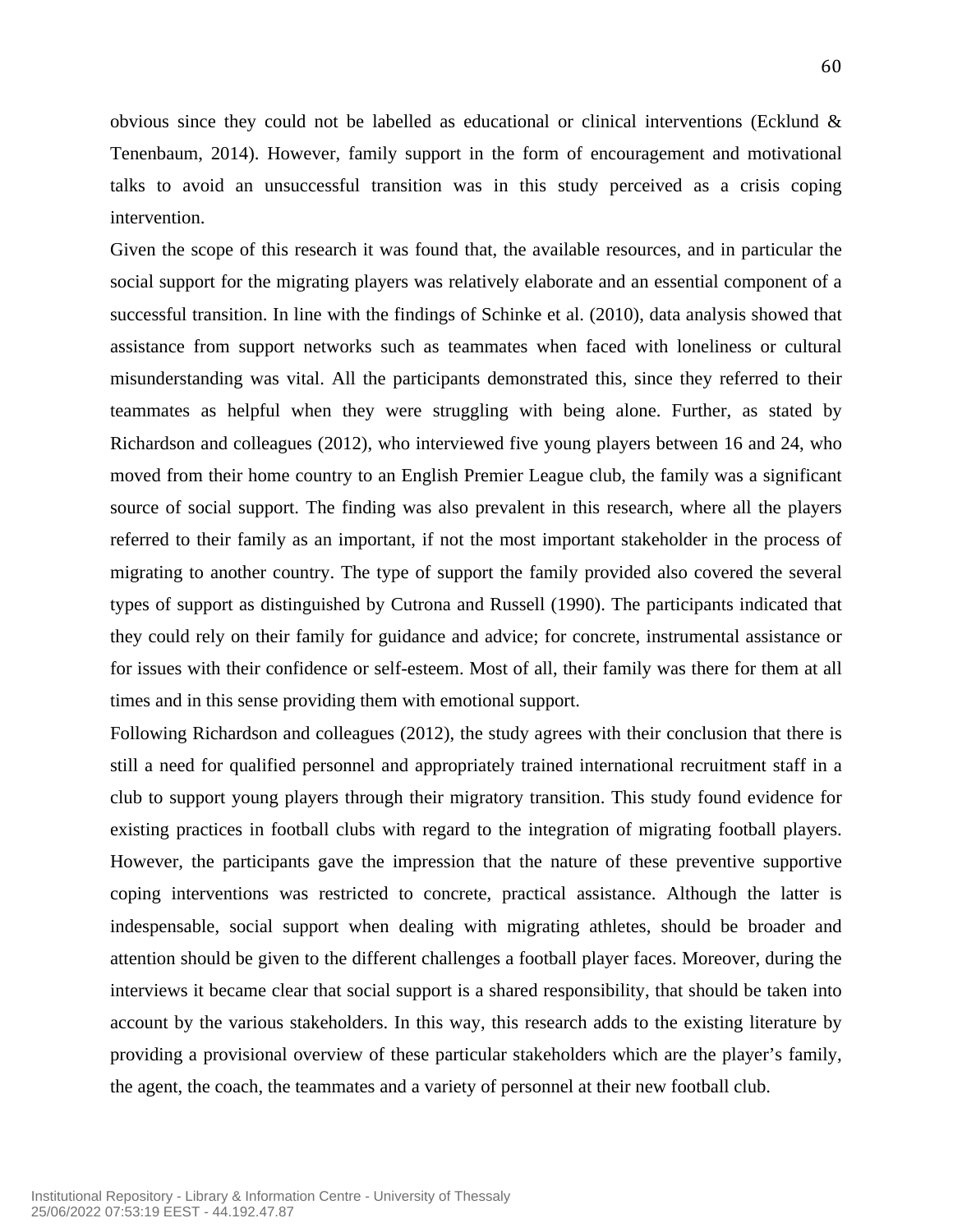obvious since they could not be labelled as educational or clinical interventions (Ecklund & Tenenbaum, 2014). However, family support in the form of encouragement and motivational talks to avoid an unsuccessful transition was in this study perceived as a crisis coping intervention.

Given the scope of this research it was found that, the available resources, and in particular the social support for the migrating players was relatively elaborate and an essential component of a successful transition. In line with the findings of Schinke et al. (2010), data analysis showed that assistance from support networks such as teammates when faced with loneliness or cultural misunderstanding was vital. All the participants demonstrated this, since they referred to their teammates as helpful when they were struggling with being alone. Further, as stated by Richardson and colleagues (2012), who interviewed five young players between 16 and 24, who moved from their home country to an English Premier League club, the family was a significant source of social support. The finding was also prevalent in this research, where all the players referred to their family as an important, if not the most important stakeholder in the process of migrating to another country. The type of support the family provided also covered the several types of support as distinguished by Cutrona and Russell (1990). The participants indicated that they could rely on their family for guidance and advice; for concrete, instrumental assistance or for issues with their confidence or self-esteem. Most of all, their family was there for them at all times and in this sense providing them with emotional support.

Following Richardson and colleagues (2012), the study agrees with their conclusion that there is still a need for qualified personnel and appropriately trained international recruitment staff in a club to support young players through their migratory transition. This study found evidence for existing practices in football clubs with regard to the integration of migrating football players. However, the participants gave the impression that the nature of these preventive supportive coping interventions was restricted to concrete, practical assistance. Although the latter is indespensable, social support when dealing with migrating athletes, should be broader and attention should be given to the different challenges a football player faces. Moreover, during the interviews it became clear that social support is a shared responsibility, that should be taken into account by the various stakeholders. In this way, this research adds to the existing literature by providing a provisional overview of these particular stakeholders which are the player's family, the agent, the coach, the teammates and a variety of personnel at their new football club.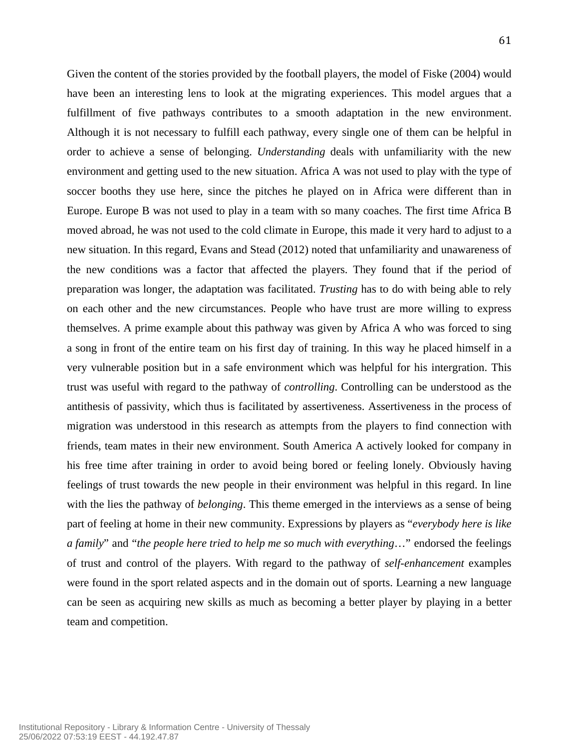Given the content of the stories provided by the football players, the model of Fiske (2004) would have been an interesting lens to look at the migrating experiences. This model argues that a fulfillment of five pathways contributes to a smooth adaptation in the new environment. Although it is not necessary to fulfill each pathway, every single one of them can be helpful in order to achieve a sense of belonging. *Understanding* deals with unfamiliarity with the new environment and getting used to the new situation. Africa A was not used to play with the type of soccer booths they use here, since the pitches he played on in Africa were different than in Europe. Europe B was not used to play in a team with so many coaches. The first time Africa B moved abroad, he was not used to the cold climate in Europe, this made it very hard to adjust to a new situation. In this regard, Evans and Stead (2012) noted that unfamiliarity and unawareness of the new conditions was a factor that affected the players. They found that if the period of preparation was longer, the adaptation was facilitated. *Trusting* has to do with being able to rely on each other and the new circumstances. People who have trust are more willing to express themselves. A prime example about this pathway was given by Africa A who was forced to sing a song in front of the entire team on his first day of training. In this way he placed himself in a very vulnerable position but in a safe environment which was helpful for his intergration. This trust was useful with regard to the pathway of *controlling*. Controlling can be understood as the antithesis of passivity, which thus is facilitated by assertiveness. Assertiveness in the process of migration was understood in this research as attempts from the players to find connection with friends, team mates in their new environment. South America A actively looked for company in his free time after training in order to avoid being bored or feeling lonely. Obviously having feelings of trust towards the new people in their environment was helpful in this regard. In line with the lies the pathway of *belonging*. This theme emerged in the interviews as a sense of being part of feeling at home in their new community. Expressions by players as "*everybody here is like a family*" and "*the people here tried to help me so much with everything*…" endorsed the feelings of trust and control of the players. With regard to the pathway of *self-enhancement* examples were found in the sport related aspects and in the domain out of sports. Learning a new language can be seen as acquiring new skills as much as becoming a better player by playing in a better team and competition.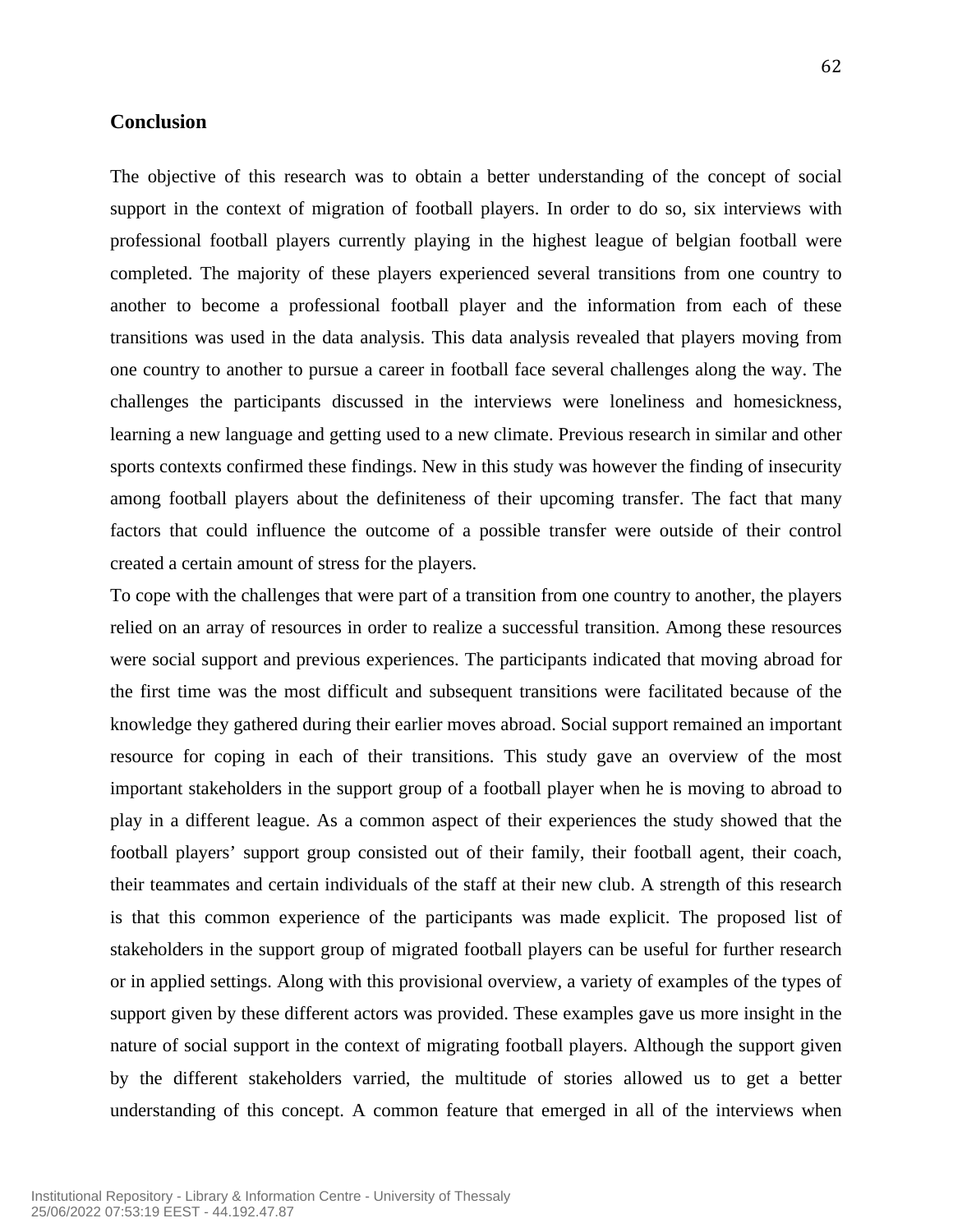## Conclusion

The objective of this research was to obtain a better understanding of the concept of social support in the context of migration of football players. In order to do so, six interviews with professional football players currently playing in the highest league of belgian football were completed. The majority of these players experienced several transitions from one country to another to become a professional football player and the information from each of these transitions was used in the data analysis. This data analysis revealed that players moving from one country to another to pursue a career in football face several challenges along the way. The challenges the participants discussed in the interviews were loneliness and homesickness, learning a new language and getting used to a new climate. Previous research in similar and other sports contexts confirmed these findings. New in this study was however the finding of insecurity among football players about the definiteness of their upcoming transfer. The fact that many factors that could influence the outcome of a possible transfer were outside of their control created a certain amount of stress for the players.

To cope with the challenges that were part of a transition from one country to another, the players relied on an array of resources in order to realize a successful transition. Among these resources were social support and previous experiences. The participants indicated that moving abroad for the first time was the most difficult and subsequent transitions were facilitated because of the knowledge they gathered during their earlier moves abroad. Social support remained an important resource for coping in each of their transitions. This study gave an overview of the most important stakeholders in the support group of a football player when he is moving to abroad to play in a different league. As a common aspect of their experiences the study showed that the football players' support group consisted out of their family, their football agent, their coach, their teammates and certain individuals of the staff at their new club. A strength of this research is that this common experience of the participants was made explicit. The proposed list of stakeholders in the support group of migrated football players can be useful for further research or in applied settings. Along with this provisional overview, a variety of examples of the types of support given by these different actors was provided. These examples gave us more insight in the nature of social support in the context of migrating football players. Although the support given by the different stakeholders varried, the multitude of stories allowed us to get a better understanding of this concept. A common feature that emerged in all of the interviews when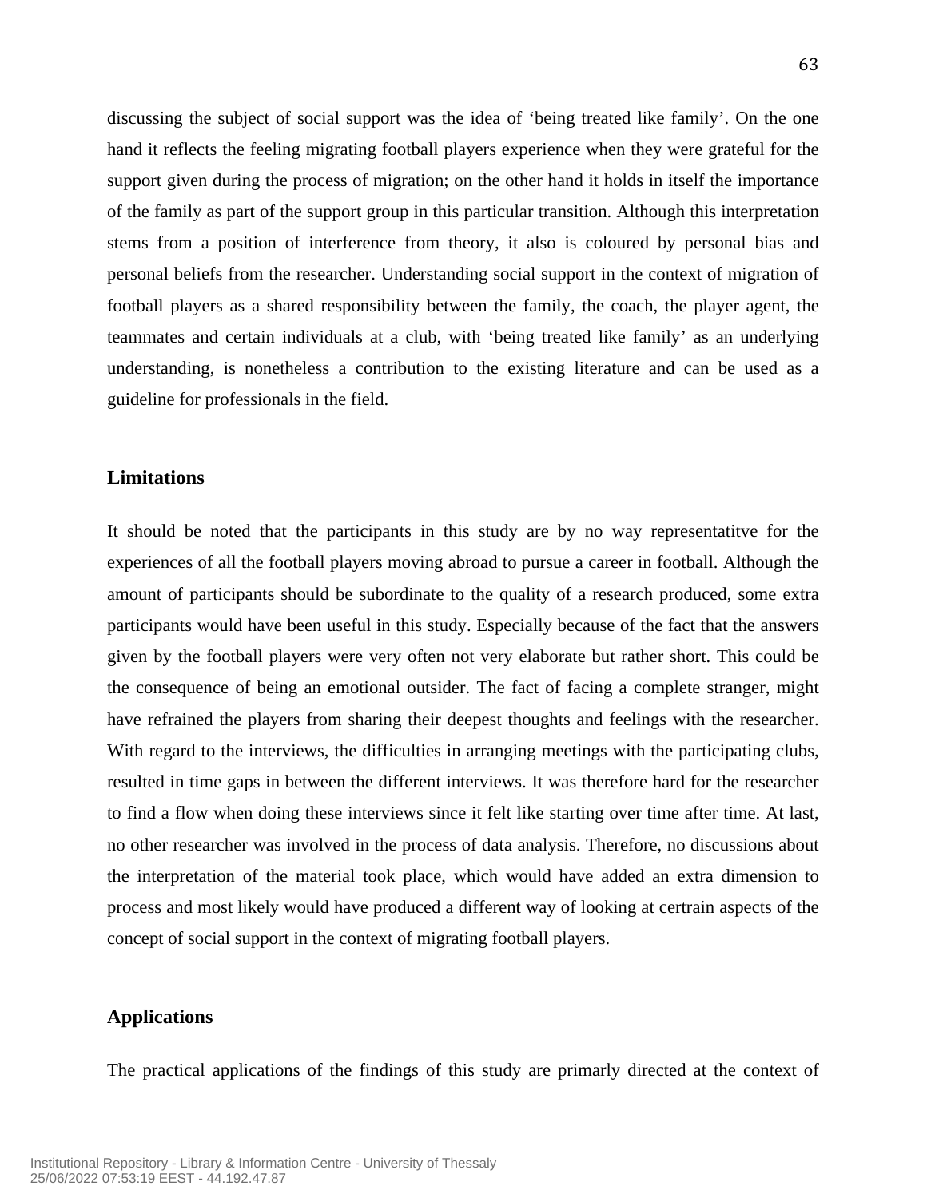discussing the subject of social support was the idea of 'being treated like family'. On the one hand it reflects the feeling migrating football players experience when they were grateful for the support given during the process of migration; on the other hand it holds in itself the importance of the family as part of the support group in this particular transition. Although this interpretation stems from a position of interference from theory, it also is coloured by personal bias and personal beliefs from the researcher. Understanding social support in the context of migration of football players as a shared responsibility between the family, the coach, the player agent, the teammates and certain individuals at a club, with 'being treated like family' as an underlying understanding, is nonetheless a contribution to the existing literature and can be used as a guideline for professionals in the field.

## Limitations

It should be noted that the participants in this study are by no way representatitve for the experiences of all the football players moving abroad to pursue a career in football. Although the amount of participants should be subordinate to the quality of a research produced, some extra participants would have been useful in this study. Especially because of the fact that the answers given by the football players were very often not very elaborate but rather short. This could be the consequence of being an emotional outsider. The fact of facing a complete stranger, might have refrained the players from sharing their deepest thoughts and feelings with the researcher. With regard to the interviews, the difficulties in arranging meetings with the participating clubs, resulted in time gaps in between the different interviews. It was therefore hard for the researcher to find a flow when doing these interviews since it felt like starting over time after time. At last, no other researcher was involved in the process of data analysis. Therefore, no discussions about the interpretation of the material took place, which would have added an extra dimension to process and most likely would have produced a different way of looking at certrain aspects of the concept of social support in the context of migrating football players.

## Applications

The practical applications of the findings of this study are primarily directed at the context of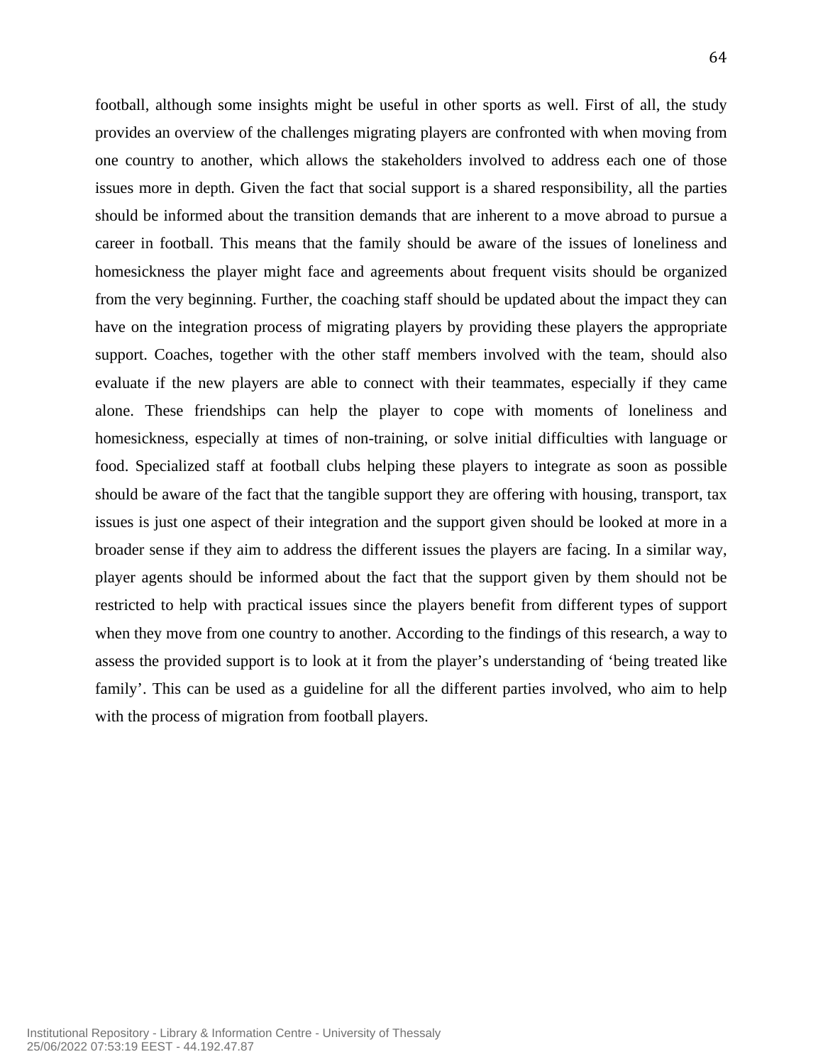football, although some insights might be useful in other sports as well. First of all, the study provides an overview of the challenges migrating players are confronted with when moving from one country to another, which allows the stakeholders involved to address each one of those issues more in depth. Given the fact that social support is a shared responsibility, all the parties should be informed about the transition demands that are inherent to a move abroad to pursue a career in football. This means that the family should be aware of the issues of loneliness and homesickness the player might face and agreements about frequent visits should be organized from the very beginning. Further, the coaching staff should be updated about the impact they can have on the integration process of migrating players by providing these players the appropriate support. Coaches, together with the other staff members involved with the team, should also evaluate if the new players are able to connect with their teammates, especially if they came alone. These friendships can help the player to cope with moments of loneliness and homesickness, especially at times of non-training, or solve initial difficulties with language or food. Specialized staff at football clubs helping these players to integrate as soon as possible should be aware of the fact that the tangible support they are offering with housing, transport, tax issues is just one aspect of their integration and the support given should be looked at more in a broader sense if they aim to address the different issues the players are facing. In a similar way, player agents should be informed about the fact that the support given by them should not be restricted to help with practical issues since the players benefit from different types of support when they move from one country to another. According to the findings of this research, a way to assess the provided support is to look at it from the player's understanding of 'being treated like family'. This can be used as a guideline for all the different parties involved, who aim to help with the process of migration from football players.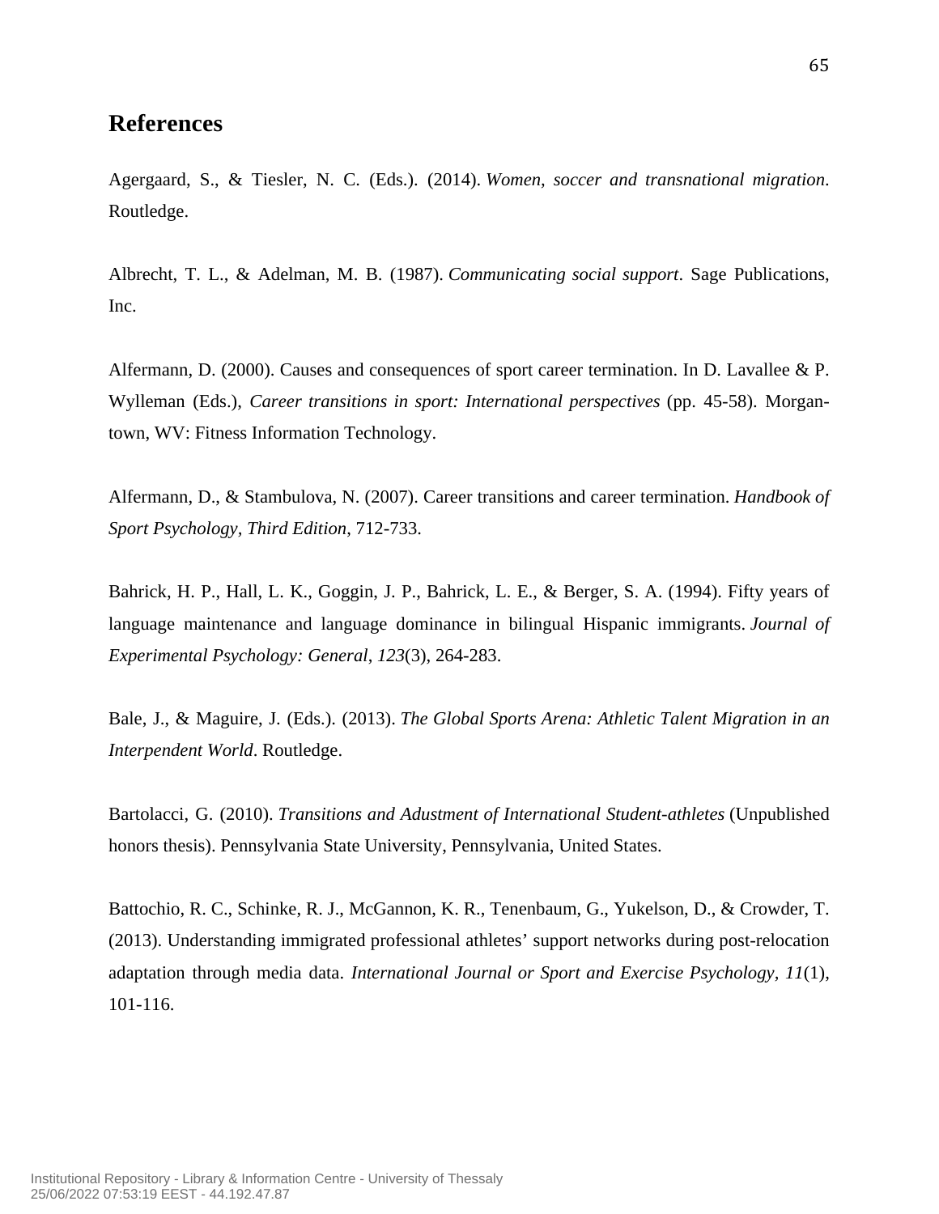# References

Agergaard, S., & Tiesler, N. C. (Eds.). (2014). *Women, soccer and transnational migration*. Routledge.

Albrecht, T. L., & Adelman, M. B. (1987). *Communicating social support*. Sage Publications, Inc.

Alfermann, D. (2000). Causes and consequences of sport career termination. In D. Lavallee & P. Wylleman (Eds.), *Career transitions in sport: International perspectives* (pp. 45-58). Morgan-town, WV: Fitness Information Technology.

Alfermann, D., & Stambulova, N. (2007). Career transitions and career termination. *Handbook of Sport Psychology, Third Edition*, 712-733.

Bahrick, H. P., Hall, L. K., Goggin, J. P., Bahrick, L. E., & Berger, S. A. (1994). Fifty years of language maintenance and language dominance in bilingual Hispanic immigrants. *Journal of Experimental Psychology: General*, *123*(3), 264-283.

Bale, J., & Maguire, J. (Eds.). (2013). *The Global Sports Arena: Athletic Talent Migration in an Interpendent World*. Routledge.

Bartolacci, G. (2010). *Transitions and Adustment of International Student-athletes* (Unpublished honors thesis). Pennsylvania State University, Pennsylvania, United States.

Battochio, R. C., Schinke, R. J., McGannon, K. R., Tenenbaum, G., Yukelson, D., & Crowder, T. (2013). Understanding immigrated professional athletes' support networks during post-relocation adaptation through media data. *International Journal or Sport and Exercise Psychology, 11*(1), 101-116.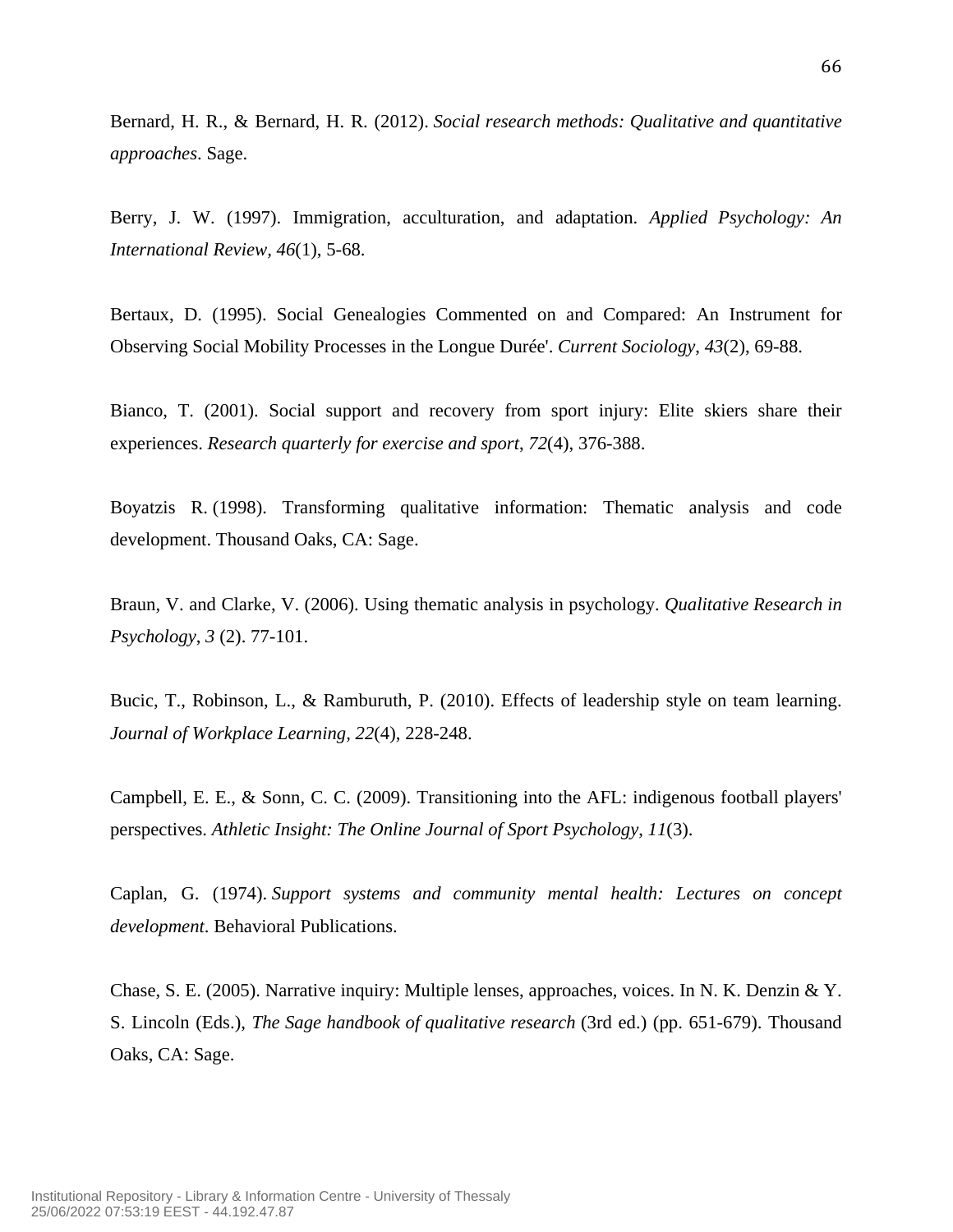Bernard, H. R., & Bernard, H. R. (2012). *Social research methods: Qualitative and quantitative approaches*. Sage.

Berry, J. W. (1997). Immigration, acculturation, and adaptation. *Applied Psychology: An International Review, 46*(1), 5-68.

Bertaux, D. (1995). Social Genealogies Commented on and Compared: An Instrument for Observing Social Mobility Processes in the Longue Durée'. *Current Sociology*, *43*(2), 69-88.

Bianco, T. (2001). Social support and recovery from sport injury: Elite skiers share their experiences. *Research quarterly for exercise and sport*, *72*(4), 376-388.

Boyatzis R. (1998). Transforming qualitative information: Thematic analysis and code development. Thousand Oaks, CA: Sage.

Braun, V. and Clarke, V. (2006). Using thematic analysis in psychology. *Qualitative Research in Psychology*, *3* (2). 77-101.

Bucic, T., Robinson, L., & Ramburuth, P. (2010). Effects of leadership style on team learning. *Journal of Workplace Learning, 22*(4), 228-248.

Campbell, E. E., & Sonn, C. C. (2009). Transitioning into the AFL: indigenous football players' perspectives. *Athletic Insight: The Online Journal of Sport Psychology*, *11*(3).

Caplan, G. (1974). *Support systems and community mental health: Lectures on concept development*. Behavioral Publications.

Chase, S. E. (2005). Narrative inquiry: Multiple lenses, approaches, voices. In N. K. Denzin & Y. S. Lincoln (Eds.), *The Sage handbook of qualitative research* (3rd ed.) (pp. 651-679). Thousand Oaks, CA: Sage.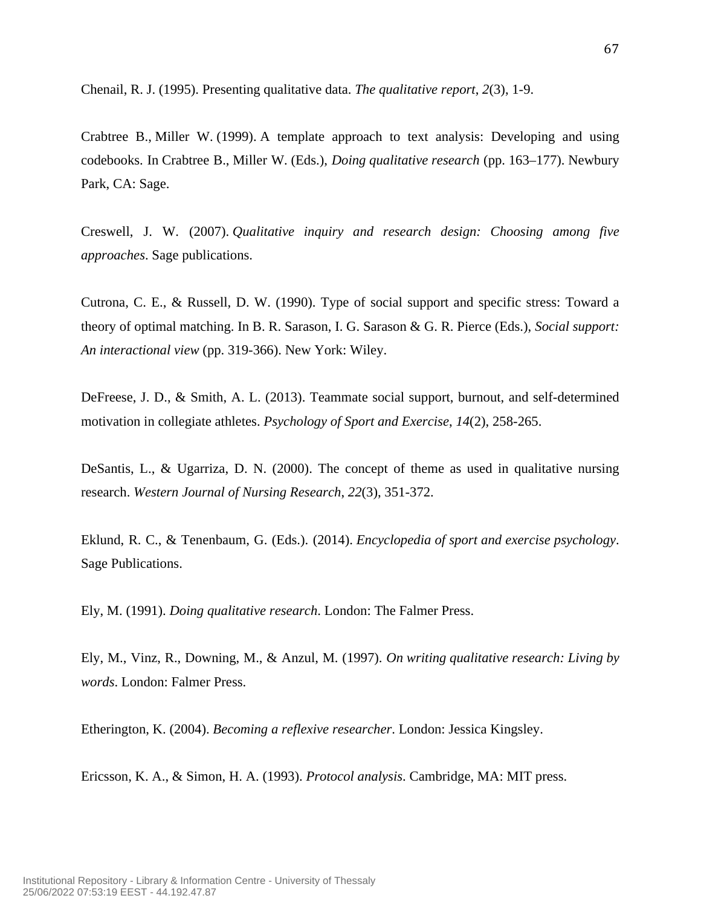Chenail, R. J. (1995). Presenting qualitative data. *The qualitative report*, *2*(3), 1-9.

Crabtree B., Miller W. (1999). A template approach to text analysis: Developing and using codebooks. In Crabtree B., Miller W. (Eds.), *Doing qualitative research* (pp. 163–177). Newbury Park, CA: Sage.

Creswell, J. W. (2007). *Qualitative inquiry and research design: Choosing among five approaches*. Sage publications.

Cutrona, C. E., & Russell, D. W. (1990). Type of social support and specific stress: Toward a theory of optimal matching. In B. R. Sarason, I. G. Sarason & G. R. Pierce (Eds.), *Social support: An interactional view* (pp. 319-366). New York: Wiley.

DeFreese, J. D., & Smith, A. L. (2013). Teammate social support, burnout, and self-determined motivation in collegiate athletes. *Psychology of Sport and Exercise*, *14*(2), 258-265.

DeSantis, L., & Ugarriza, D. N. (2000). The concept of theme as used in qualitative nursing research. *Western Journal of Nursing Research*, *22*(3), 351-372.

Eklund, R. C., & Tenenbaum, G. (Eds.). (2014). *Encyclopedia of sport and exercise psychology*. Sage Publications.

Ely, M. (1991). *Doing qualitative research*. London: The Falmer Press.

Ely, M., Vinz, R., Downing, M., & Anzul, M. (1997). *On writing qualitative research: Living by words*. London: Falmer Press.

Etherington, K. (2004). *Becoming a reflexive researcher*. London: Jessica Kingsley.

Ericsson, K. A., & Simon, H. A. (1993). *Protocol analysis*. Cambridge, MA: MIT press.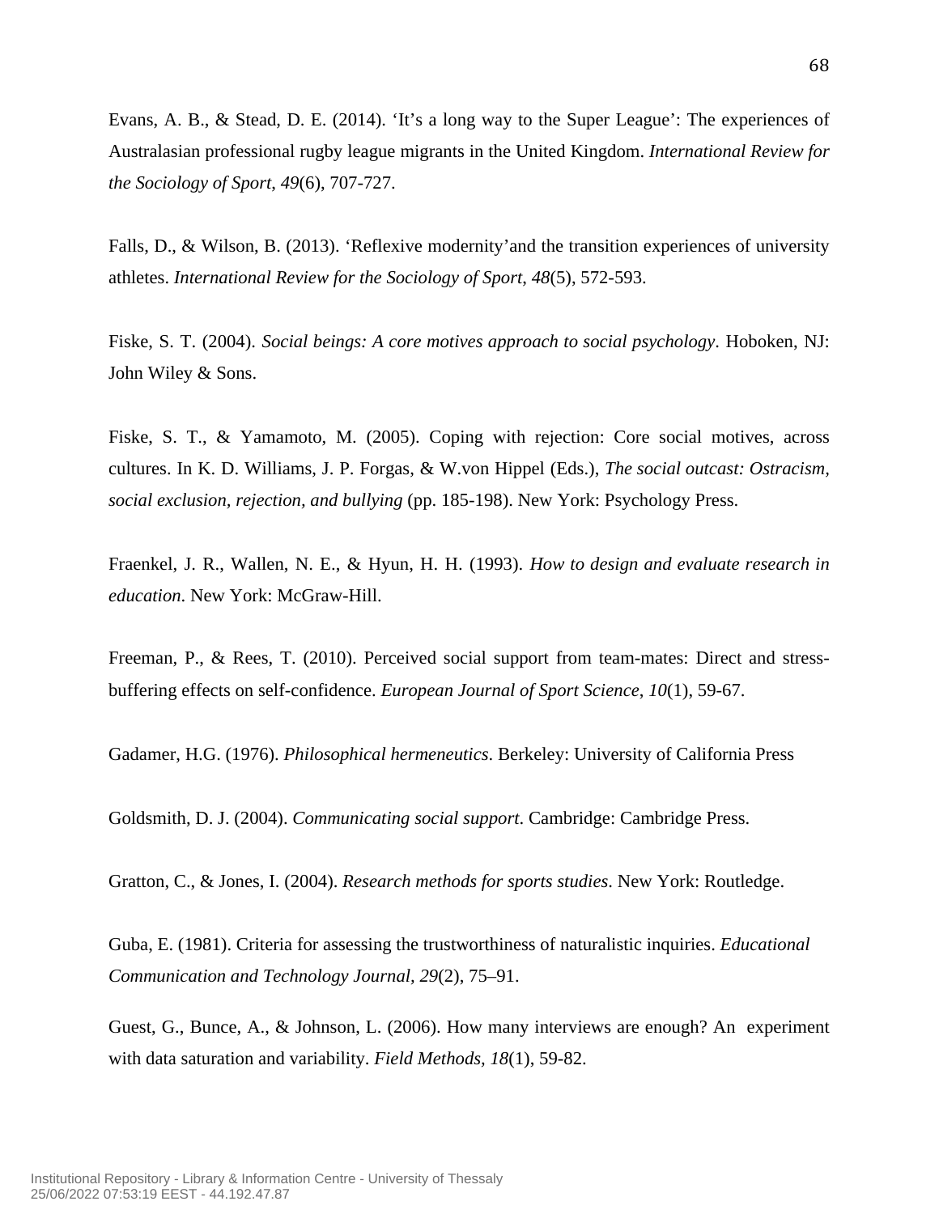Evans, A. B., & Stead, D. E. (2014). 'It's a long way to the Super League': The experiences of Australasian professional rugby league migrants in the United Kingdom. *International Review for the Sociology of Sport*, *49*(6), 707-727.

Falls, D., & Wilson, B. (2013). 'Reflexive modernity'and the transition experiences of university athletes. *International Review for the Sociology of Sport*, *48*(5), 572-593.

Fiske, S. T. (2004). *Social beings: A core motives approach to social psychology*. Hoboken, NJ: John Wiley & Sons.

Fiske, S. T., & Yamamoto, M. (2005). Coping with rejection: Core social motives, across cultures. In K. D. Williams, J. P. Forgas, & W.von Hippel (Eds.), *The social outcast: Ostracism, social exclusion, rejection, and bullying* (pp. 185-198). New York: Psychology Press.

Fraenkel, J. R., Wallen, N. E., & Hyun, H. H. (1993). *How to design and evaluate research in education*. New York: McGraw-Hill.

Freeman, P., & Rees, T. (2010). Perceived social support from team-mates: Direct and stress-buffering effects on self-confidence. *European Journal of Sport Science*, *10*(1), 59-67.

Gadamer, H.G. (1976). *Philosophical hermeneutics*. Berkeley: University of California Press

Goldsmith, D. J. (2004). *Communicating social support*. Cambridge: Cambridge Press.

Gratton, C., & Jones, I. (2004). *Research methods for sports studies*. New York: Routledge.

Guba, E. (1981). Criteria for assessing the trustworthiness of naturalistic inquiries. *Educational Communication and Technology Journal*, *29*(2), 75–91.

Guest, G., Bunce, A., & Johnson, L. (2006). How many interviews are enough? An experiment with data saturation and variability. *Field Methods, 18*(1), 59-82.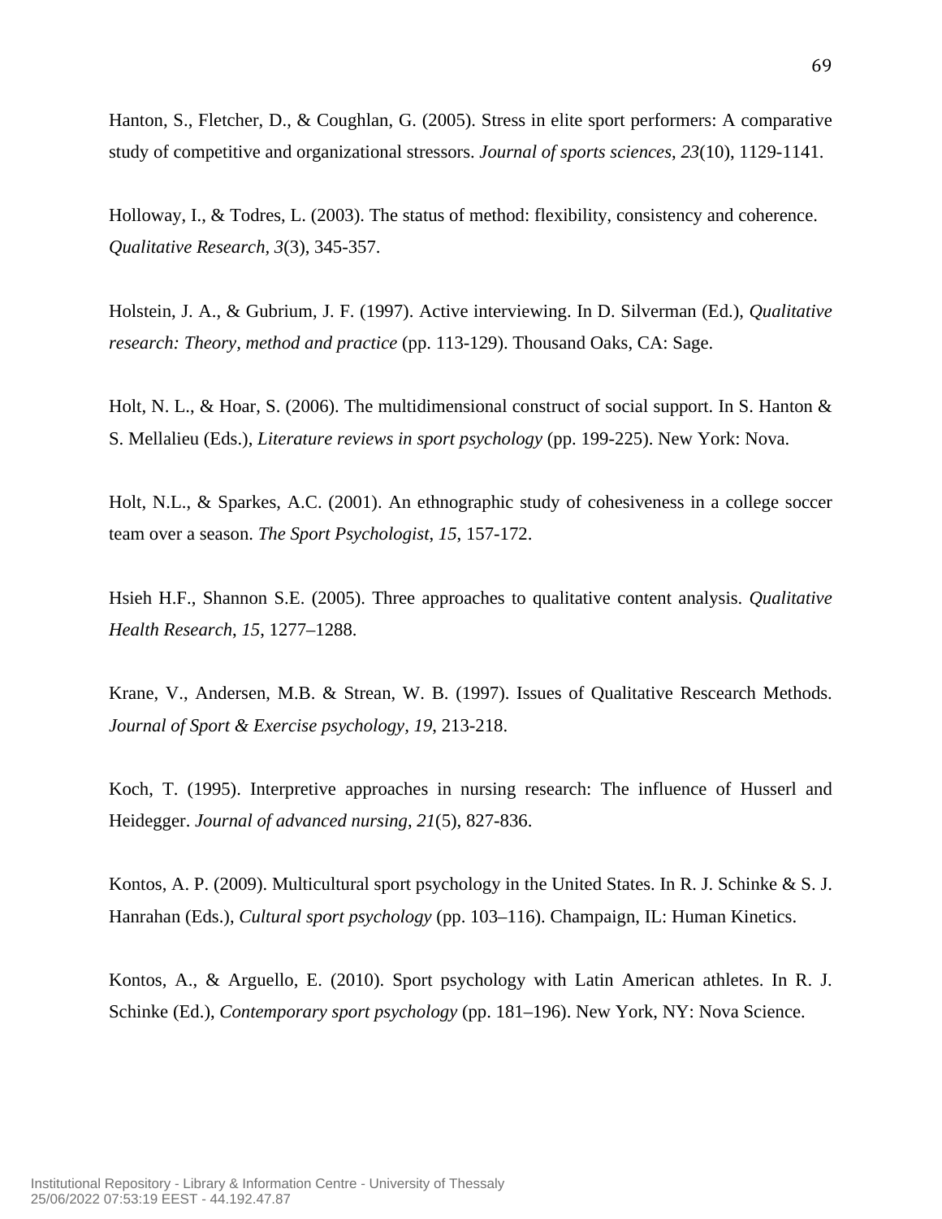Hanton, S., Fletcher, D., & Coughlan, G. (2005). Stress in elite sport performers: A comparative study of competitive and organizational stressors. *Journal of sports sciences*, *23*(10), 1129-1141.

Holloway, I., & Todres, L. (2003). The status of method: flexibility, consistency and coherence. *Qualitative Research, 3*(3), 345-357.

Holstein, J. A., & Gubrium, J. F. (1997). Active interviewing. In D. Silverman (Ed.), *Qualitative research: Theory, method and practice* (pp. 113-129). Thousand Oaks, CA: Sage.

Holt, N. L., & Hoar, S. (2006). The multidimensional construct of social support. In S. Hanton & S. Mellalieu (Eds.), *Literature reviews in sport psychology* (pp. 199-225). New York: Nova.

Holt, N.L., & Sparkes, A.C. (2001). An ethnographic study of cohesiveness in a college soccer team over a season. *The Sport Psychologist*, *15*, 157-172.

Hsieh H.F., Shannon S.E. (2005). Three approaches to qualitative content analysis. *Qualitative Health Research*, *15*, 1277–1288.

Krane, V., Andersen, M.B. & Strean, W. B. (1997). Issues of Qualitative Rescearch Methods. *Journal of Sport & Exercise psychology, 19*, 213-218.

Koch, T. (1995). Interpretive approaches in nursing research: The influence of Husserl and Heidegger. *Journal of advanced nursing*, *21*(5), 827-836.

Kontos, A. P. (2009). Multicultural sport psychology in the United States. In R. J. Schinke & S. J. Hanrahan (Eds.), *Cultural sport psychology* (pp. 103–116). Champaign, IL: Human Kinetics.

Kontos, A., & Arguello, E. (2010). Sport psychology with Latin American athletes. In R. J. Schinke (Ed.), *Contemporary sport psychology* (pp. 181–196). New York, NY: Nova Science.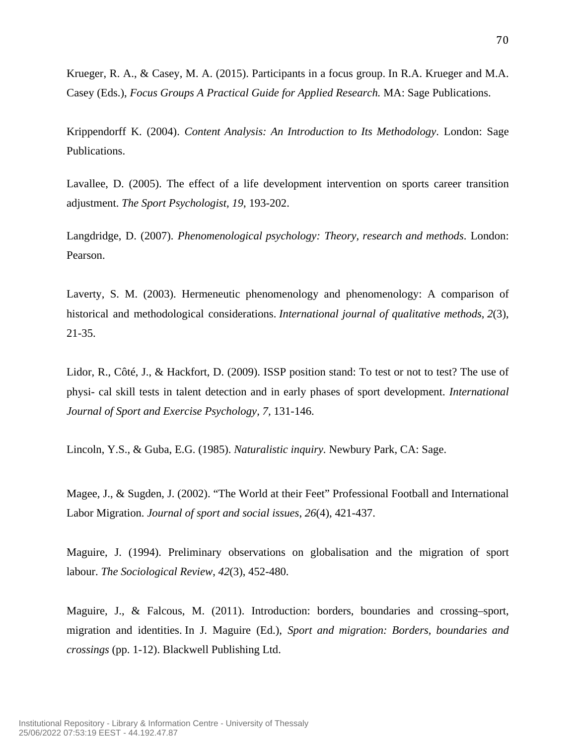Krueger, R. A., & Casey, M. A. (2015). Participants in a focus group. In R.A. Krueger and M.A. Casey (Eds.), *Focus Groups A Practical Guide for Applied Research.* MA: Sage Publications.

Krippendorff K. (2004). *Content Analysis: An Introduction to Its Methodology*. London: Sage Publications.

Lavallee, D. (2005). The effect of a life development intervention on sports career transition adjustment. *The Sport Psychologist, 19*, 193-202.

Langdridge, D. (2007). *Phenomenological psychology: Theory, research and methods*. London: Pearson.

Laverty, S. M. (2003). Hermeneutic phenomenology and phenomenology: A comparison of historical and methodological considerations. *International journal of qualitative methods*, *2*(3), 21-35.

Lidor, R., Côté, J., & Hackfort, D. (2009). ISSP position stand: To test or not to test? The use of physi- cal skill tests in talent detection and in early phases of sport development. *International Journal of Sport and Exercise Psychology, 7,* 131-146.

Lincoln, Y.S., & Guba, E.G. (1985). *Naturalistic inquiry.* Newbury Park, CA: Sage.

Magee, J., & Sugden, J. (2002). "The World at their Feet" Professional Football and International Labor Migration. *Journal of sport and social issues*, *26*(4), 421-437.

Maguire, J. (1994). Preliminary observations on globalisation and the migration of sport labour. *The Sociological Review*, *42*(3), 452-480.

Maguire, J., & Falcous, M. (2011). Introduction: borders, boundaries and crossing–sport, migration and identities. In J. Maguire (Ed.), *Sport and migration: Borders, boundaries and crossings* (pp. 1-12). Blackwell Publishing Ltd.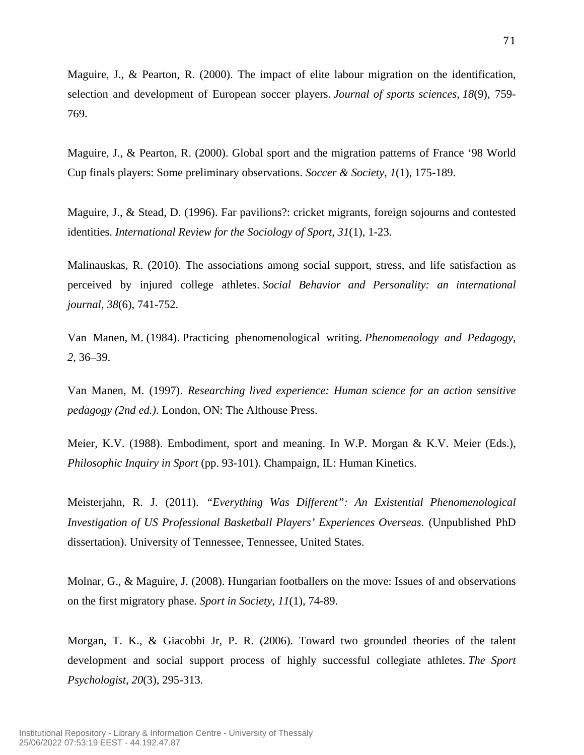Maguire, J., & Pearton, R. (2000). The impact of elite labour migration on the identification, selection and development of European soccer players. *Journal of sports sciences*, *18*(9), 759-769.

Maguire, J., & Pearton, R. (2000). Global sport and the migration patterns of France '98 World Cup finals players: Some preliminary observations. *Soccer & Society*, *1*(1), 175-189.

Maguire, J., & Stead, D. (1996). Far pavilions?: cricket migrants, foreign sojourns and contested identities. *International Review for the Sociology of Sport*, *31*(1), 1-23.

Malinauskas, R. (2010). The associations among social support, stress, and life satisfaction as perceived by injured college athletes. *Social Behavior and Personality: an international journal*, *38*(6), 741-752.

Van Manen, M. (1984). Practicing phenomenological writing. *Phenomenology and Pedagogy*, *2*, 36–39.

Van Manen, M. (1997). *Researching lived experience: Human science for an action sensitive pedagogy (2nd ed.)*. London, ON: The Althouse Press.

Meier, K.V. (1988). Embodiment, sport and meaning. In W.P. Morgan & K.V. Meier (Eds.), *Philosophic Inquiry in Sport* (pp. 93-101). Champaign, IL: Human Kinetics.

Meisterjahn, R. J. (2011). *"Everything Was Different": An Existential Phenomenological Investigation of US Professional Basketball Players' Experiences Overseas.* (Unpublished PhD dissertation). University of Tennessee, Tennessee, United States.

Molnar, G., & Maguire, J. (2008). Hungarian footballers on the move: Issues of and observations on the first migratory phase. *Sport in Society*, *11*(1), 74-89.

Morgan, T. K., & Giacobbi Jr, P. R. (2006). Toward two grounded theories of the talent development and social support process of highly successful collegiate athletes. *The Sport Psychologist*, *20*(3), 295-313.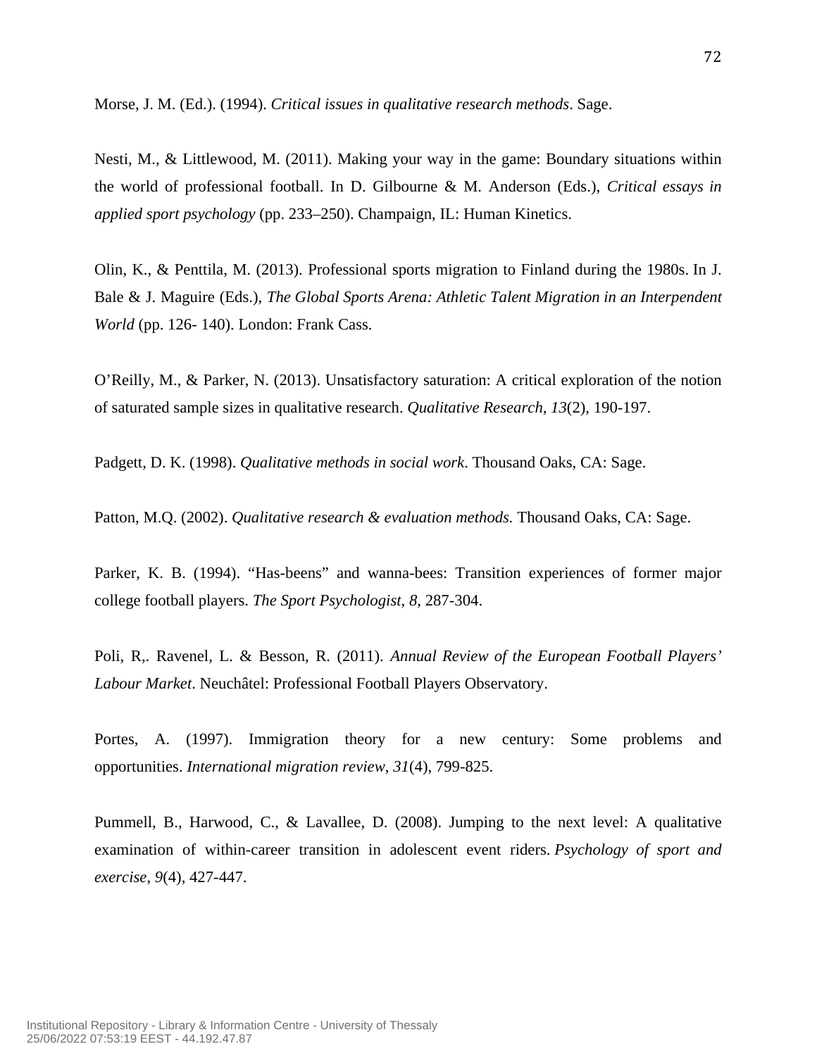Morse, J. M. (Ed.). (1994). *Critical issues in qualitative research methods*. Sage.

Nesti, M., & Littlewood, M. (2011). Making your way in the game: Boundary situations within the world of professional football. In D. Gilbourne & M. Anderson (Eds.), *Critical essays in applied sport psychology* (pp. 233–250). Champaign, IL: Human Kinetics.

Olin, K., & Penttila, M. (2013). Professional sports migration to Finland during the 1980s. In J. Bale & J. Maguire (Eds.), *The Global Sports Arena: Athletic Talent Migration in an Interpendent World* (pp. 126- 140). London: Frank Cass.

O'Reilly, M., & Parker, N. (2013). Unsatisfactory saturation: A critical exploration of the notion of saturated sample sizes in qualitative research. *Qualitative Research*, *13*(2), 190-197.

Padgett, D. K. (1998). *Qualitative methods in social work*. Thousand Oaks, CA: Sage.

Patton, M.Q. (2002). *Qualitative research & evaluation methods.* Thousand Oaks, CA: Sage.

Parker, K. B. (1994). "Has-beens" and wanna-bees: Transition experiences of former major college football players. *The Sport Psychologist*, *8*, 287-304.

Poli, R,. Ravenel, L. & Besson, R. (2011). *Annual Review of the European Football Players' Labour Market*. Neuchâtel: Professional Football Players Observatory.

Portes, A. (1997). Immigration theory for a new century: Some problems and opportunities. *International migration review*, *31*(4), 799-825.

Pummell, B., Harwood, C., & Lavallee, D. (2008). Jumping to the next level: A qualitative examination of within-career transition in adolescent event riders. *Psychology of sport and exercise*, *9*(4), 427-447.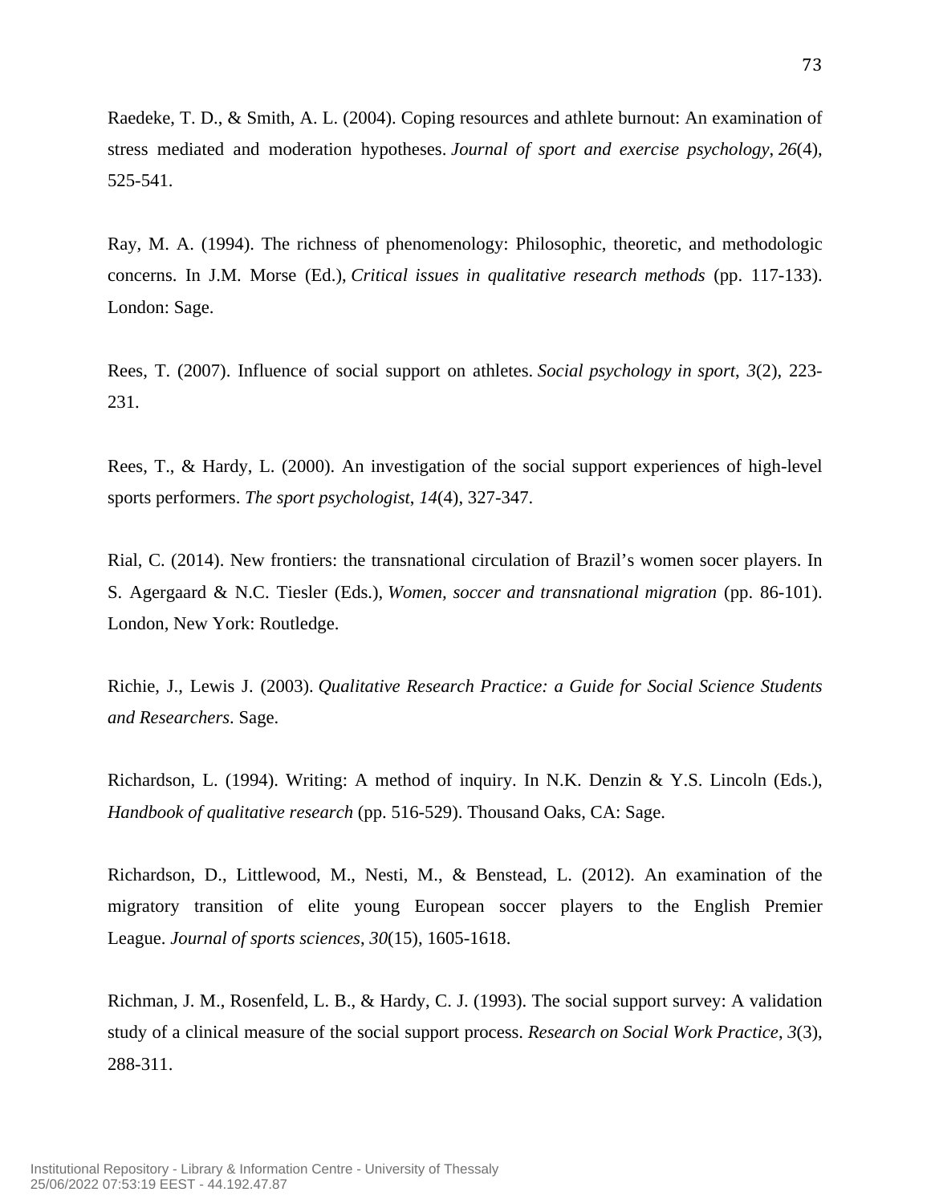Raedeke, T. D., & Smith, A. L. (2004). Coping resources and athlete burnout: An examination of stress mediated and moderation hypotheses. *Journal of sport and exercise psychology*, *26*(4), 525-541.

Ray, M. A. (1994). The richness of phenomenology: Philosophic, theoretic, and methodologic concerns. In J.M. Morse (Ed.), *Critical issues in qualitative research methods* (pp. 117-133). London: Sage.

Rees, T. (2007). Influence of social support on athletes. *Social psychology in sport*, *3*(2), 223-231.

Rees, T., & Hardy, L. (2000). An investigation of the social support experiences of high-level sports performers. *The sport psychologist*, *14*(4), 327-347.

Rial, C. (2014). New frontiers: the transnational circulation of Brazil's women socer players. In S. Agergaard & N.C. Tiesler (Eds.), *Women, soccer and transnational migration* (pp. 86-101). London, New York: Routledge.

Richie, J., Lewis J. (2003). *Qualitative Research Practice: a Guide for Social Science Students and Researchers*. Sage.

Richardson, L. (1994). Writing: A method of inquiry. In N.K. Denzin & Y.S. Lincoln (Eds.), *Handbook of qualitative research* (pp. 516-529). Thousand Oaks, CA: Sage.

Richardson, D., Littlewood, M., Nesti, M., & Benstead, L. (2012). An examination of the migratory transition of elite young European soccer players to the English Premier League. *Journal of sports sciences*, *30*(15), 1605-1618.

Richman, J. M., Rosenfeld, L. B., & Hardy, C. J. (1993). The social support survey: A validation study of a clinical measure of the social support process. *Research on Social Work Practice*, *3*(3), 288-311.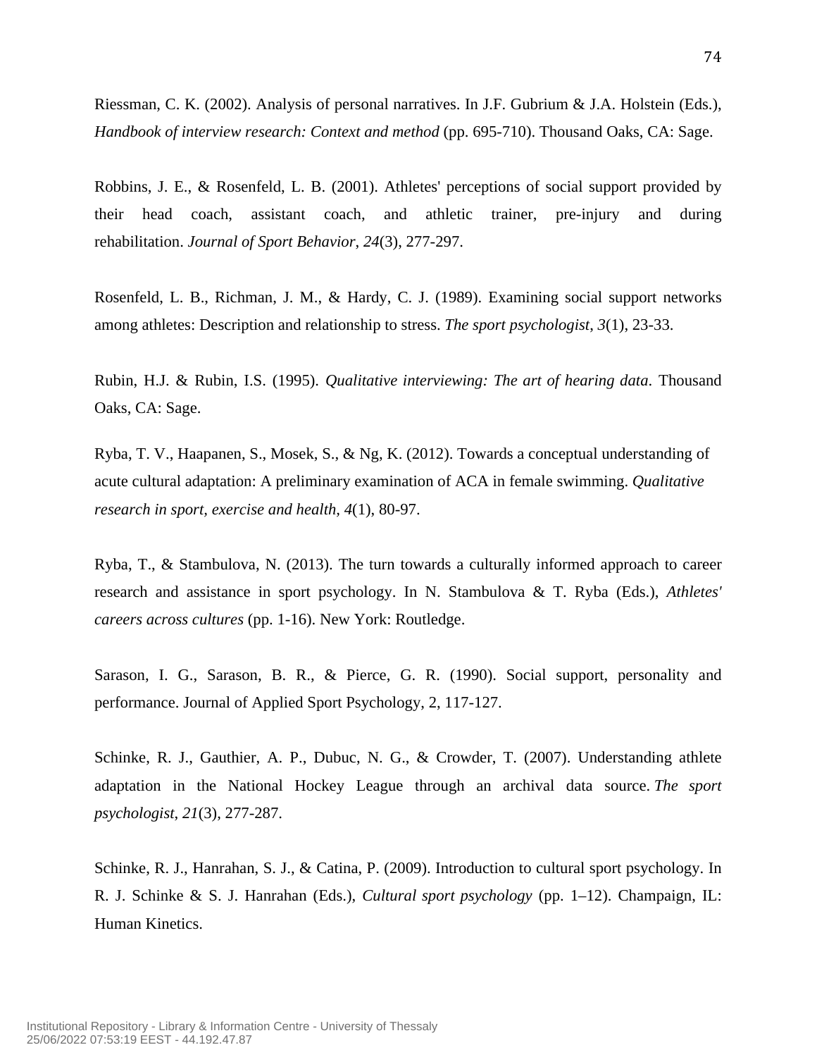Riessman, C. K. (2002). Analysis of personal narratives. In J.F. Gubrium & J.A. Holstein (Eds.), *Handbook of interview research: Context and method* (pp. 695-710). Thousand Oaks, CA: Sage.

Robbins, J. E., & Rosenfeld, L. B. (2001). Athletes' perceptions of social support provided by their head coach, assistant coach, and athletic trainer, pre-injury and during rehabilitation. *Journal of Sport Behavior*, *24*(3), 277-297.

Rosenfeld, L. B., Richman, J. M., & Hardy, C. J. (1989). Examining social support networks among athletes: Description and relationship to stress. *The sport psychologist*, *3*(1), 23-33.

Rubin, H.J. & Rubin, I.S. (1995). *Qualitative interviewing: The art of hearing data*. Thousand Oaks, CA: Sage.

Ryba, T. V., Haapanen, S., Mosek, S., & Ng, K. (2012). Towards a conceptual understanding of acute cultural adaptation: A preliminary examination of ACA in female swimming. *Qualitative research in sport, exercise and health, 4*(1), 80-97.

Ryba, T., & Stambulova, N. (2013). The turn towards a culturally informed approach to career research and assistance in sport psychology. In N. Stambulova & T. Ryba (Eds.), *Athletes' careers across cultures* (pp. 1-16). New York: Routledge.

Sarason, I. G., Sarason, B. R., & Pierce, G. R. (1990). Social support, personality and performance. Journal of Applied Sport Psychology, 2, 117-127.

Schinke, R. J., Gauthier, A. P., Dubuc, N. G., & Crowder, T. (2007). Understanding athlete adaptation in the National Hockey League through an archival data source. *The sport psychologist*, *21*(3), 277-287.

Schinke, R. J., Hanrahan, S. J., & Catina, P. (2009). Introduction to cultural sport psychology. In R. J. Schinke & S. J. Hanrahan (Eds.), *Cultural sport psychology* (pp. 1–12). Champaign, IL: Human Kinetics.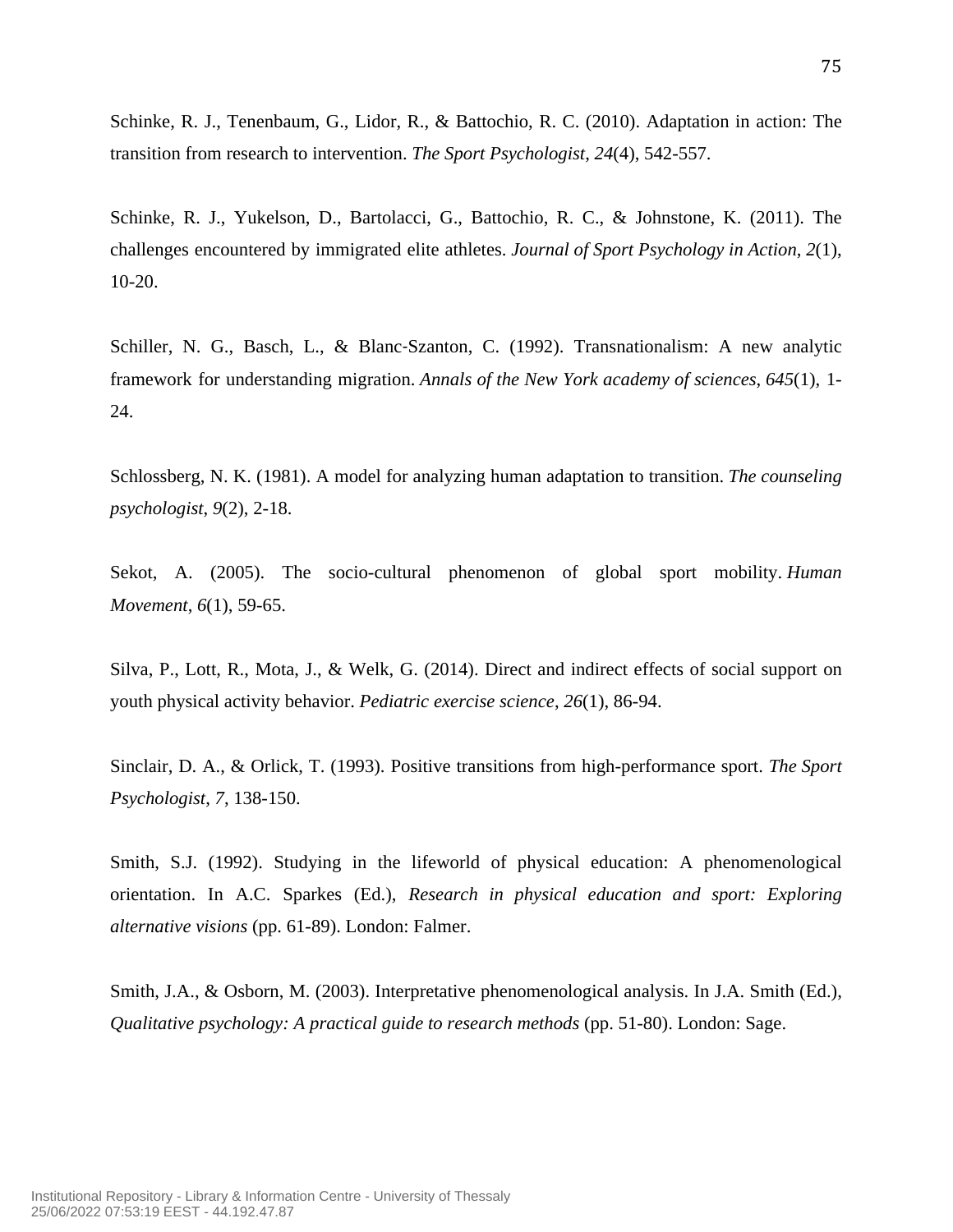Schinke, R. J., Tenenbaum, G., Lidor, R., & Battochio, R. C. (2010). Adaptation in action: The transition from research to intervention. *The Sport Psychologist*, *24*(4), 542-557.

Schinke, R. J., Yukelson, D., Bartolacci, G., Battochio, R. C., & Johnstone, K. (2011). The challenges encountered by immigrated elite athletes. *Journal of Sport Psychology in Action*, *2*(1), 10-20.

Schiller, N. G., Basch, L., & Blanc‐Szanton, C. (1992). Transnationalism: A new analytic framework for understanding migration. *Annals of the New York academy of sciences*, *645*(1), 1-24.

Schlossberg, N. K. (1981). A model for analyzing human adaptation to transition. *The counseling psychologist*, *9*(2), 2-18.

Sekot, A. (2005). The socio-cultural phenomenon of global sport mobility. *Human Movement*, *6*(1), 59-65.

Silva, P., Lott, R., Mota, J., & Welk, G. (2014). Direct and indirect effects of social support on youth physical activity behavior. *Pediatric exercise science*, *26*(1), 86-94.

Sinclair, D. A., & Orlick, T. (1993). Positive transitions from high-performance sport. *The Sport Psychologist*, *7*, 138-150.

Smith, S.J. (1992). Studying in the lifeworld of physical education: A phenomenological orientation. In A.C. Sparkes (Ed.), *Research in physical education and sport: Exploring alternative visions* (pp. 61-89). London: Falmer.

Smith, J.A., & Osborn, M. (2003). Interpretative phenomenological analysis. In J.A. Smith (Ed.), *Qualitative psychology: A practical guide to research methods* (pp. 51-80). London: Sage.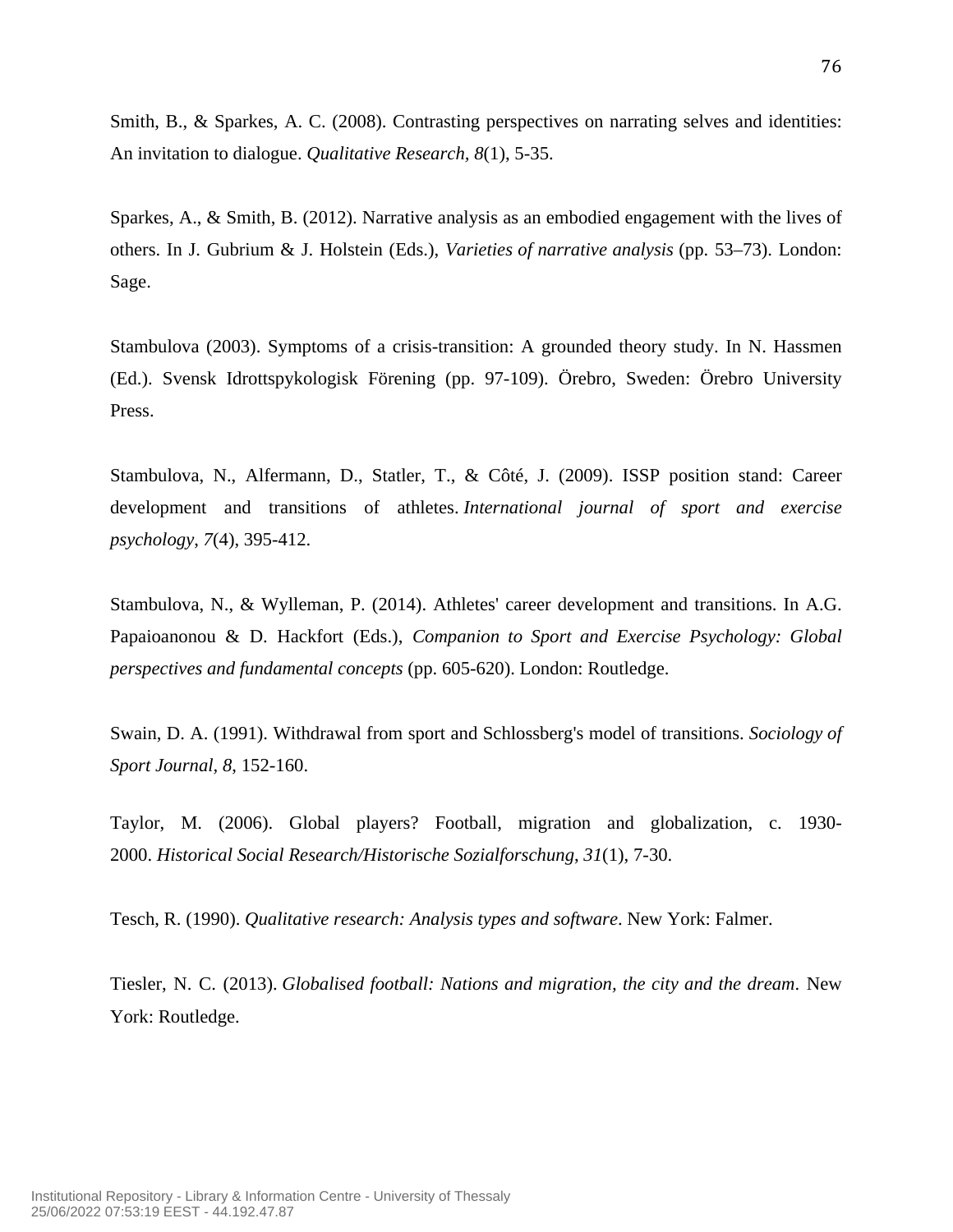Smith, B., & Sparkes, A. C. (2008). Contrasting perspectives on narrating selves and identities: An invitation to dialogue. *Qualitative Research*, *8*(1), 5-35.

Sparkes, A., & Smith, B. (2012). Narrative analysis as an embodied engagement with the lives of others. In J. Gubrium & J. Holstein (Eds.), *Varieties of narrative analysis* (pp. 53–73). London: Sage.

Stambulova (2003). Symptoms of a crisis-transition: A grounded theory study. In N. Hassmen (Ed.). Svensk Idrottspykologisk Förening (pp. 97-109). Örebro, Sweden: Örebro University Press.

Stambulova, N., Alfermann, D., Statler, T., & Côté, J. (2009). ISSP position stand: Career development and transitions of athletes. *International journal of sport and exercise psychology*, *7*(4), 395-412.

Stambulova, N., & Wylleman, P. (2014). Athletes' career development and transitions. In A.G. Papaioanonou & D. Hackfort (Eds.), *Companion to Sport and Exercise Psychology: Global perspectives and fundamental concepts* (pp. 605-620). London: Routledge.

Swain, D. A. (1991). Withdrawal from sport and Schlossberg's model of transitions. *Sociology of Sport Journal*, *8*, 152-160.

Taylor, M. (2006). Global players? Football, migration and globalization, c. 1930-2000. *Historical Social Research/Historische Sozialforschung*, *31*(1), 7-30.

Tesch, R. (1990). *Qualitative research: Analysis types and software*. New York: Falmer.

Tiesler, N. C. (2013). *Globalised football: Nations and migration, the city and the dream*. New York: Routledge.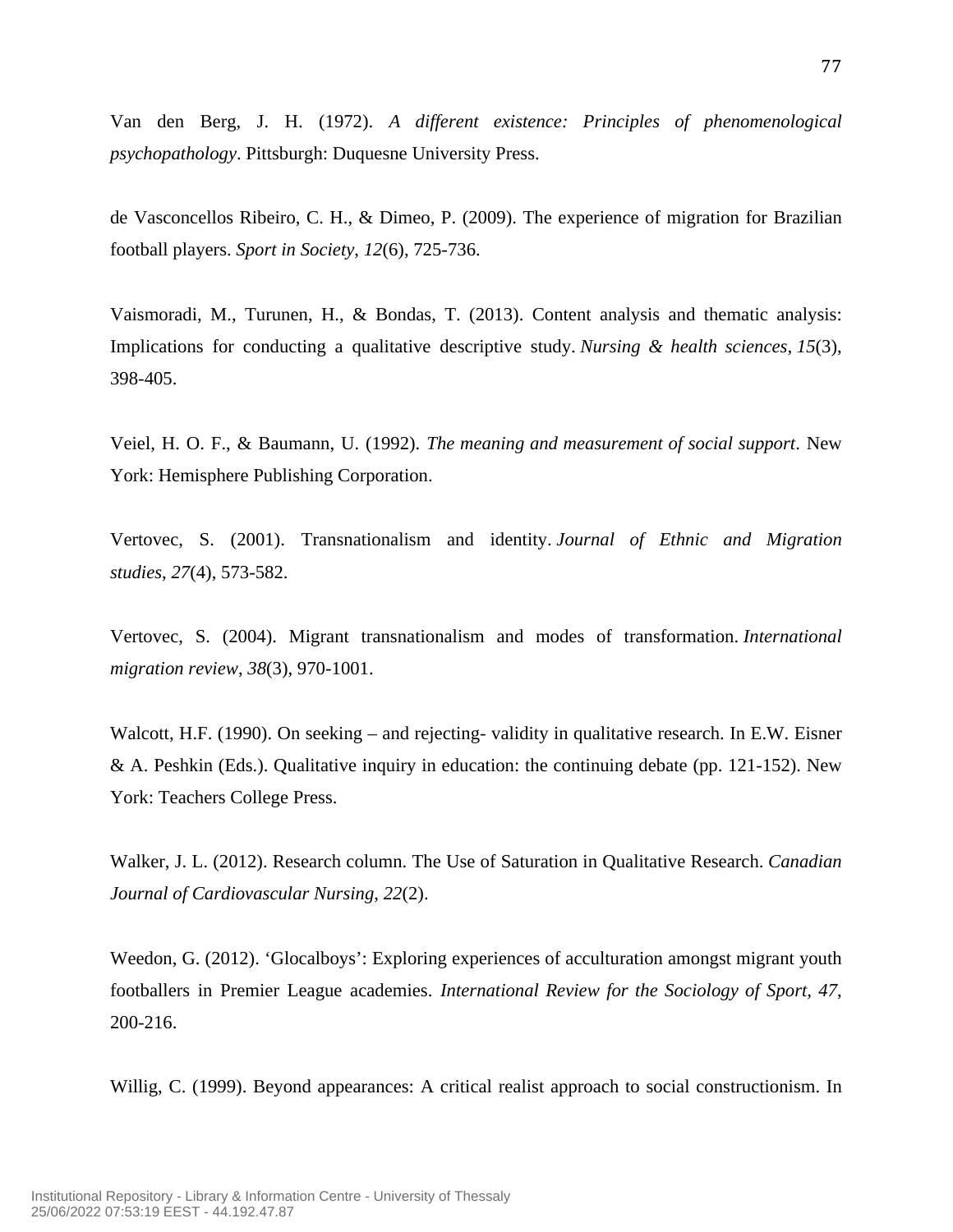Van den Berg, J. H. (1972). *A different existence: Principles of phenomenological psychopathology*. Pittsburgh: Duquesne University Press.

de Vasconcellos Ribeiro, C. H., & Dimeo, P. (2009). The experience of migration for Brazilian football players. *Sport in Society*, *12*(6), 725-736.

Vaismoradi, M., Turunen, H., & Bondas, T. (2013). Content analysis and thematic analysis: Implications for conducting a qualitative descriptive study. *Nursing & health sciences*, *15*(3), 398-405.

Veiel, H. O. F., & Baumann, U. (1992). *The meaning and measurement of social support*. New York: Hemisphere Publishing Corporation.

Vertovec, S. (2001). Transnationalism and identity. *Journal of Ethnic and Migration studies*, *27*(4), 573-582.

Vertovec, S. (2004). Migrant transnationalism and modes of transformation. *International migration review*, *38*(3), 970-1001.

Walcott, H.F. (1990). On seeking – and rejecting- validity in qualitative research. In E.W. Eisner & A. Peshkin (Eds.). Qualitative inquiry in education: the continuing debate (pp. 121-152). New York: Teachers College Press.

Walker, J. L. (2012). Research column. The Use of Saturation in Qualitative Research. *Canadian Journal of Cardiovascular Nursing*, *22*(2).

Weedon, G. (2012). 'Glocalboys': Exploring experiences of acculturation amongst migrant youth footballers in Premier League academies. *International Review for the Sociology of Sport, 47*, 200-216.

Willig, C. (1999). Beyond appearances: A critical realist approach to social constructionism. In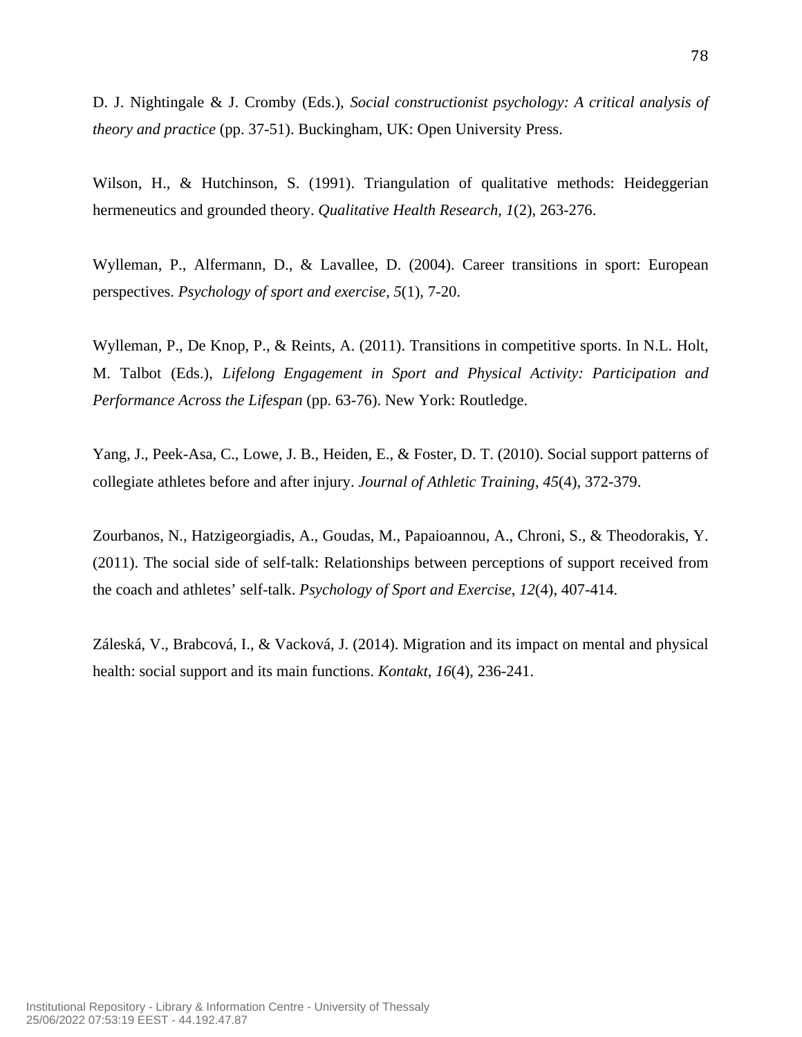D. J. Nightingale & J. Cromby (Eds.), *Social constructionist psychology: A critical analysis of theory and practice* (pp. 37-51). Buckingham, UK: Open University Press.

Wilson, H., & Hutchinson, S. (1991). Triangulation of qualitative methods: Heideggerian hermeneutics and grounded theory. *Qualitative Health Research, 1*(2), 263-276.

Wylleman, P., Alfermann, D., & Lavallee, D. (2004). Career transitions in sport: European perspectives. *Psychology of sport and exercise*, *5*(1), 7-20.

Wylleman, P., De Knop, P., & Reints, A. (2011). Transitions in competitive sports. In N.L. Holt, M. Talbot (Eds.), *Lifelong Engagement in Sport and Physical Activity: Participation and Performance Across the Lifespan* (pp. 63-76). New York: Routledge.

Yang, J., Peek-Asa, C., Lowe, J. B., Heiden, E., & Foster, D. T. (2010). Social support patterns of collegiate athletes before and after injury. *Journal of Athletic Training*, *45*(4), 372-379.

Zourbanos, N., Hatzigeorgiadis, A., Goudas, M., Papaioannou, A., Chroni, S., & Theodorakis, Y. (2011). The social side of self-talk: Relationships between perceptions of support received from the coach and athletes' self-talk. *Psychology of Sport and Exercise*, *12*(4), 407-414.

Záleská, V., Brabcová, I., & Vacková, J. (2014). Migration and its impact on mental and physical health: social support and its main functions. *Kontakt*, *16*(4), 236-241.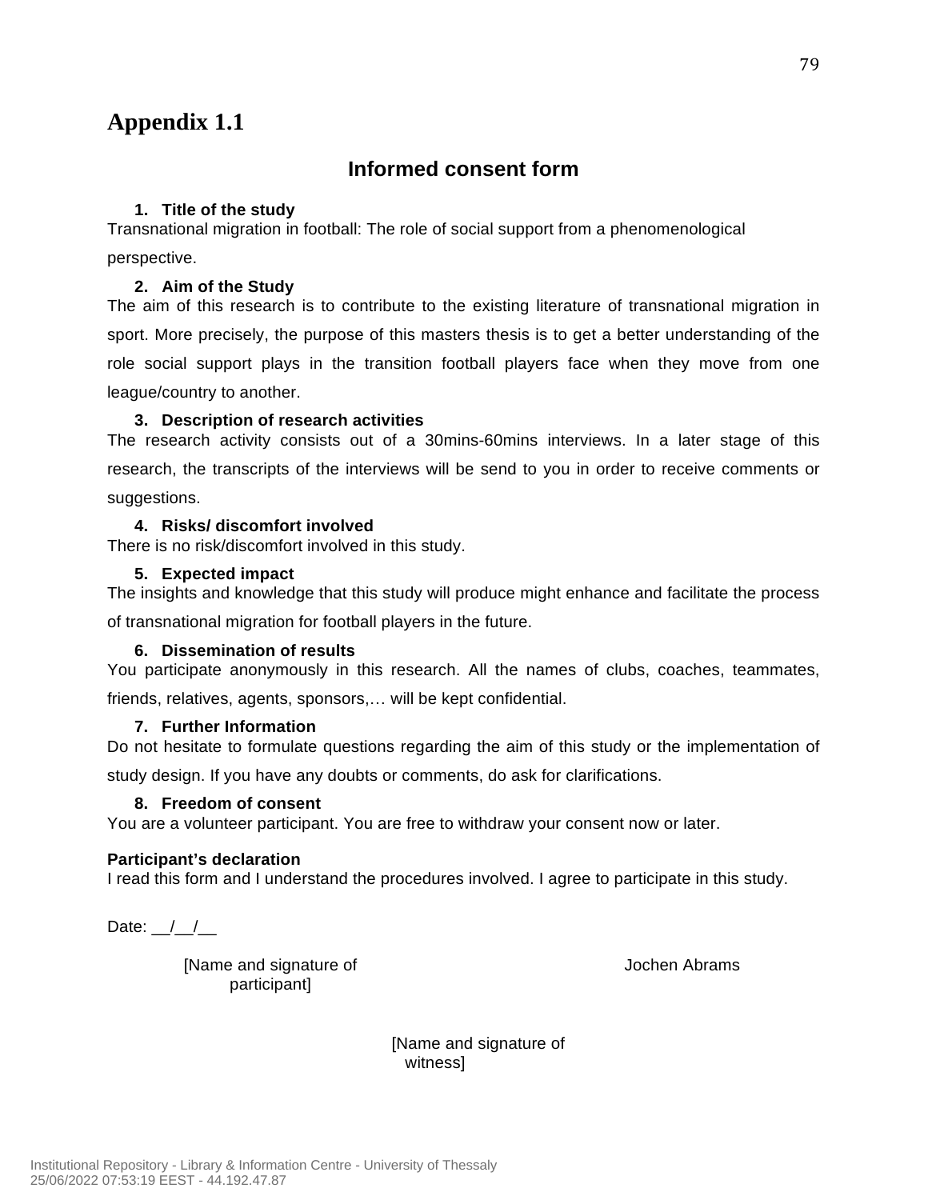# Appendix 1.1

## Informed consent form

**1. Title of the study**

Transnational migration in football: The role of social support from a phenomenological perspective.

**2. Aim of the Study**

The aim of this research is to contribute to the existing literature of transnational migration in sport. More precisely, the purpose of this masters thesis is to get a better understanding of the role social support plays in the transition football players face when they move from one league/country to another.

**3. Description of research activities**

The research activity consists out of a 30mins-60mins interviews. In a later stage of this research, the transcripts of the interviews will be send to you in order to receive comments or suggestions.

**4. Risks/ discomfort involved**

There is no risk/discomfort involved in this study.

**5. Expected impact**

The insights and knowledge that this study will produce might enhance and facilitate the process of transnational migration for football players in the future.

**6. Dissemination of results**

You participate anonymously in this research. All the names of clubs, coaches, teammates, friends, relatives, agents, sponsors,… will be kept confidential.

**7. Further Information**

Do not hesitate to formulate questions regarding the aim of this study or the implementation of study design. If you have any doubts or comments, do ask for clarifications.

**8. Freedom of consent**

You are a volunteer participant. You are free to withdraw your consent now or later.

**Participant's declaration**

I read this form and I understand the procedures involved. I agree to participate in this study.

Date: __/__/__

[Name and signature of participant]

Jochen Abrams

[Name and signature of witness]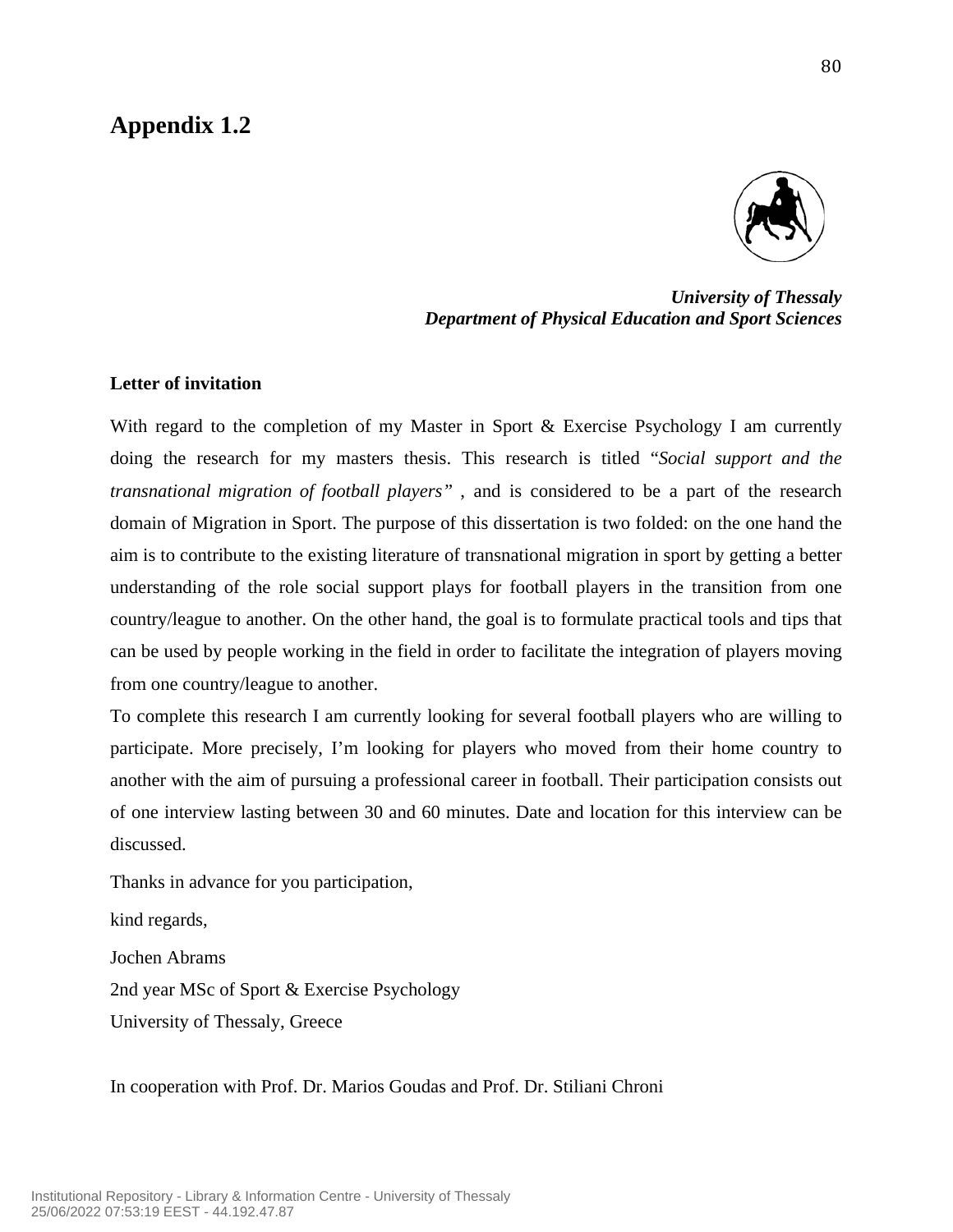## Appendix 1.2

***University of Thessaly***
***Department of Physical Education and Sport Sciences***

**Letter of invitation**

With regard to the completion of my Master in Sport & Exercise Psychology I am currently doing the research for my masters thesis. This research is titled "*Social support and the transnational migration of football players*" , and is considered to be a part of the research domain of Migration in Sport. The purpose of this dissertation is two folded: on the one hand the aim is to contribute to the existing literature of transnational migration in sport by getting a better understanding of the role social support plays for football players in the transition from one country/league to another. On the other hand, the goal is to formulate practical tools and tips that can be used by people working in the field in order to facilitate the integration of players moving from one country/league to another.

To complete this research I am currently looking for several football players who are willing to participate. More precisely, I'm looking for players who moved from their home country to another with the aim of pursuing a professional career in football. Their participation consists out of one interview lasting between 30 and 60 minutes. Date and location for this interview can be discussed.

Thanks in advance for you participation,

kind regards,

Jochen Abrams
2nd year MSc of Sport & Exercise Psychology
University of Thessaly, Greece

In cooperation with Prof. Dr. Marios Goudas and Prof. Dr. Stiliani Chroni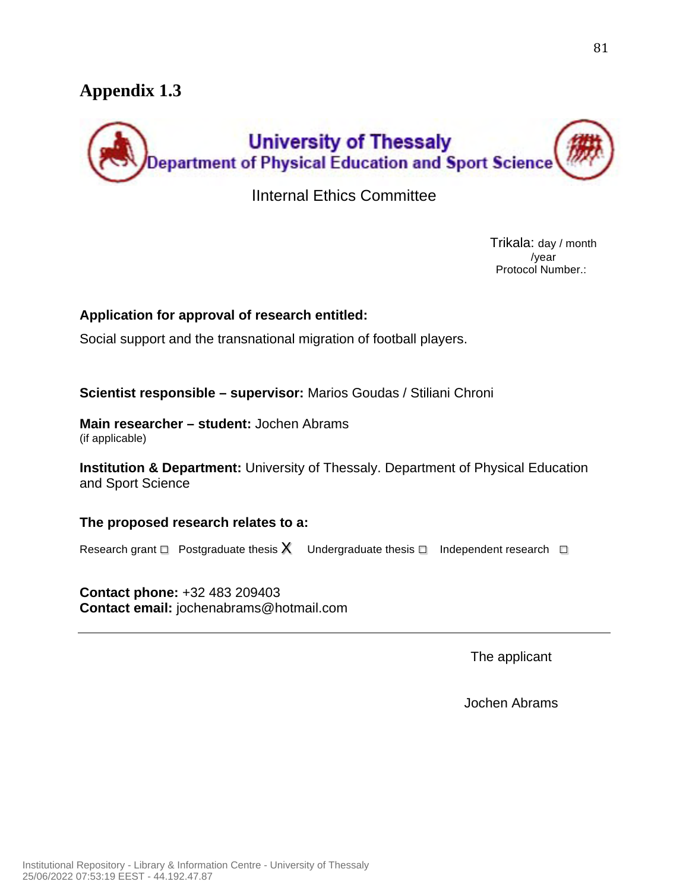## Appendix 1.3

**University of Thessaly**
**Department of Physical Education and Sport Science**

IInternal Ethics Committee

Trikala: day / month /year
Protocol Number.:

**Application for approval of research entitled:**

Social support and the transnational migration of football players.

**Scientist responsible – supervisor:** Marios Goudas / Stiliani Chroni

**Main researcher – student:** Jochen Abrams
(if applicable)

**Institution & Department:** University of Thessaly. Department of Physical Education and Sport Science

**The proposed research relates to a:**

Research grant ☐ Postgraduate thesis X Undergraduate thesis ☐ Independent research ☐

**Contact phone:** +32 483 209403
**Contact email:** jochenabrams@hotmail.com

---

The applicant

Jochen Abrams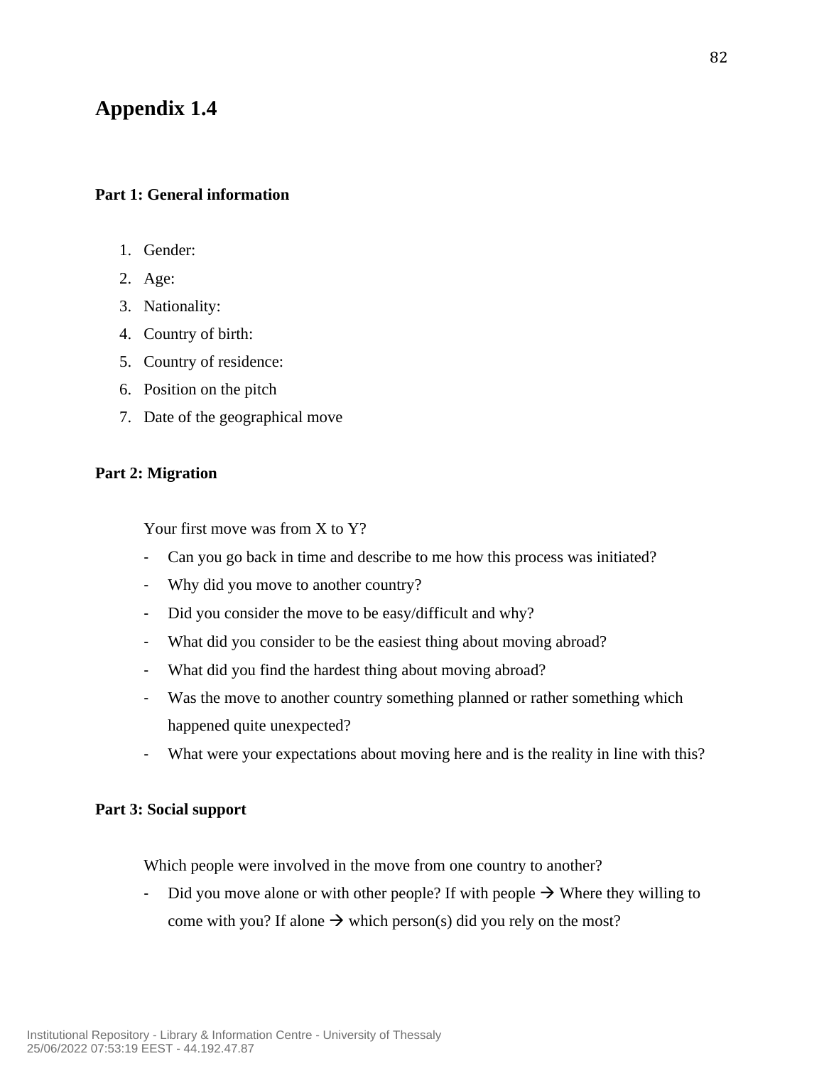# Appendix 1.4

**Part 1: General information**

1. Gender:
2. Age:
3. Nationality:
4. Country of birth:
5. Country of residence:
6. Position on the pitch
7. Date of the geographical move

**Part 2: Migration**

Your first move was from X to Y?

- Can you go back in time and describe to me how this process was initiated?
- Why did you move to another country?
- Did you consider the move to be easy/difficult and why?
- What did you consider to be the easiest thing about moving abroad?
- What did you find the hardest thing about moving abroad?
- Was the move to another country something planned or rather something which happened quite unexpected?
- What were your expectations about moving here and is the reality in line with this?

**Part 3: Social support**

Which people were involved in the move from one country to another?

- Did you move alone or with other people? If with people → Where they willing to come with you? If alone → which person(s) did you rely on the most?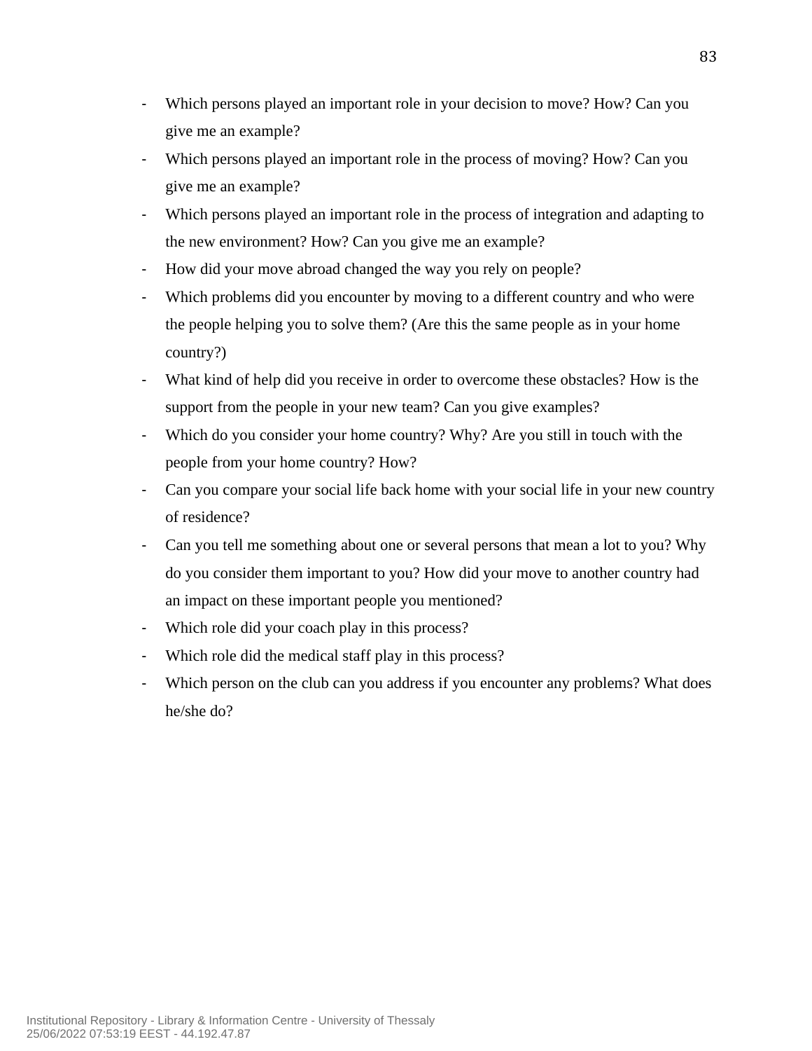- Which persons played an important role in your decision to move? How? Can you give me an example?
- Which persons played an important role in the process of moving? How? Can you give me an example?
- Which persons played an important role in the process of integration and adapting to the new environment? How? Can you give me an example?
- How did your move abroad changed the way you rely on people?
- Which problems did you encounter by moving to a different country and who were the people helping you to solve them? (Are this the same people as in your home country?)
- What kind of help did you receive in order to overcome these obstacles? How is the support from the people in your new team? Can you give examples?
- Which do you consider your home country? Why? Are you still in touch with the people from your home country? How?
- Can you compare your social life back home with your social life in your new country of residence?
- Can you tell me something about one or several persons that mean a lot to you? Why do you consider them important to you? How did your move to another country had an impact on these important people you mentioned?
- Which role did your coach play in this process?
- Which role did the medical staff play in this process?
- Which person on the club can you address if you encounter any problems? What does he/she do?